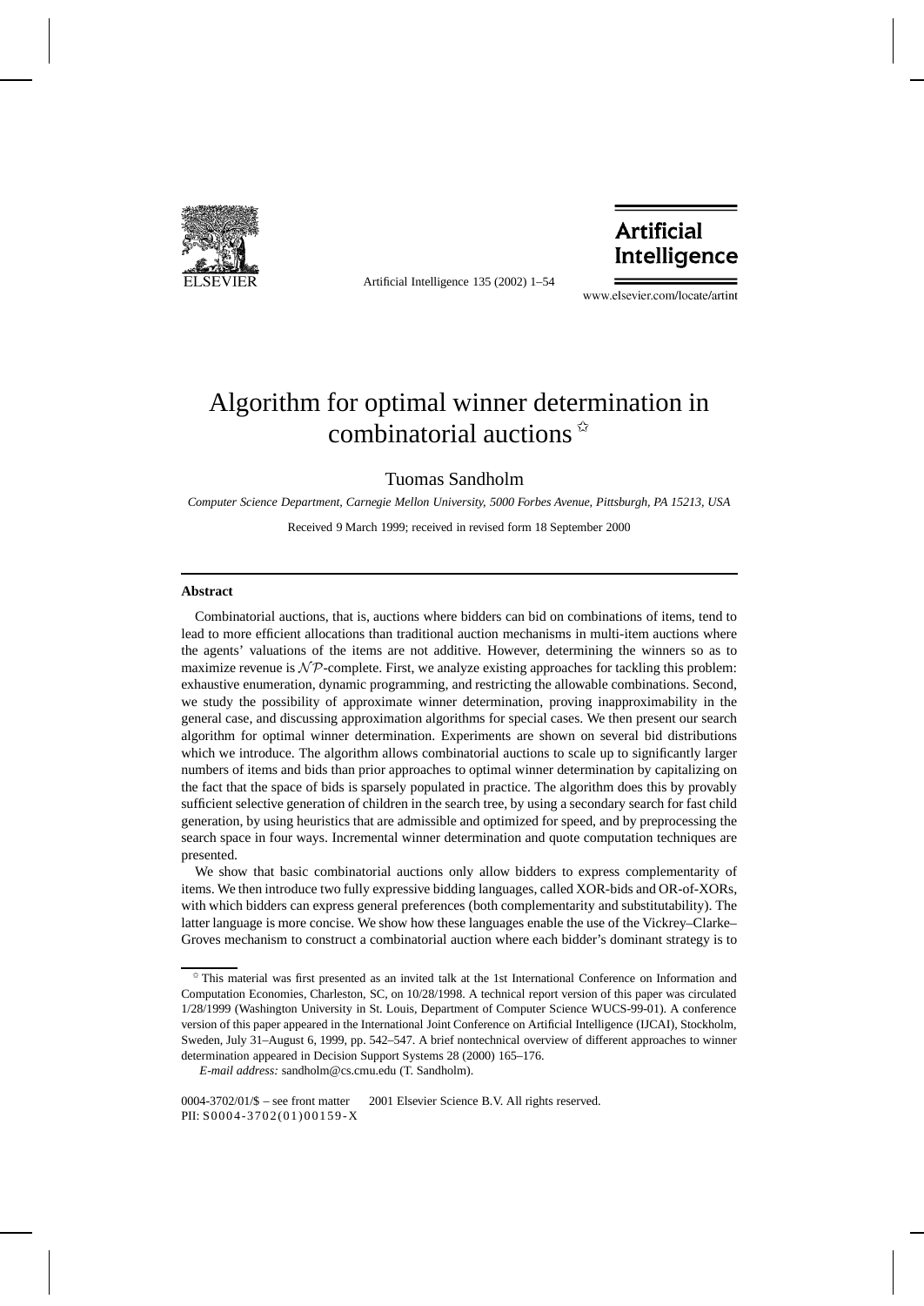# Algorithm for optimal winner determination in combinatorial auctions ☆

Tuomas Sandholm

*Computer Science Department, Carnegie Mellon University, 5000 Forbes Avenue, Pittsburgh, PA 15213, USA*

Received 9 March 1999; received in revised form 18 September 2000

## Abstract

Combinatorial auctions, that is, auctions where bidders can bid on combinations of items, tend to lead to more efficient allocations than traditional auction mechanisms in multi-item auctions where the agents' valuations of the items are not additive. However, determining the winners so as to maximize revenue is $\mathcal{NP}$-complete. First, we analyze existing approaches for tackling this problem: exhaustive enumeration, dynamic programming, and restricting the allowable combinations. Second, we study the possibility of approximate winner determination, proving inapproximability in the general case, and discussing approximation algorithms for special cases. We then present our search algorithm for optimal winner determination. Experiments are shown on several bid distributions which we introduce. The algorithm allows combinatorial auctions to scale up to significantly larger numbers of items and bids than prior approaches to optimal winner determination by capitalizing on the fact that the space of bids is sparsely populated in practice. The algorithm does this by provably sufficient selective generation of children in the search tree, by using a secondary search for fast child generation, by using heuristics that are admissible and optimized for speed, and by preprocessing the search space in four ways. Incremental winner determination and quote computation techniques are presented.

We show that basic combinatorial auctions only allow bidders to express complementarity of items. We then introduce two fully expressive bidding languages, called XOR-bids and OR-of-XORs, with which bidders can express general preferences (both complementarity and substitutability). The latter language is more concise. We show how these languages enable the use of the Vickrey–Clarke–Groves mechanism to construct a combinatorial auction where each bidder's dominant strategy is to

☆ This material was first presented as an invited talk at the 1st International Conference on Information and Computation Economies, Charleston, SC, on 10/28/1998. A technical report version of this paper was circulated 1/28/1999 (Washington University in St. Louis, Department of Computer Science WUCS-99-01). A conference version of this paper appeared in the International Joint Conference on Artificial Intelligence (IJCAI), Stockholm, Sweden, July 31–August 6, 1999, pp. 542–547. A brief nontechnical overview of different approaches to winner determination appeared in Decision Support Systems 28 (2000) 165–176.

*E-mail address:* sandholm@cs.cmu.edu (T. Sandholm).

0004-3702/01/$ – see front matter © 2001 Elsevier Science B.V. All rights reserved.
PII: S0004-3702(01)00159-X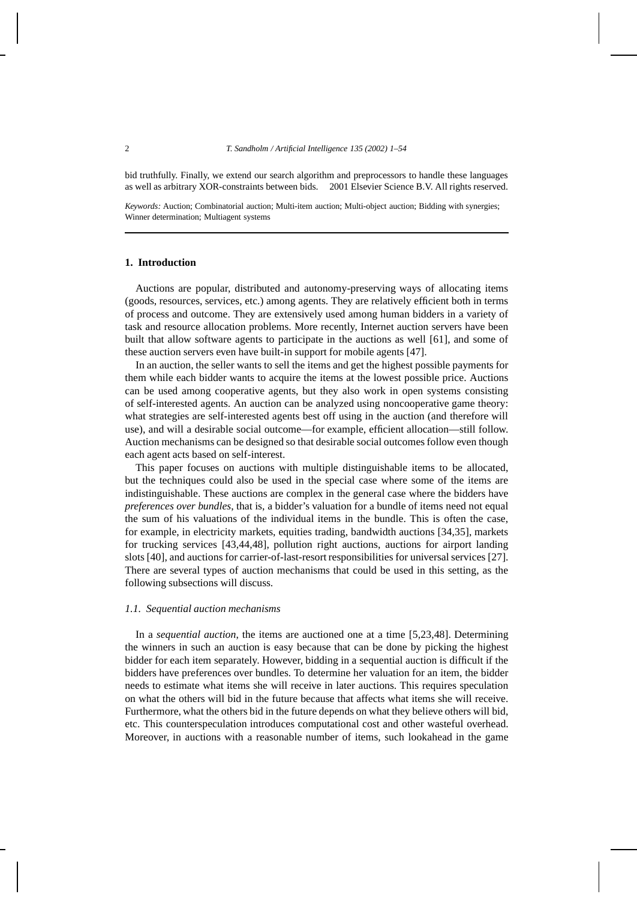bid truthfully. Finally, we extend our search algorithm and preprocessors to handle these languages as well as arbitrary XOR-constraints between bids. © 2001 Elsevier Science B.V. All rights reserved.

*Keywords:* Auction; Combinatorial auction; Multi-item auction; Multi-object auction; Bidding with synergies; Winner determination; Multiagent systems

## 1. Introduction

Auctions are popular, distributed and autonomy-preserving ways of allocating items (goods, resources, services, etc.) among agents. They are relatively efficient both in terms of process and outcome. They are extensively used among human bidders in a variety of task and resource allocation problems. More recently, Internet auction servers have been built that allow software agents to participate in the auctions as well [61], and some of these auction servers even have built-in support for mobile agents [47].

In an auction, the seller wants to sell the items and get the highest possible payments for them while each bidder wants to acquire the items at the lowest possible price. Auctions can be used among cooperative agents, but they also work in open systems consisting of self-interested agents. An auction can be analyzed using noncooperative game theory: what strategies are self-interested agents best off using in the auction (and therefore will use), and will a desirable social outcome—for example, efficient allocation—still follow. Auction mechanisms can be designed so that desirable social outcomes follow even though each agent acts based on self-interest.

This paper focuses on auctions with multiple distinguishable items to be allocated, but the techniques could also be used in the special case where some of the items are indistinguishable. These auctions are complex in the general case where the bidders have *preferences over bundles*, that is, a bidder's valuation for a bundle of items need not equal the sum of his valuations of the individual items in the bundle. This is often the case, for example, in electricity markets, equities trading, bandwidth auctions [34,35], markets for trucking services [43,44,48], pollution right auctions, auctions for airport landing slots [40], and auctions for carrier-of-last-resort responsibilities for universal services [27]. There are several types of auction mechanisms that could be used in this setting, as the following subsections will discuss.

### 1.1. Sequential auction mechanisms

In a *sequential auction*, the items are auctioned one at a time [5,23,48]. Determining the winners in such an auction is easy because that can be done by picking the highest bidder for each item separately. However, bidding in a sequential auction is difficult if the bidders have preferences over bundles. To determine her valuation for an item, the bidder needs to estimate what items she will receive in later auctions. This requires speculation on what the others will bid in the future because that affects what items she will receive. Furthermore, what the others bid in the future depends on what they believe others will bid, etc. This counterspeculation introduces computational cost and other wasteful overhead. Moreover, in auctions with a reasonable number of items, such lookahead in the game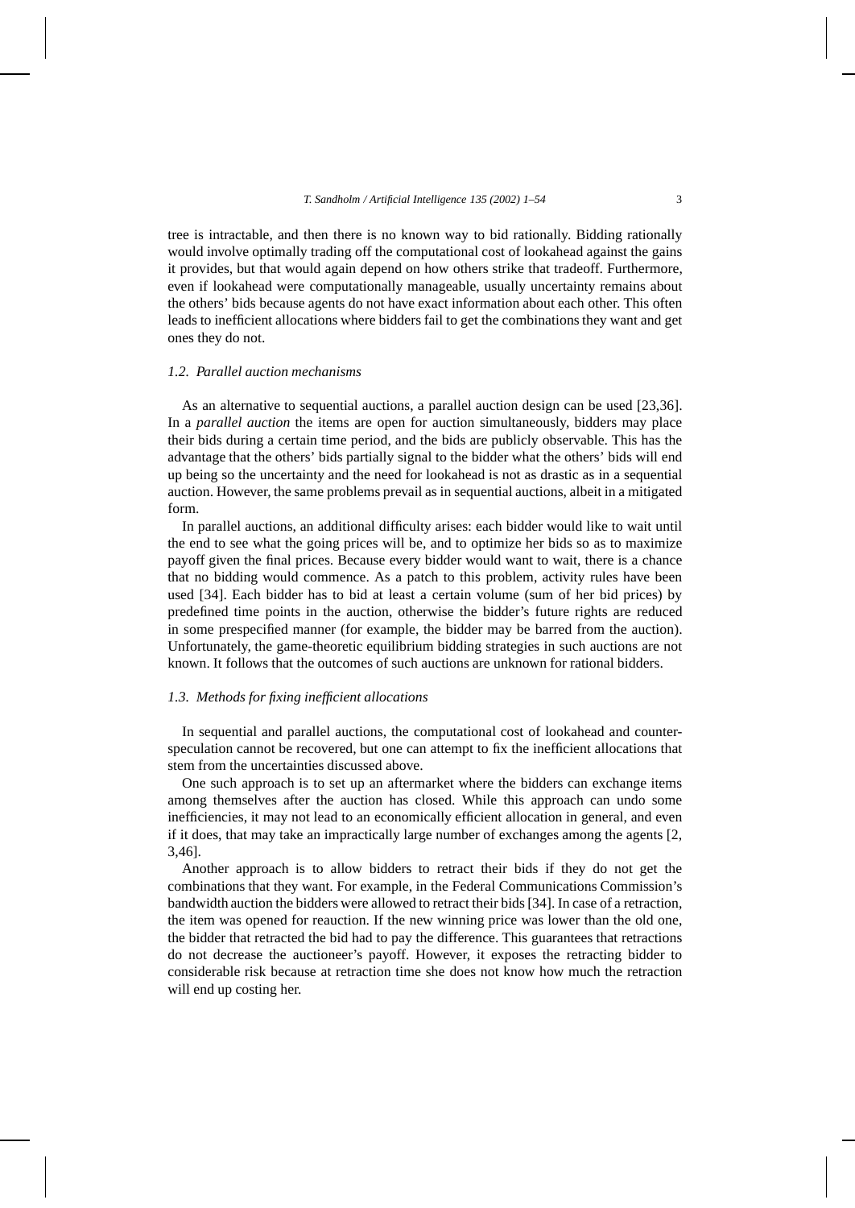tree is intractable, and then there is no known way to bid rationally. Bidding rationally would involve optimally trading off the computational cost of lookahead against the gains it provides, but that would again depend on how others strike that tradeoff. Furthermore, even if lookahead were computationally manageable, usually uncertainty remains about the others' bids because agents do not have exact information about each other. This often leads to inefficient allocations where bidders fail to get the combinations they want and get ones they do not.

### 1.2. Parallel auction mechanisms

As an alternative to sequential auctions, a parallel auction design can be used [23,36]. In a *parallel auction* the items are open for auction simultaneously, bidders may place their bids during a certain time period, and the bids are publicly observable. This has the advantage that the others' bids partially signal to the bidder what the others' bids will end up being so the uncertainty and the need for lookahead is not as drastic as in a sequential auction. However, the same problems prevail as in sequential auctions, albeit in a mitigated form.

In parallel auctions, an additional difficulty arises: each bidder would like to wait until the end to see what the going prices will be, and to optimize her bids so as to maximize payoff given the final prices. Because every bidder would want to wait, there is a chance that no bidding would commence. As a patch to this problem, activity rules have been used [34]. Each bidder has to bid at least a certain volume (sum of her bid prices) by predefined time points in the auction, otherwise the bidder's future rights are reduced in some prespecified manner (for example, the bidder may be barred from the auction). Unfortunately, the game-theoretic equilibrium bidding strategies in such auctions are not known. It follows that the outcomes of such auctions are unknown for rational bidders.

### 1.3. Methods for fixing inefficient allocations

In sequential and parallel auctions, the computational cost of lookahead and counterspeculation cannot be recovered, but one can attempt to fix the inefficient allocations that stem from the uncertainties discussed above.

One such approach is to set up an aftermarket where the bidders can exchange items among themselves after the auction has closed. While this approach can undo some inefficiencies, it may not lead to an economically efficient allocation in general, and even if it does, that may take an impractically large number of exchanges among the agents [2,3,46].

Another approach is to allow bidders to retract their bids if they do not get the combinations that they want. For example, in the Federal Communications Commission's bandwidth auction the bidders were allowed to retract their bids [34]. In case of a retraction, the item was opened for reauction. If the new winning price was lower than the old one, the bidder that retracted the bid had to pay the difference. This guarantees that retractions do not decrease the auctioneer's payoff. However, it exposes the retracting bidder to considerable risk because at retraction time she does not know how much the retraction will end up costing her.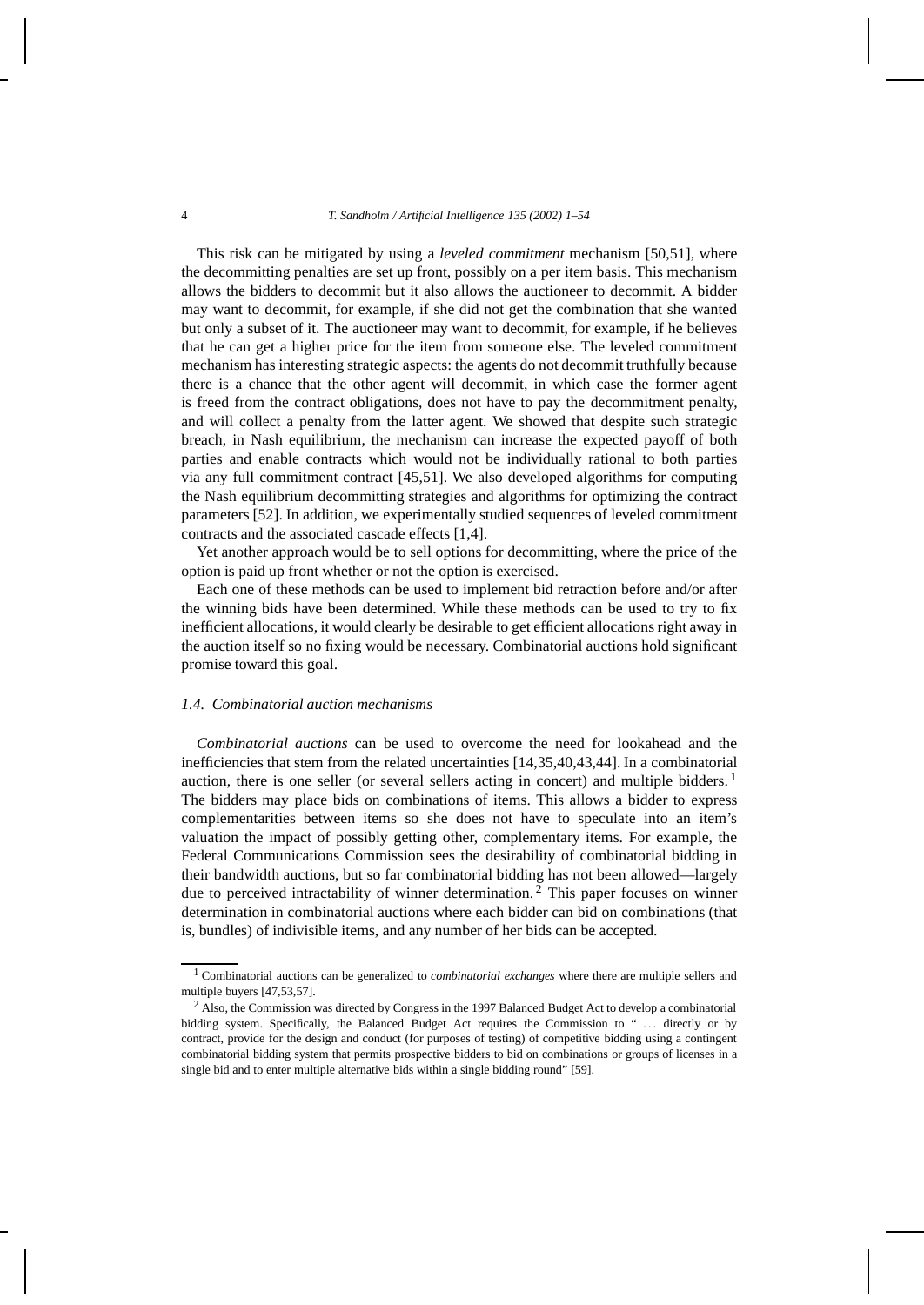This risk can be mitigated by using a *leveled commitment* mechanism [50,51], where the decommitting penalties are set up front, possibly on a per item basis. This mechanism allows the bidders to decommit but it also allows the auctioneer to decommit. A bidder may want to decommit, for example, if she did not get the combination that she wanted but only a subset of it. The auctioneer may want to decommit, for example, if he believes that he can get a higher price for the item from someone else. The leveled commitment mechanism has interesting strategic aspects: the agents do not decommit truthfully because there is a chance that the other agent will decommit, in which case the former agent is freed from the contract obligations, does not have to pay the decommitment penalty, and will collect a penalty from the latter agent. We showed that despite such strategic breach, in Nash equilibrium, the mechanism can increase the expected payoff of both parties and enable contracts which would not be individually rational to both parties via any full commitment contract [45,51]. We also developed algorithms for computing the Nash equilibrium decommitting strategies and algorithms for optimizing the contract parameters [52]. In addition, we experimentally studied sequences of leveled commitment contracts and the associated cascade effects [1,4].

Yet another approach would be to sell options for decommitting, where the price of the option is paid up front whether or not the option is exercised.

Each one of these methods can be used to implement bid retraction before and/or after the winning bids have been determined. While these methods can be used to try to fix inefficient allocations, it would clearly be desirable to get efficient allocations right away in the auction itself so no fixing would be necessary. Combinatorial auctions hold significant promise toward this goal.

### 1.4. Combinatorial auction mechanisms

*Combinatorial auctions* can be used to overcome the need for lookahead and the inefficiencies that stem from the related uncertainties [14,35,40,43,44]. In a combinatorial auction, there is one seller (or several sellers acting in concert) and multiple bidders. [1] The bidders may place bids on combinations of items. This allows a bidder to express complementarities between items so she does not have to speculate into an item's valuation the impact of possibly getting other, complementary items. For example, the Federal Communications Commission sees the desirability of combinatorial bidding in their bandwidth auctions, but so far combinatorial bidding has not been allowed—largely due to perceived intractability of winner determination. [2] This paper focuses on winner determination in combinatorial auctions where each bidder can bid on combinations (that is, bundles) of indivisible items, and any number of her bids can be accepted.

[1] Combinatorial auctions can be generalized to *combinatorial exchanges* where there are multiple sellers and multiple buyers [47,53,57].

[2] Also, the Commission was directed by Congress in the 1997 Balanced Budget Act to develop a combinatorial bidding system. Specifically, the Balanced Budget Act requires the Commission to " ... directly or by contract, provide for the design and conduct (for purposes of testing) of competitive bidding using a contingent combinatorial bidding system that permits prospective bidders to bid on combinations or groups of licenses in a single bid and to enter multiple alternative bids within a single bidding round" [59].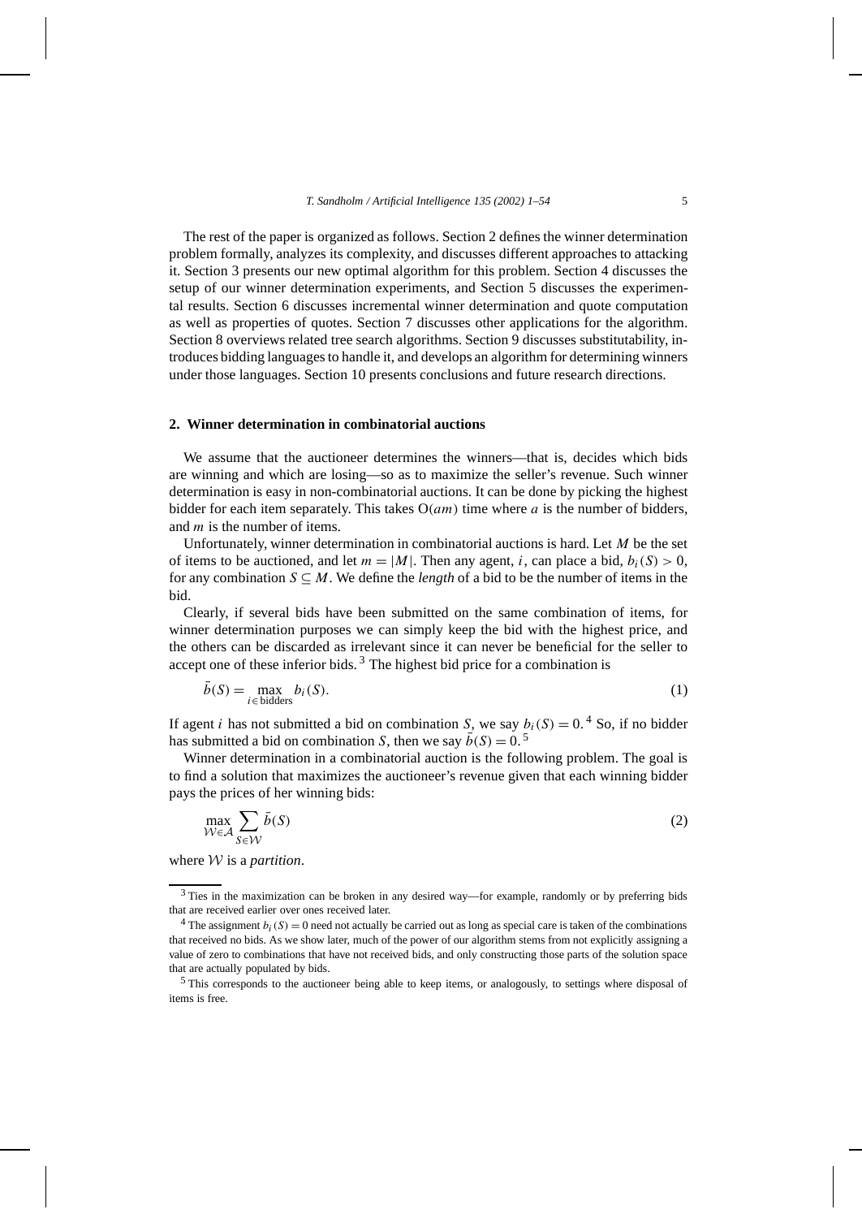The rest of the paper is organized as follows. Section 2 defines the winner determination problem formally, analyzes its complexity, and discusses different approaches to attacking it. Section 3 presents our new optimal algorithm for this problem. Section 4 discusses the setup of our winner determination experiments, and Section 5 discusses the experimental results. Section 6 discusses incremental winner determination and quote computation as well as properties of quotes. Section 7 discusses other applications for the algorithm. Section 8 overviews related tree search algorithms. Section 9 discusses substitutability, introduces bidding languages to handle it, and develops an algorithm for determining winners under those languages. Section 10 presents conclusions and future research directions.

## 2. Winner determination in combinatorial auctions

We assume that the auctioneer determines the winners—that is, decides which bids are winning and which are losing—so as to maximize the seller's revenue. Such winner determination is easy in non-combinatorial auctions. It can be done by picking the highest bidder for each item separately. This takes $O(am)$ time where $a$ is the number of bidders, and $m$ is the number of items.

Unfortunately, winner determination in combinatorial auctions is hard. Let $M$ be the set of items to be auctioned, and let $m = |M|$. Then any agent, $i$, can place a bid, $b_i(S) > 0$, for any combination $S \subseteq M$. We define the *length* of a bid to be the number of items in the bid.

Clearly, if several bids have been submitted on the same combination of items, for winner determination purposes we can simply keep the bid with the highest price, and the others can be discarded as irrelevant since it can never be beneficial for the seller to accept one of these inferior bids. [3] The highest bid price for a combination is

$$\bar{b}(S) = \max_{i \in \text{bidders}} b_i(S). \tag{1}$$

If agent $i$ has not submitted a bid on combination $S$, we say $b_i(S) = 0$. [4] So, if no bidder has submitted a bid on combination $S$, then we say $\bar{b}(S) = 0$. [5]

Winner determination in a combinatorial auction is the following problem. The goal is to find a solution that maximizes the auctioneer's revenue given that each winning bidder pays the prices of her winning bids:

$$\max_{\mathcal{W} \in \mathcal{A}} \sum_{S \in \mathcal{W}} \bar{b}(S) \tag{2}$$

where $\mathcal{W}$ is a *partition*.

[3] Ties in the maximization can be broken in any desired way—for example, randomly or by preferring bids that are received earlier over ones received later.

[4] The assignment $b_i(S) = 0$ need not actually be carried out as long as special care is taken of the combinations that received no bids. As we show later, much of the power of our algorithm stems from not explicitly assigning a value of zero to combinations that have not received bids, and only constructing those parts of the solution space that are actually populated by bids.

[5] This corresponds to the auctioneer being able to keep items, or analogously, to settings where disposal of items is free.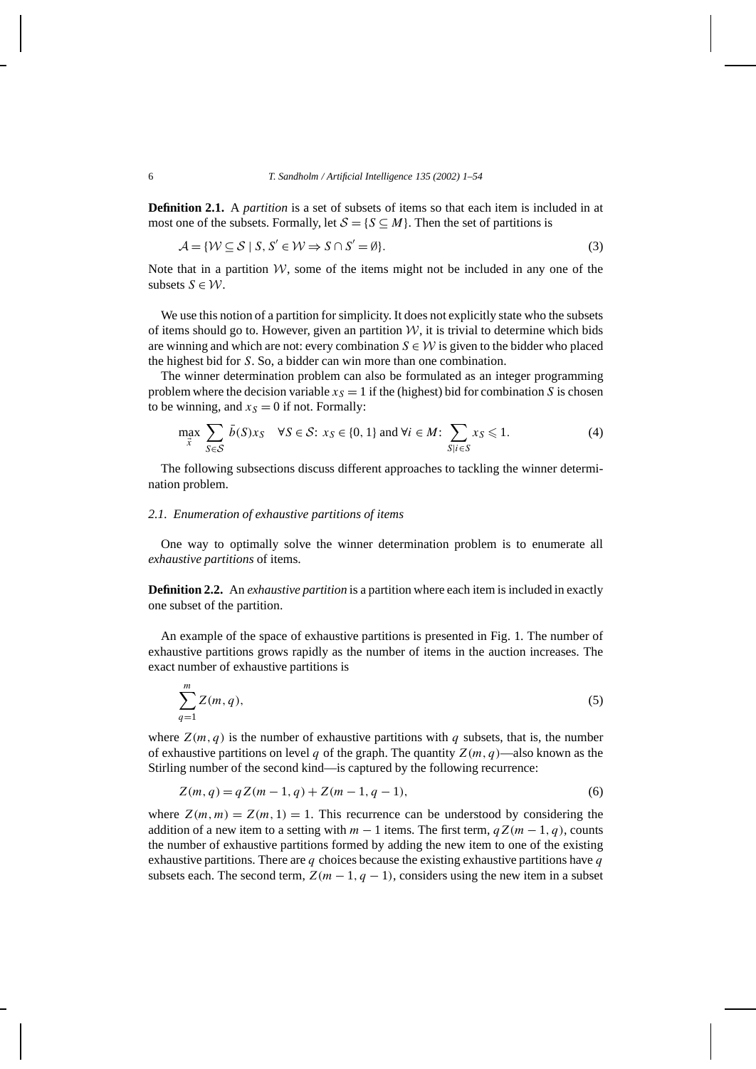**Definition 2.1.** A *partition* is a set of subsets of items so that each item is included in at most one of the subsets. Formally, let $\mathcal{S} = \{S \subseteq M\}$. Then the set of partitions is

$$\mathcal{A} = \{\mathcal{W} \subseteq \mathcal{S} \mid S, S' \in \mathcal{W} \Rightarrow S \cap S' = \emptyset\}. \tag{3}$$

Note that in a partition $\mathcal{W}$, some of the items might not be included in any one of the subsets $S \in \mathcal{W}$.

We use this notion of a partition for simplicity. It does not explicitly state who the subsets of items should go to. However, given an partition $\mathcal{W}$, it is trivial to determine which bids are winning and which are not: every combination $S \in \mathcal{W}$ is given to the bidder who placed the highest bid for $S$. So, a bidder can win more than one combination.

The winner determination problem can also be formulated as an integer programming problem where the decision variable $x_S = 1$ if the (highest) bid for combination $S$ is chosen to be winning, and $x_S = 0$ if not. Formally:

$$\max_{\vec{x}} \sum_{S \in \mathcal{S}} \bar{b}(S) x_S \quad \forall S \in \mathcal{S}\colon\ x_S \in \{0, 1\} \text{ and } \forall i \in M\colon\ \sum_{S \mid i \in S} x_S \leqslant 1. \tag{4}$$

The following subsections discuss different approaches to tackling the winner determination problem.

### 2.1. Enumeration of exhaustive partitions of items

One way to optimally solve the winner determination problem is to enumerate all *exhaustive partitions* of items.

**Definition 2.2.** An *exhaustive partition* is a partition where each item is included in exactly one subset of the partition.

An example of the space of exhaustive partitions is presented in Fig. 1. The number of exhaustive partitions grows rapidly as the number of items in the auction increases. The exact number of exhaustive partitions is

$$\sum_{q=1}^{m} Z(m, q), \tag{5}$$

where $Z(m, q)$ is the number of exhaustive partitions with $q$ subsets, that is, the number of exhaustive partitions on level $q$ of the graph. The quantity $Z(m, q)$—also known as the Stirling number of the second kind—is captured by the following recurrence:

$$Z(m, q) = qZ(m-1, q) + Z(m-1, q-1), \tag{6}$$

where $Z(m, m) = Z(m, 1) = 1$. This recurrence can be understood by considering the addition of a new item to a setting with $m - 1$ items. The first term, $qZ(m-1, q)$, counts the number of exhaustive partitions formed by adding the new item to one of the existing exhaustive partitions. There are $q$ choices because the existing exhaustive partitions have $q$ subsets each. The second term, $Z(m-1, q-1)$, considers using the new item in a subset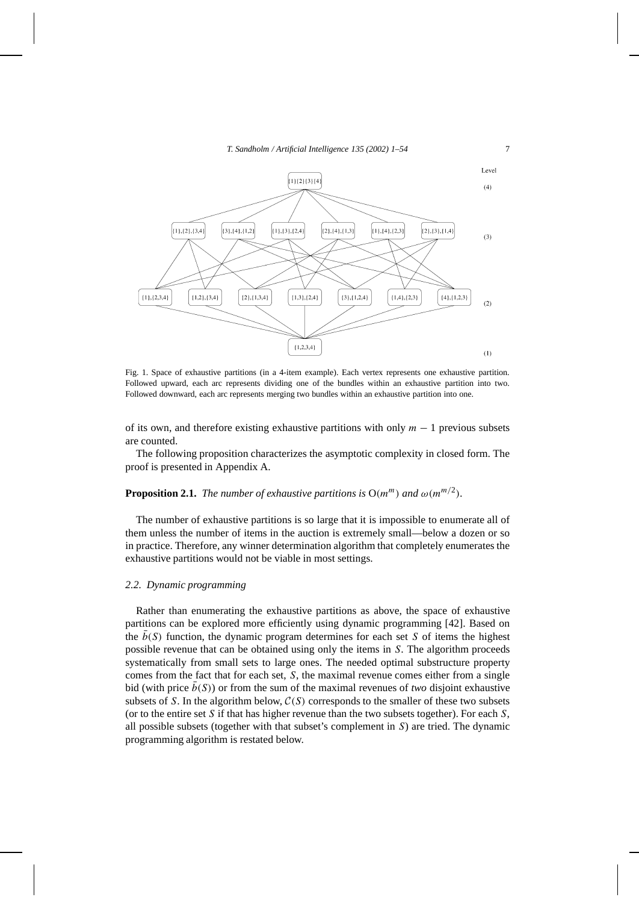Fig. 1. Space of exhaustive partitions (in a 4-item example). Each vertex represents one exhaustive partition. Followed upward, each arc represents dividing one of the bundles within an exhaustive partition into two. Followed downward, each arc represents merging two bundles within an exhaustive partition into one.

of its own, and therefore existing exhaustive partitions with only $m - 1$ previous subsets are counted.

The following proposition characterizes the asymptotic complexity in closed form. The proof is presented in Appendix A.

**Proposition 2.1.** *The number of exhaustive partitions is* $O(m^m)$ *and* $\omega(m^{m/2})$.

The number of exhaustive partitions is so large that it is impossible to enumerate all of them unless the number of items in the auction is extremely small—below a dozen or so in practice. Therefore, any winner determination algorithm that completely enumerates the exhaustive partitions would not be viable in most settings.

### *2.2. Dynamic programming*

Rather than enumerating the exhaustive partitions as above, the space of exhaustive partitions can be explored more efficiently using dynamic programming [42]. Based on the $\bar{b}(S)$ function, the dynamic program determines for each set $S$ of items the highest possible revenue that can be obtained using only the items in $S$. The algorithm proceeds systematically from small sets to large ones. The needed optimal substructure property comes from the fact that for each set, $S$, the maximal revenue comes either from a single bid (with price $\bar{b}(S)$) or from the sum of the maximal revenues of *two* disjoint exhaustive subsets of $S$. In the algorithm below, $\mathcal{C}(S)$ corresponds to the smaller of these two subsets (or to the entire set $S$ if that has higher revenue than the two subsets together). For each $S$, all possible subsets (together with that subset's complement in $S$) are tried. The dynamic programming algorithm is restated below.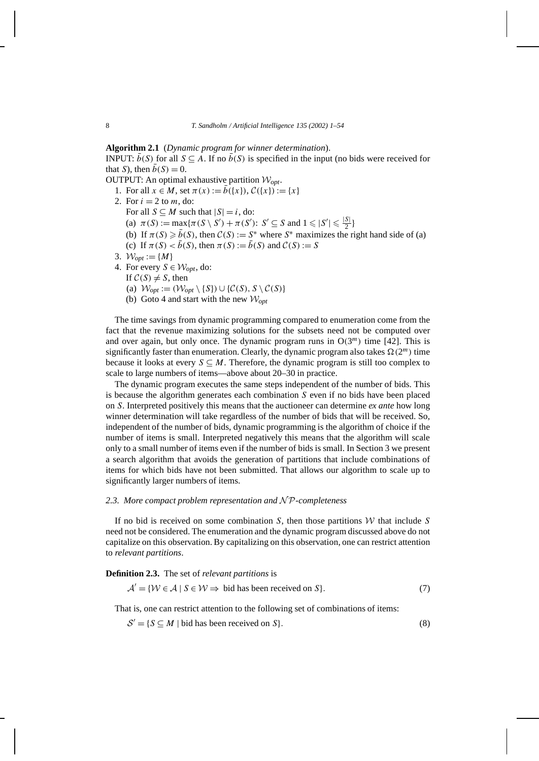**Algorithm 2.1** (*Dynamic program for winner determination*).
INPUT: $\bar{b}(S)$ for all $S \subseteq A$. If no $\bar{b}(S)$ is specified in the input (no bids were received for that $S$), then $\bar{b}(S) = 0$.
OUTPUT: An optimal exhaustive partition $\mathcal{W}_{opt}$.

1. For all $x \in M$, set $\pi(x) := \bar{b}(\{x\})$, $\mathcal{C}(\{x\}) := \{x\}$
2. For $i = 2$ to $m$, do:
   For all $S \subseteq M$ such that $|S| = i$, do:
   (a) $\pi(S) := \max\{\pi(S \setminus S') + \pi(S')\colon\ S' \subseteq S \text{ and } 1 \leqslant |S'| \leqslant \frac{|S|}{2}\}$
   (b) If $\pi(S) \geqslant \bar{b}(S)$, then $\mathcal{C}(S) := S^*$ where $S^*$ maximizes the right hand side of (a)
   (c) If $\pi(S) < \bar{b}(S)$, then $\pi(S) := \bar{b}(S)$ and $\mathcal{C}(S) := S$
3. $\mathcal{W}_{opt} := \{M\}$
4. For every $S \in \mathcal{W}_{opt}$, do:
   If $\mathcal{C}(S) \neq S$, then
   (a) $\mathcal{W}_{opt} := (\mathcal{W}_{opt} \setminus \{S\}) \cup \{\mathcal{C}(S), S \setminus \mathcal{C}(S)\}$
   (b) Goto 4 and start with the new $\mathcal{W}_{opt}$

The time savings from dynamic programming compared to enumeration come from the fact that the revenue maximizing solutions for the subsets need not be computed over and over again, but only once. The dynamic program runs in $O(3^m)$ time [42]. This is significantly faster than enumeration. Clearly, the dynamic program also takes $\Omega(2^m)$ time because it looks at every $S \subseteq M$. Therefore, the dynamic program is still too complex to scale to large numbers of items—above about 20–30 in practice.

The dynamic program executes the same steps independent of the number of bids. This is because the algorithm generates each combination $S$ even if no bids have been placed on $S$. Interpreted positively this means that the auctioneer can determine *ex ante* how long winner determination will take regardless of the number of bids that will be received. So, independent of the number of bids, dynamic programming is the algorithm of choice if the number of items is small. Interpreted negatively this means that the algorithm will scale only to a small number of items even if the number of bids is small. In Section 3 we present a search algorithm that avoids the generation of partitions that include combinations of items for which bids have not been submitted. That allows our algorithm to scale up to significantly larger numbers of items.

### *2.3. More compact problem representation and $\mathcal{NP}$-completeness*

If no bid is received on some combination $S$, then those partitions $\mathcal{W}$ that include $S$ need not be considered. The enumeration and the dynamic program discussed above do not capitalize on this observation. By capitalizing on this observation, one can restrict attention to *relevant partitions*.

**Definition 2.3.** The set of *relevant partitions* is

$$\mathcal{A}' = \{\mathcal{W} \in \mathcal{A} \mid S \in \mathcal{W} \Rightarrow \text{ bid has been received on } S\}. \tag{7}$$

That is, one can restrict attention to the following set of combinations of items:

$$\mathcal{S}' = \{S \subseteq M \mid \text{bid has been received on } S\}. \tag{8}$$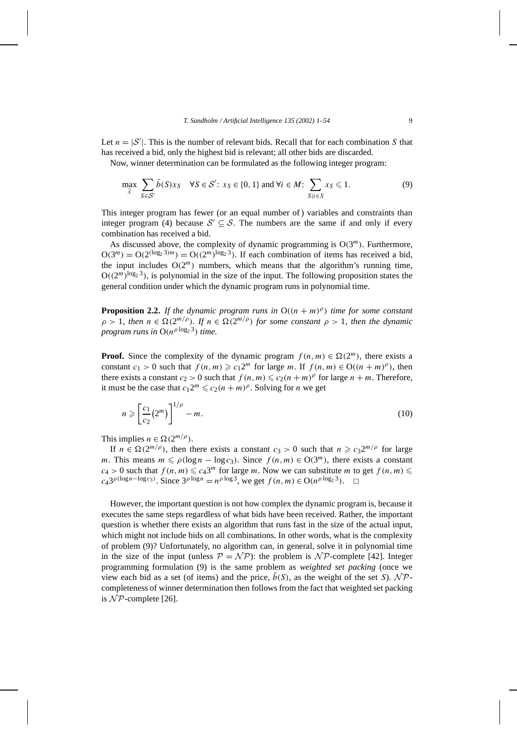Let $n = |\mathcal{S}'|$. This is the number of relevant bids. Recall that for each combination $S$ that has received a bid, only the highest bid is relevant; all other bids are discarded.

Now, winner determination can be formulated as the following integer program:

$$\max_{\vec{x}} \sum_{S \in \mathcal{S}'} \bar{b}(S) x_S \quad \forall S \in \mathcal{S}' \colon x_S \in \{0, 1\} \text{ and } \forall i \in M \colon \sum_{S | i \in S} x_S \leqslant 1. \tag{9}$$

This integer program has fewer (or an equal number of) variables and constraints than integer program (4) because $\mathcal{S}' \subseteq \mathcal{S}$. The numbers are the same if and only if every combination has received a bid.

As discussed above, the complexity of dynamic programming is $O(3^m)$. Furthermore, $O(3^m) = O(2^{(\log_2 3)m}) = O((2^m)^{\log_2 3})$. If each combination of items has received a bid, the input includes $O(2^m)$ numbers, which means that the algorithm's running time, $O((2^m)^{\log_2 3})$, is polynomial in the size of the input. The following proposition states the general condition under which the dynamic program runs in polynomial time.

**Proposition 2.2.** *If the dynamic program runs in $O((n+m)^\rho)$ time for some constant $\rho > 1$, then $n \in \Omega(2^{m/\rho})$. If $n \in \Omega(2^{m/\rho})$ for some constant $\rho > 1$, then the dynamic program runs in $O(n^{\rho \log_2 3})$ time.*

**Proof.** Since the complexity of the dynamic program $f(n, m) \in \Omega(2^m)$, there exists a constant $c_1 > 0$ such that $f(n, m) \geqslant c_1 2^m$ for large $m$. If $f(n, m) \in O((n+m)^\rho)$, then there exists a constant $c_2 > 0$ such that $f(n, m) \leqslant c_2 (n+m)^\rho$ for large $n + m$. Therefore, it must be the case that $c_1 2^m \leqslant c_2 (n+m)^\rho$. Solving for $n$ we get

$$n \geqslant \left[ \frac{c_1}{c_2} (2^m) \right]^{1/\rho} - m. \tag{10}$$

This implies $n \in \Omega(2^{m/\rho})$.

If $n \in \Omega(2^{m/\rho})$, then there exists a constant $c_3 > 0$ such that $n \geqslant c_3 2^{m/\rho}$ for large $m$. This means $m \leqslant \rho(\log n - \log c_3)$. Since $f(n, m) \in O(3^m)$, there exists a constant $c_4 > 0$ such that $f(n, m) \leqslant c_4 3^m$ for large $m$. Now we can substitute $m$ to get $f(n, m) \leqslant c_4 3^{\rho(\log n - \log c_3)}$. Since $3^{\rho \log n} = n^{\rho \log 3}$, we get $f(n, m) \in O(n^{\rho \log_2 3})$. $\square$

However, the important question is not how complex the dynamic program is, because it executes the same steps regardless of what bids have been received. Rather, the important question is whether there exists an algorithm that runs fast in the size of the actual input, which might not include bids on all combinations. In other words, what is the complexity of problem (9)? Unfortunately, no algorithm can, in general, solve it in polynomial time in the size of the input (unless $\mathcal{P} = \mathcal{NP}$): the problem is $\mathcal{NP}$-complete [42]. Integer programming formulation (9) is the same problem as *weighted set packing* (once we view each bid as a set (of items) and the price, $\bar{b}(S)$, as the weight of the set $S$). $\mathcal{NP}$-completeness of winner determination then follows from the fact that weighted set packing is $\mathcal{NP}$-complete [26].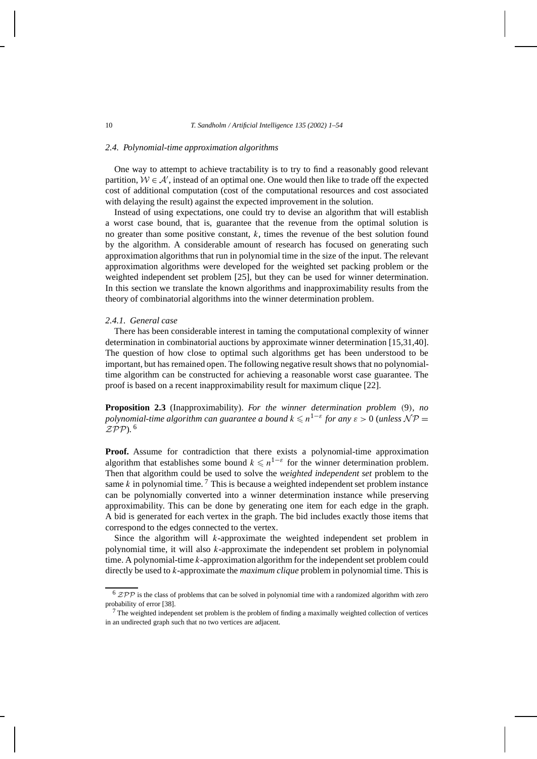### 2.4. Polynomial-time approximation algorithms

One way to attempt to achieve tractability is to try to find a reasonably good relevant partition, $\mathcal{W} \in \mathcal{A}'$, instead of an optimal one. One would then like to trade off the expected cost of additional computation (cost of the computational resources and cost associated with delaying the result) against the expected improvement in the solution.

Instead of using expectations, one could try to devise an algorithm that will establish a worst case bound, that is, guarantee that the revenue from the optimal solution is no greater than some positive constant, $k$, times the revenue of the best solution found by the algorithm. A considerable amount of research has focused on generating such approximation algorithms that run in polynomial time in the size of the input. The relevant approximation algorithms were developed for the weighted set packing problem or the weighted independent set problem [25], but they can be used for winner determination. In this section we translate the known algorithms and inapproximability results from the theory of combinatorial algorithms into the winner determination problem.

#### 2.4.1. General case

There has been considerable interest in taming the computational complexity of winner determination in combinatorial auctions by approximate winner determination [15,31,40]. The question of how close to optimal such algorithms get has been understood to be important, but has remained open. The following negative result shows that no polynomial-time algorithm can be constructed for achieving a reasonable worst case guarantee. The proof is based on a recent inapproximability result for maximum clique [22].

**Proposition 2.3** (Inapproximability). *For the winner determination problem* (9), *no polynomial-time algorithm can guarantee a bound $k \leqslant n^{1-\varepsilon}$ for any $\varepsilon > 0$ (unless $\mathcal{NP} = \mathcal{ZPP}$).* [6]

**Proof.** Assume for contradiction that there exists a polynomial-time approximation algorithm that establishes some bound $k \leqslant n^{1-\varepsilon}$ for the winner determination problem. Then that algorithm could be used to solve the *weighted independent set* problem to the same $k$ in polynomial time. [7] This is because a weighted independent set problem instance can be polynomially converted into a winner determination instance while preserving approximability. This can be done by generating one item for each edge in the graph. A bid is generated for each vertex in the graph. The bid includes exactly those items that correspond to the edges connected to the vertex.

Since the algorithm will $k$-approximate the weighted independent set problem in polynomial time, it will also $k$-approximate the independent set problem in polynomial time. A polynomial-time $k$-approximation algorithm for the independent set problem could directly be used to $k$-approximate the *maximum clique* problem in polynomial time. This is

---

[6] $\mathcal{ZPP}$ is the class of problems that can be solved in polynomial time with a randomized algorithm with zero probability of error [38].

[7] The weighted independent set problem is the problem of finding a maximally weighted collection of vertices in an undirected graph such that no two vertices are adjacent.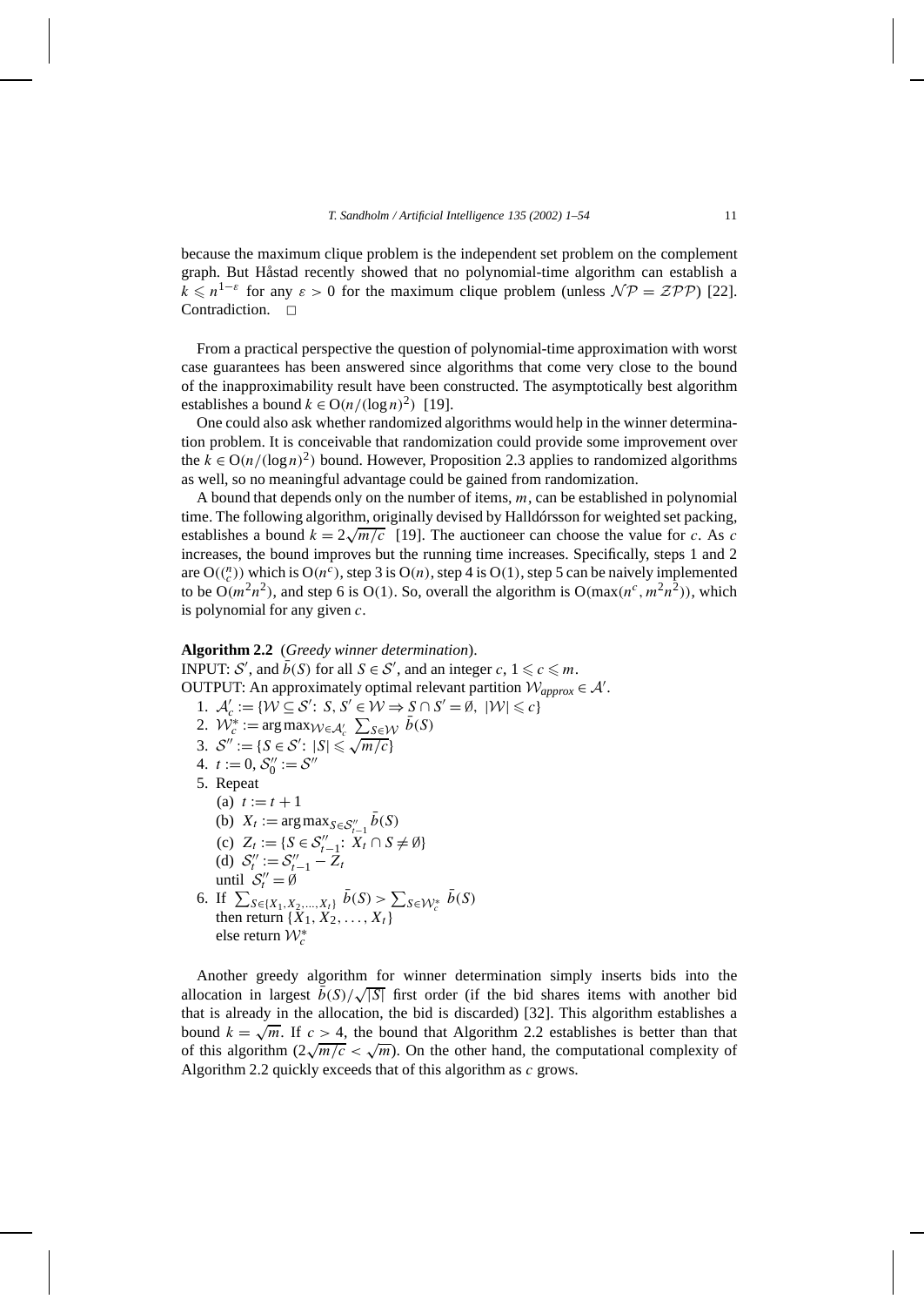because the maximum clique problem is the independent set problem on the complement graph. But Håstad recently showed that no polynomial-time algorithm can establish a $k \leqslant n^{1-\varepsilon}$ for any $\varepsilon > 0$ for the maximum clique problem (unless $\mathcal{NP} = \mathcal{ZPP}$) [22]. Contradiction. □

From a practical perspective the question of polynomial-time approximation with worst case guarantees has been answered since algorithms that come very close to the bound of the inapproximability result have been constructed. The asymptotically best algorithm establishes a bound $k \in \mathrm{O}(n/(\log n)^2)$ [19].

One could also ask whether randomized algorithms would help in the winner determination problem. It is conceivable that randomization could provide some improvement over the $k \in \mathrm{O}(n/(\log n)^2)$ bound. However, Proposition 2.3 applies to randomized algorithms as well, so no meaningful advantage could be gained from randomization.

A bound that depends only on the number of items, $m$, can be established in polynomial time. The following algorithm, originally devised by Halldórsson for weighted set packing, establishes a bound $k = 2\sqrt{m/c}$ [19]. The auctioneer can choose the value for $c$. As $c$ increases, the bound improves but the running time increases. Specifically, steps 1 and 2 are $\mathrm{O}(\binom{n}{c})$ which is $\mathrm{O}(n^c)$, step 3 is $\mathrm{O}(n)$, step 4 is $\mathrm{O}(1)$, step 5 can be naively implemented to be $\mathrm{O}(m^2 n^2)$, and step 6 is $\mathrm{O}(1)$. So, overall the algorithm is $\mathrm{O}(\max(n^c, m^2 n^2))$, which is polynomial for any given $c$.

**Algorithm 2.2** (*Greedy winner determination*).
INPUT: $\mathcal{S}'$, and $\bar{b}(S)$ for all $S \in \mathcal{S}'$, and an integer $c$, $1 \leqslant c \leqslant m$.
OUTPUT: An approximately optimal relevant partition $\mathcal{W}_{approx} \in \mathcal{A}'$.

1. $\mathcal{A}'_c := \{\mathcal{W} \subseteq \mathcal{S}'\colon\ S, S' \in \mathcal{W} \Rightarrow S \cap S' = \emptyset,\ |\mathcal{W}| \leqslant c\}$
2. $\mathcal{W}^*_c := \arg\max_{\mathcal{W} \in \mathcal{A}'_c} \sum_{S \in \mathcal{W}} \bar{b}(S)$
3. $\mathcal{S}'' := \{S \in \mathcal{S}'\colon\ |S| \leqslant \sqrt{m/c}\}$
4. $t := 0$, $\mathcal{S}''_0 := \mathcal{S}''$
5. Repeat
   (a) $t := t + 1$
   (b) $X_t := \arg\max_{S \in \mathcal{S}''_{t-1}} \bar{b}(S)$
   (c) $Z_t := \{S \in \mathcal{S}''_{t-1}\colon\ X_t \cap S \neq \emptyset\}$
   (d) $\mathcal{S}''_t := \mathcal{S}''_{t-1} - Z_t$
   until $\mathcal{S}''_t = \emptyset$
6. If $\sum_{S \in \{X_1, X_2, \ldots, X_t\}} \bar{b}(S) > \sum_{S \in \mathcal{W}^*_c} \bar{b}(S)$
   then return $\{X_1, X_2, \ldots, X_t\}$
   else return $\mathcal{W}^*_c$

Another greedy algorithm for winner determination simply inserts bids into the allocation in largest $\bar{b}(S)/\sqrt{|S|}$ first order (if the bid shares items with another bid that is already in the allocation, the bid is discarded) [32]. This algorithm establishes a bound $k = \sqrt{m}$. If $c > 4$, the bound that Algorithm 2.2 establishes is better than that of this algorithm ($2\sqrt{m/c} < \sqrt{m}$). On the other hand, the computational complexity of Algorithm 2.2 quickly exceeds that of this algorithm as $c$ grows.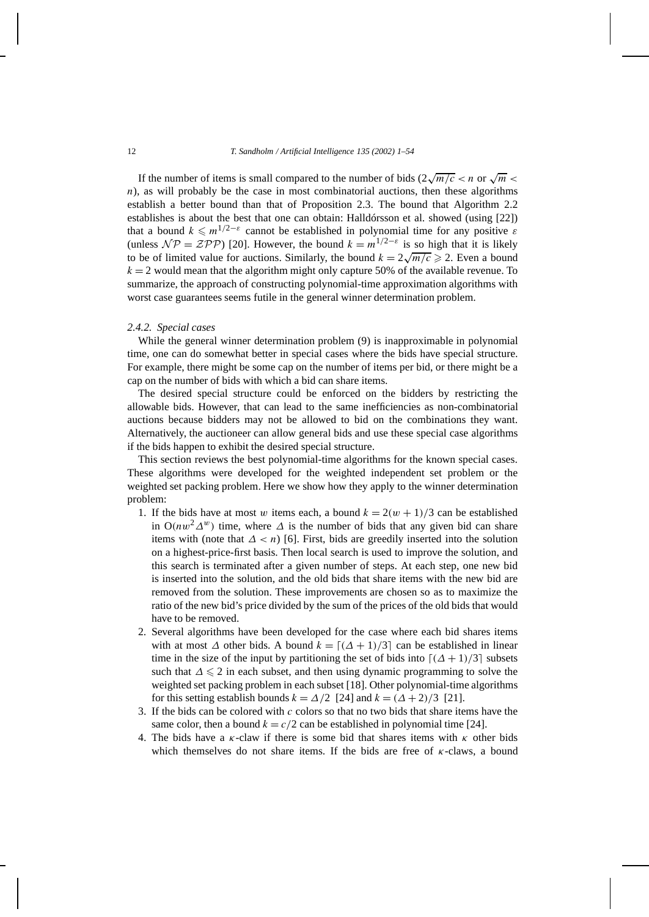If the number of items is small compared to the number of bids ($2\sqrt{m/c} < n$ or $\sqrt{m} < n$), as will probably be the case in most combinatorial auctions, then these algorithms establish a better bound than that of Proposition 2.3. The bound that Algorithm 2.2 establishes is about the best that one can obtain: Halldórsson et al. showed (using [22]) that a bound $k \leqslant m^{1/2-\varepsilon}$ cannot be established in polynomial time for any positive $\varepsilon$ (unless $\mathcal{NP} = \mathcal{ZPP}$) [20]. However, the bound $k = m^{1/2-\varepsilon}$ is so high that it is likely to be of limited value for auctions. Similarly, the bound $k = 2\sqrt{m/c} \geqslant 2$. Even a bound $k = 2$ would mean that the algorithm might only capture 50% of the available revenue. To summarize, the approach of constructing polynomial-time approximation algorithms with worst case guarantees seems futile in the general winner determination problem.

### 2.4.2. Special cases

While the general winner determination problem (9) is inapproximable in polynomial time, one can do somewhat better in special cases where the bids have special structure. For example, there might be some cap on the number of items per bid, or there might be a cap on the number of bids with which a bid can share items.

The desired special structure could be enforced on the bidders by restricting the allowable bids. However, that can lead to the same inefficiencies as non-combinatorial auctions because bidders may not be allowed to bid on the combinations they want. Alternatively, the auctioneer can allow general bids and use these special case algorithms if the bids happen to exhibit the desired special structure.

This section reviews the best polynomial-time algorithms for the known special cases. These algorithms were developed for the weighted independent set problem or the weighted set packing problem. Here we show how they apply to the winner determination problem:

1. If the bids have at most $w$ items each, a bound $k = 2(w+1)/3$ can be established in $O(nw^2\Delta^w)$ time, where $\Delta$ is the number of bids that any given bid can share items with (note that $\Delta < n$) [6]. First, bids are greedily inserted into the solution on a highest-price-first basis. Then local search is used to improve the solution, and this search is terminated after a given number of steps. At each step, one new bid is inserted into the solution, and the old bids that share items with the new bid are removed from the solution. These improvements are chosen so as to maximize the ratio of the new bid's price divided by the sum of the prices of the old bids that would have to be removed.
2. Several algorithms have been developed for the case where each bid shares items with at most $\Delta$ other bids. A bound $k = \lceil (\Delta+1)/3 \rceil$ can be established in linear time in the size of the input by partitioning the set of bids into $\lceil (\Delta+1)/3 \rceil$ subsets such that $\Delta \leqslant 2$ in each subset, and then using dynamic programming to solve the weighted set packing problem in each subset [18]. Other polynomial-time algorithms for this setting establish bounds $k = \Delta/2$ [24] and $k = (\Delta+2)/3$ [21].
3. If the bids can be colored with $c$ colors so that no two bids that share items have the same color, then a bound $k = c/2$ can be established in polynomial time [24].
4. The bids have a $\kappa$-claw if there is some bid that shares items with $\kappa$ other bids which themselves do not share items. If the bids are free of $\kappa$-claws, a bound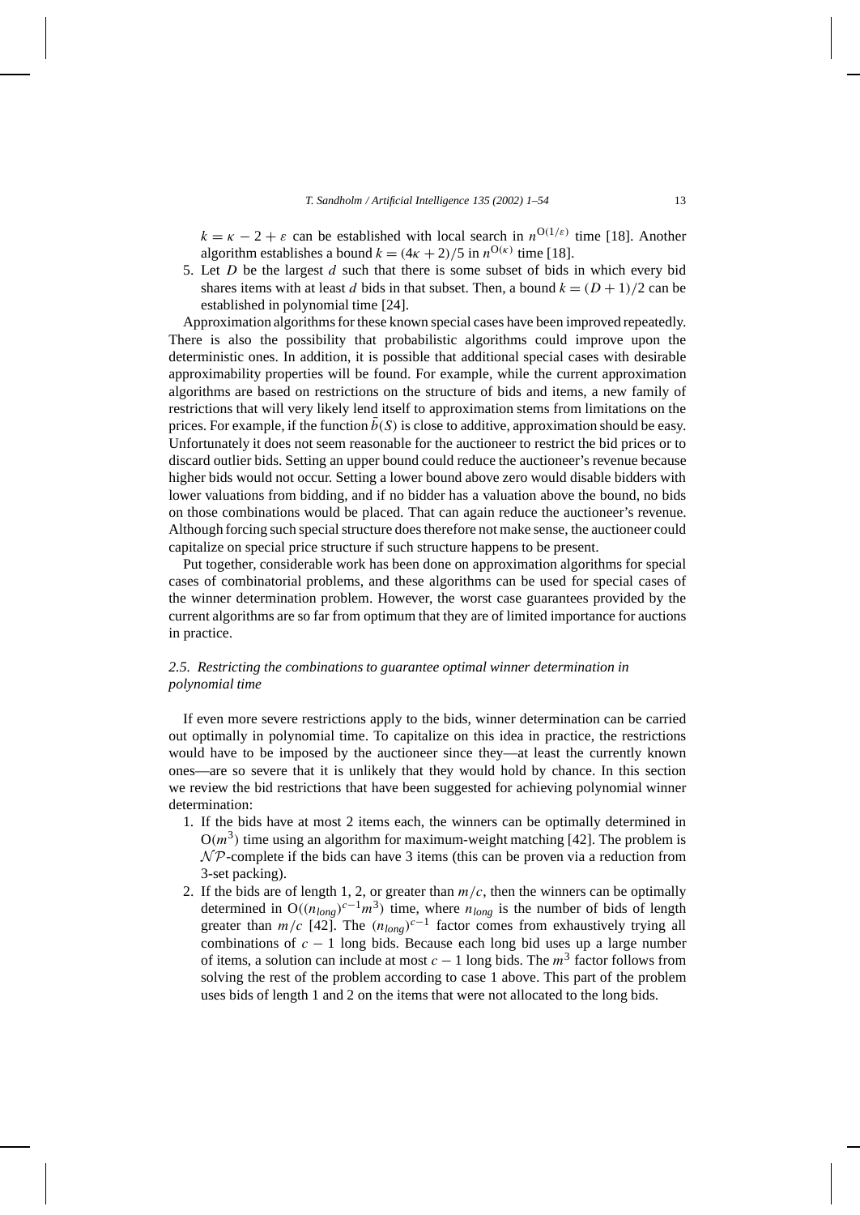$k = \kappa - 2 + \varepsilon$ can be established with local search in $n^{O(1/\varepsilon)}$ time [18]. Another algorithm establishes a bound $k = (4\kappa + 2)/5$ in $n^{O(\kappa)}$ time [18].

5. Let $D$ be the largest $d$ such that there is some subset of bids in which every bid shares items with at least $d$ bids in that subset. Then, a bound $k = (D + 1)/2$ can be established in polynomial time [24].

Approximation algorithms for these known special cases have been improved repeatedly. There is also the possibility that probabilistic algorithms could improve upon the deterministic ones. In addition, it is possible that additional special cases with desirable approximability properties will be found. For example, while the current approximation algorithms are based on restrictions on the structure of bids and items, a new family of restrictions that will very likely lend itself to approximation stems from limitations on the prices. For example, if the function $\bar{b}(S)$ is close to additive, approximation should be easy. Unfortunately it does not seem reasonable for the auctioneer to restrict the bid prices or to discard outlier bids. Setting an upper bound could reduce the auctioneer's revenue because higher bids would not occur. Setting a lower bound above zero would disable bidders with lower valuations from bidding, and if no bidder has a valuation above the bound, no bids on those combinations would be placed. That can again reduce the auctioneer's revenue. Although forcing such special structure does therefore not make sense, the auctioneer could capitalize on special price structure if such structure happens to be present.

Put together, considerable work has been done on approximation algorithms for special cases of combinatorial problems, and these algorithms can be used for special cases of the winner determination problem. However, the worst case guarantees provided by the current algorithms are so far from optimum that they are of limited importance for auctions in practice.

### 2.5. Restricting the combinations to guarantee optimal winner determination in polynomial time

If even more severe restrictions apply to the bids, winner determination can be carried out optimally in polynomial time. To capitalize on this idea in practice, the restrictions would have to be imposed by the auctioneer since they—at least the currently known ones—are so severe that it is unlikely that they would hold by chance. In this section we review the bid restrictions that have been suggested for achieving polynomial winner determination:

1. If the bids have at most 2 items each, the winners can be optimally determined in $O(m^3)$ time using an algorithm for maximum-weight matching [42]. The problem is $\mathcal{NP}$-complete if the bids can have 3 items (this can be proven via a reduction from 3-set packing).
2. If the bids are of length 1, 2, or greater than $m/c$, then the winners can be optimally determined in $O((n_{long})^{c-1} m^3)$ time, where $n_{long}$ is the number of bids of length greater than $m/c$ [42]. The $(n_{long})^{c-1}$ factor comes from exhaustively trying all combinations of $c - 1$ long bids. Because each long bid uses up a large number of items, a solution can include at most $c - 1$ long bids. The $m^3$ factor follows from solving the rest of the problem according to case 1 above. This part of the problem uses bids of length 1 and 2 on the items that were not allocated to the long bids.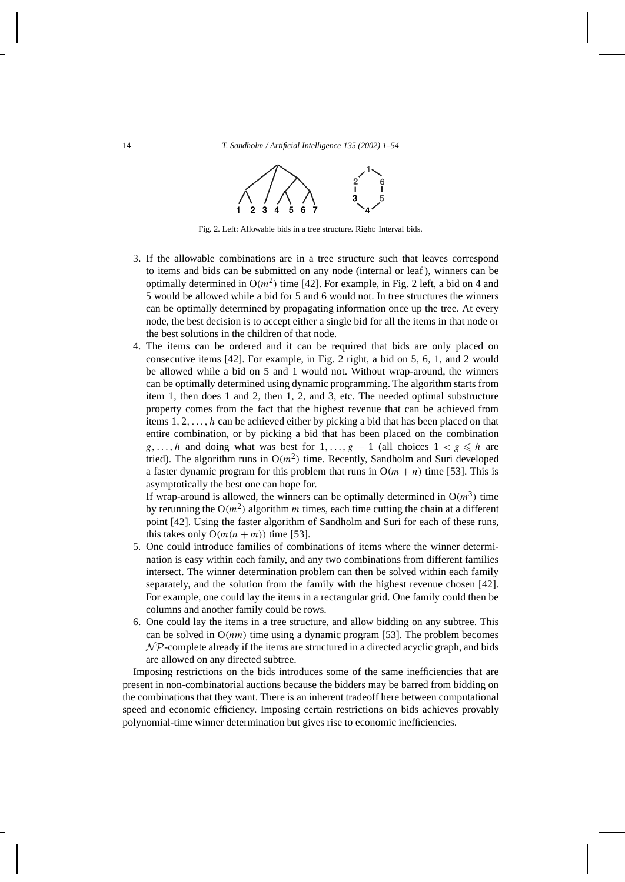Fig. 2. Left: Allowable bids in a tree structure. Right: Interval bids.

3. If the allowable combinations are in a tree structure such that leaves correspond to items and bids can be submitted on any node (internal or leaf), winners can be optimally determined in $O(m^2)$ time [42]. For example, in Fig. 2 left, a bid on 4 and 5 would be allowed while a bid for 5 and 6 would not. In tree structures the winners can be optimally determined by propagating information once up the tree. At every node, the best decision is to accept either a single bid for all the items in that node or the best solutions in the children of that node.
4. The items can be ordered and it can be required that bids are only placed on consecutive items [42]. For example, in Fig. 2 right, a bid on 5, 6, 1, and 2 would be allowed while a bid on 5 and 1 would not. Without wrap-around, the winners can be optimally determined using dynamic programming. The algorithm starts from item 1, then does 1 and 2, then 1, 2, and 3, etc. The needed optimal substructure property comes from the fact that the highest revenue that can be achieved from items $1, 2, \ldots, h$ can be achieved either by picking a bid that has been placed on that entire combination, or by picking a bid that has been placed on the combination $g, \ldots, h$ and doing what was best for $1, \ldots, g-1$ (all choices $1 < g \leqslant h$ are tried). The algorithm runs in $O(m^2)$ time. Recently, Sandholm and Suri developed a faster dynamic program for this problem that runs in $O(m+n)$ time [53]. This is asymptotically the best one can hope for.
   If wrap-around is allowed, the winners can be optimally determined in $O(m^3)$ time by rerunning the $O(m^2)$ algorithm $m$ times, each time cutting the chain at a different point [42]. Using the faster algorithm of Sandholm and Suri for each of these runs, this takes only $O(m(n+m))$ time [53].
5. One could introduce families of combinations of items where the winner determination is easy within each family, and any two combinations from different families intersect. The winner determination problem can then be solved within each family separately, and the solution from the family with the highest revenue chosen [42]. For example, one could lay the items in a rectangular grid. One family could then be columns and another family could be rows.
6. One could lay the items in a tree structure, and allow bidding on any subtree. This can be solved in $O(nm)$ time using a dynamic program [53]. The problem becomes $\mathcal{NP}$-complete already if the items are structured in a directed acyclic graph, and bids are allowed on any directed subtree.

Imposing restrictions on the bids introduces some of the same inefficiencies that are present in non-combinatorial auctions because the bidders may be barred from bidding on the combinations that they want. There is an inherent tradeoff here between computational speed and economic efficiency. Imposing certain restrictions on bids achieves provably polynomial-time winner determination but gives rise to economic inefficiencies.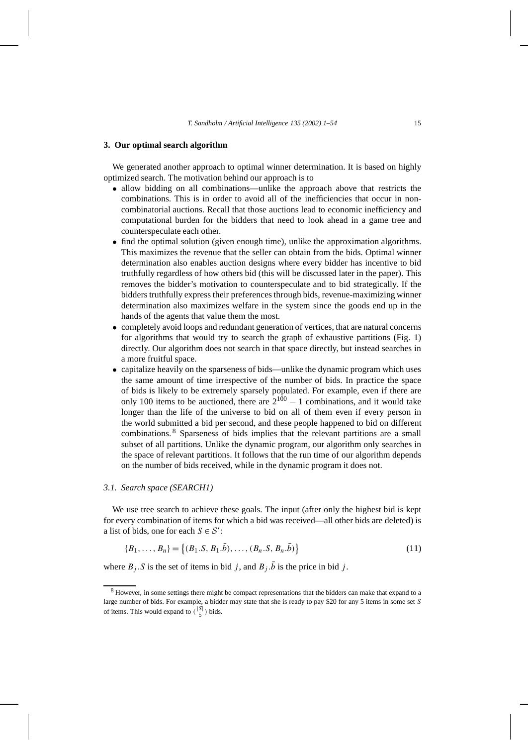## 3. Our optimal search algorithm

We generated another approach to optimal winner determination. It is based on highly optimized search. The motivation behind our approach is to

- allow bidding on all combinations—unlike the approach above that restricts the combinations. This is in order to avoid all of the inefficiencies that occur in non-combinatorial auctions. Recall that those auctions lead to economic inefficiency and computational burden for the bidders that need to look ahead in a game tree and counterspeculate each other.
- find the optimal solution (given enough time), unlike the approximation algorithms. This maximizes the revenue that the seller can obtain from the bids. Optimal winner determination also enables auction designs where every bidder has incentive to bid truthfully regardless of how others bid (this will be discussed later in the paper). This removes the bidder's motivation to counterspeculate and to bid strategically. If the bidders truthfully express their preferences through bids, revenue-maximizing winner determination also maximizes welfare in the system since the goods end up in the hands of the agents that value them the most.
- completely avoid loops and redundant generation of vertices, that are natural concerns for algorithms that would try to search the graph of exhaustive partitions (Fig. 1) directly. Our algorithm does not search in that space directly, but instead searches in a more fruitful space.
- capitalize heavily on the sparseness of bids—unlike the dynamic program which uses the same amount of time irrespective of the number of bids. In practice the space of bids is likely to be extremely sparsely populated. For example, even if there are only 100 items to be auctioned, there are $2^{100} - 1$ combinations, and it would take longer than the life of the universe to bid on all of them even if every person in the world submitted a bid per second, and these people happened to bid on different combinations.[8] Sparseness of bids implies that the relevant partitions are a small subset of all partitions. Unlike the dynamic program, our algorithm only searches in the space of relevant partitions. It follows that the run time of our algorithm depends on the number of bids received, while in the dynamic program it does not.

### 3.1. Search space (SEARCH1)

We use tree search to achieve these goals. The input (after only the highest bid is kept for every combination of items for which a bid was received—all other bids are deleted) is a list of bids, one for each $S \in \mathcal{S}'$:

$$\{B_1, \ldots, B_n\} = \{(B_1.S, B_1.\bar{b}), \ldots, (B_n.S, B_n.\bar{b})\} \tag{11}$$

where $B_j.S$ is the set of items in bid $j$, and $B_j.\bar{b}$ is the price in bid $j$.

[8] However, in some settings there might be compact representations that the bidders can make that expand to a large number of bids. For example, a bidder may state that she is ready to pay \$20 for any 5 items in some set $S$ of items. This would expand to $\binom{|S|}{5}$ bids.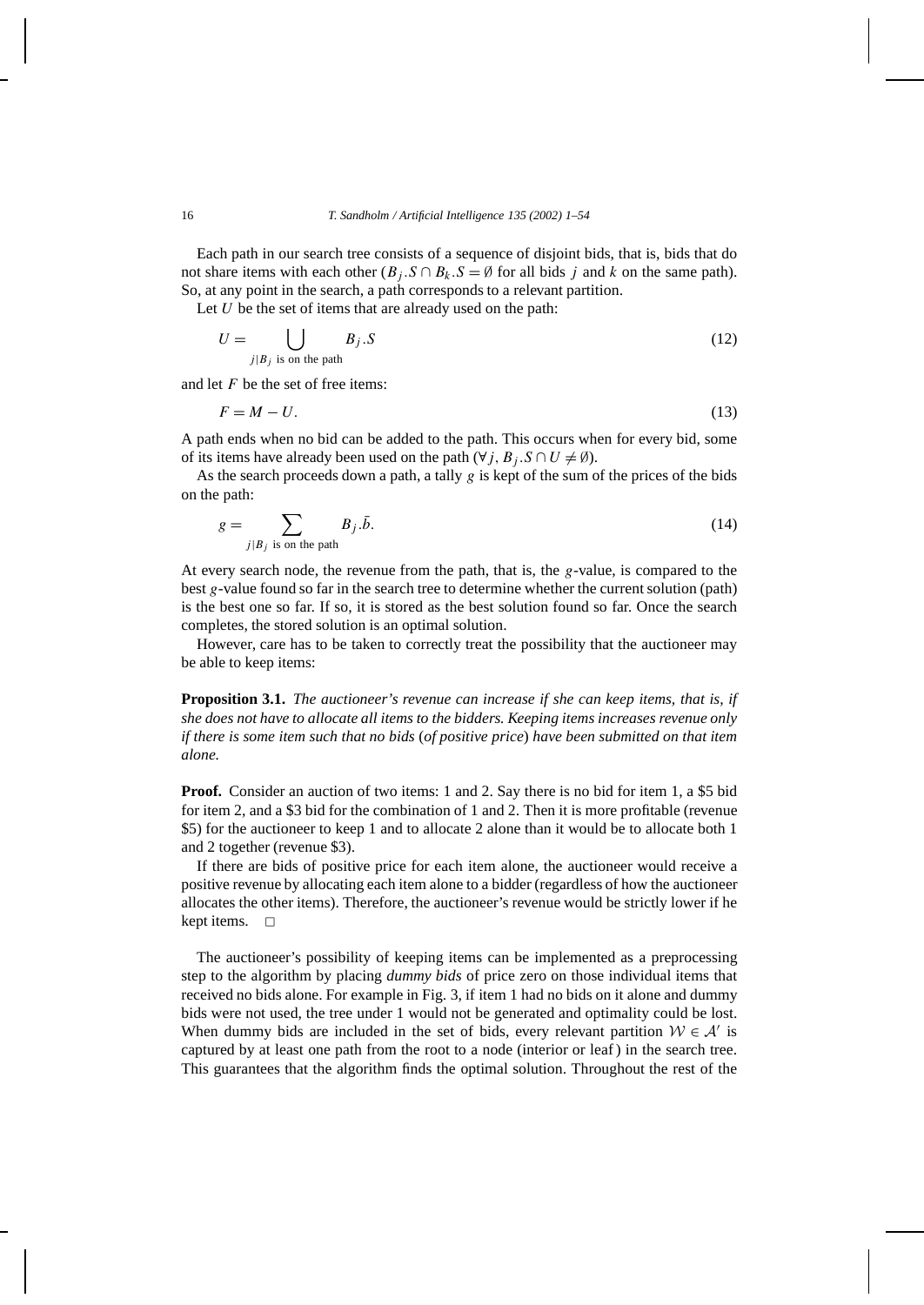Each path in our search tree consists of a sequence of disjoint bids, that is, bids that do not share items with each other ($B_j.S \cap B_k.S = \emptyset$ for all bids $j$ and $k$ on the same path). So, at any point in the search, a path corresponds to a relevant partition.

Let $U$ be the set of items that are already used on the path:

$$U = \bigcup_{j \mid B_j \text{ is on the path}} B_j.S \tag{12}$$

and let $F$ be the set of free items:

$$F = M - U. \tag{13}$$

A path ends when no bid can be added to the path. This occurs when for every bid, some of its items have already been used on the path ($\forall j,\, B_j.S \cap U \neq \emptyset$).

As the search proceeds down a path, a tally $g$ is kept of the sum of the prices of the bids on the path:

$$g = \sum_{j \mid B_j \text{ is on the path}} B_j.\bar{b}. \tag{14}$$

At every search node, the revenue from the path, that is, the $g$-value, is compared to the best $g$-value found so far in the search tree to determine whether the current solution (path) is the best one so far. If so, it is stored as the best solution found so far. Once the search completes, the stored solution is an optimal solution.

However, care has to be taken to correctly treat the possibility that the auctioneer may be able to keep items:

**Proposition 3.1.** *The auctioneer's revenue can increase if she can keep items, that is, if she does not have to allocate all items to the bidders. Keeping items increases revenue only if there is some item such that no bids* (*of positive price*) *have been submitted on that item alone.*

**Proof.** Consider an auction of two items: 1 and 2. Say there is no bid for item 1, a \$5 bid for item 2, and a \$3 bid for the combination of 1 and 2. Then it is more profitable (revenue \$5) for the auctioneer to keep 1 and to allocate 2 alone than it would be to allocate both 1 and 2 together (revenue \$3).

If there are bids of positive price for each item alone, the auctioneer would receive a positive revenue by allocating each item alone to a bidder (regardless of how the auctioneer allocates the other items). Therefore, the auctioneer's revenue would be strictly lower if he kept items. □

The auctioneer's possibility of keeping items can be implemented as a preprocessing step to the algorithm by placing *dummy bids* of price zero on those individual items that received no bids alone. For example in Fig. 3, if item 1 had no bids on it alone and dummy bids were not used, the tree under 1 would not be generated and optimality could be lost. When dummy bids are included in the set of bids, every relevant partition $\mathcal{W} \in \mathcal{A}'$ is captured by at least one path from the root to a node (interior or leaf) in the search tree. This guarantees that the algorithm finds the optimal solution. Throughout the rest of the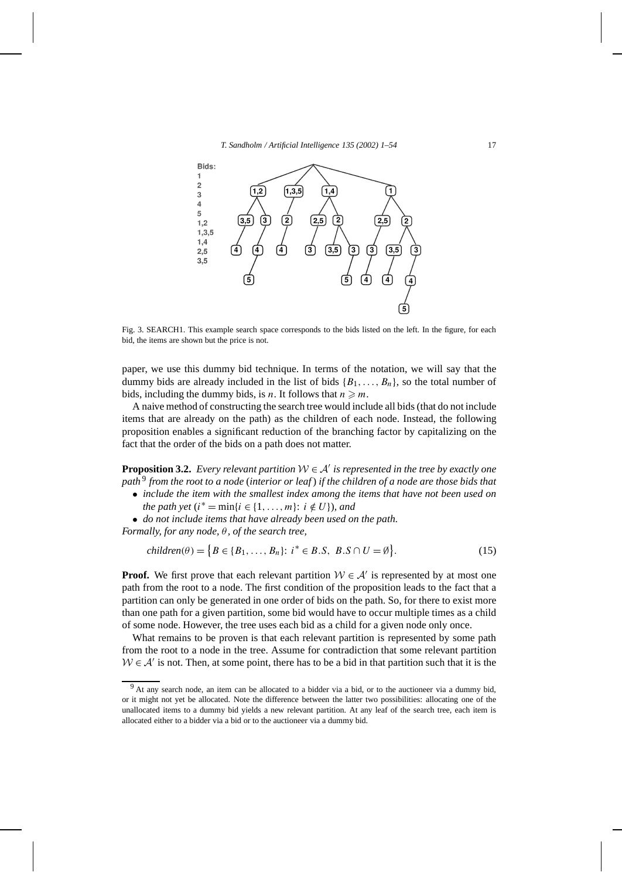Fig. 3. SEARCH1. This example search space corresponds to the bids listed on the left. In the figure, for each bid, the items are shown but the price is not.

paper, we use this dummy bid technique. In terms of the notation, we will say that the dummy bids are already included in the list of bids $\{B_1, \ldots, B_n\}$, so the total number of bids, including the dummy bids, is $n$. It follows that $n \geqslant m$.

A naive method of constructing the search tree would include all bids (that do not include items that are already on the path) as the children of each node. Instead, the following proposition enables a significant reduction of the branching factor by capitalizing on the fact that the order of the bids on a path does not matter.

**Proposition 3.2.** *Every relevant partition $\mathcal{W} \in \mathcal{A}'$ is represented in the tree by exactly one path*[9] *from the root to a node (interior or leaf) if the children of a node are those bids that*

- *include the item with the smallest index among the items that have not been used on the path yet ($i^* = \min\{i \in \{1, \ldots, m\}: i \notin U\}$), and*
- *do not include items that have already been used on the path.*

*Formally, for any node, $\theta$, of the search tree,*

$$children(\theta) = \{B \in \{B_1, \ldots, B_n\}: i^* \in B.S,\ B.S \cap U = \emptyset\}. \tag{15}$$

**Proof.** We first prove that each relevant partition $\mathcal{W} \in \mathcal{A}'$ is represented by at most one path from the root to a node. The first condition of the proposition leads to the fact that a partition can only be generated in one order of bids on the path. So, for there to exist more than one path for a given partition, some bid would have to occur multiple times as a child of some node. However, the tree uses each bid as a child for a given node only once.

What remains to be proven is that each relevant partition is represented by some path from the root to a node in the tree. Assume for contradiction that some relevant partition $\mathcal{W} \in \mathcal{A}'$ is not. Then, at some point, there has to be a bid in that partition such that it is the

[9] At any search node, an item can be allocated to a bidder via a bid, or to the auctioneer via a dummy bid, or it might not yet be allocated. Note the difference between the latter two possibilities: allocating one of the unallocated items to a dummy bid yields a new relevant partition. At any leaf of the search tree, each item is allocated either to a bidder via a bid or to the auctioneer via a dummy bid.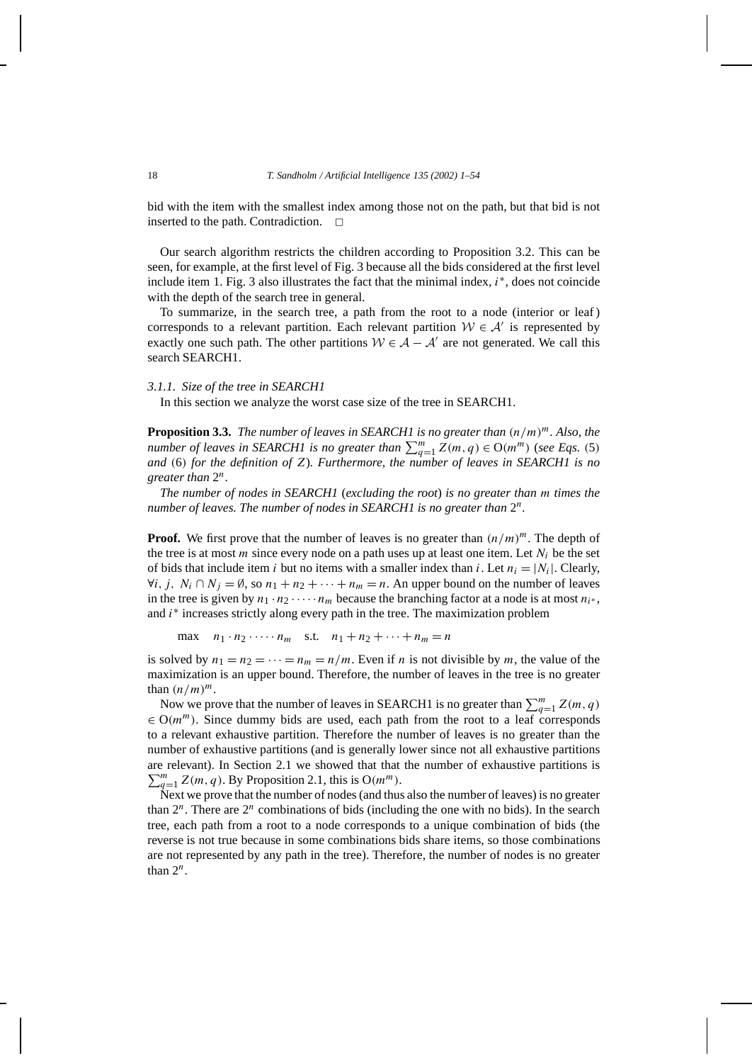bid with the item with the smallest index among those not on the path, but that bid is not inserted to the path. Contradiction. □

Our search algorithm restricts the children according to Proposition 3.2. This can be seen, for example, at the first level of Fig. 3 because all the bids considered at the first level include item 1. Fig. 3 also illustrates the fact that the minimal index, $i^*$, does not coincide with the depth of the search tree in general.

To summarize, in the search tree, a path from the root to a node (interior or leaf) corresponds to a relevant partition. Each relevant partition $\mathcal{W} \in \mathcal{A}'$ is represented by exactly one such path. The other partitions $\mathcal{W} \in \mathcal{A} - \mathcal{A}'$ are not generated. We call this search SEARCH1.

#### *3.1.1. Size of the tree in SEARCH1*

In this section we analyze the worst case size of the tree in SEARCH1.

**Proposition 3.3.** *The number of leaves in SEARCH1 is no greater than* $(n/m)^m$. *Also, the number of leaves in SEARCH1 is no greater than* $\sum_{q=1}^{m} Z(m,q) \in \mathrm{O}(m^m)$ (*see Eqs.* (5) *and* (6) *for the definition of* $Z$). *Furthermore, the number of leaves in SEARCH1 is no greater than* $2^n$.

*The number of nodes in SEARCH1* (*excluding the root*) *is no greater than* $m$ *times the number of leaves. The number of nodes in SEARCH1 is no greater than* $2^n$.

**Proof.** We first prove that the number of leaves is no greater than $(n/m)^m$. The depth of the tree is at most $m$ since every node on a path uses up at least one item. Let $N_i$ be the set of bids that include item $i$ but no items with a smaller index than $i$. Let $n_i = |N_i|$. Clearly, $\forall i, j,\ N_i \cap N_j = \emptyset$, so $n_1 + n_2 + \cdots + n_m = n$. An upper bound on the number of leaves in the tree is given by $n_1 \cdot n_2 \cdot \cdots \cdot n_m$ because the branching factor at a node is at most $n_{i^*}$, and $i^*$ increases strictly along every path in the tree. The maximization problem

$$\max \quad n_1 \cdot n_2 \cdot \cdots \cdot n_m \quad \text{s.t.} \quad n_1 + n_2 + \cdots + n_m = n$$

is solved by $n_1 = n_2 = \cdots = n_m = n/m$. Even if $n$ is not divisible by $m$, the value of the maximization is an upper bound. Therefore, the number of leaves in the tree is no greater than $(n/m)^m$.

Now we prove that the number of leaves in SEARCH1 is no greater than $\sum_{q=1}^{m} Z(m,q) \in \mathrm{O}(m^m)$. Since dummy bids are used, each path from the root to a leaf corresponds to a relevant exhaustive partition. Therefore the number of leaves is no greater than the number of exhaustive partitions (and is generally lower since not all exhaustive partitions are relevant). In Section 2.1 we showed that that the number of exhaustive partitions is $\sum_{q=1}^{m} Z(m,q)$. By Proposition 2.1, this is $\mathrm{O}(m^m)$.

Next we prove that the number of nodes (and thus also the number of leaves) is no greater than $2^n$. There are $2^n$ combinations of bids (including the one with no bids). In the search tree, each path from a root to a node corresponds to a unique combination of bids (the reverse is not true because in some combinations bids share items, so those combinations are not represented by any path in the tree). Therefore, the number of nodes is no greater than $2^n$.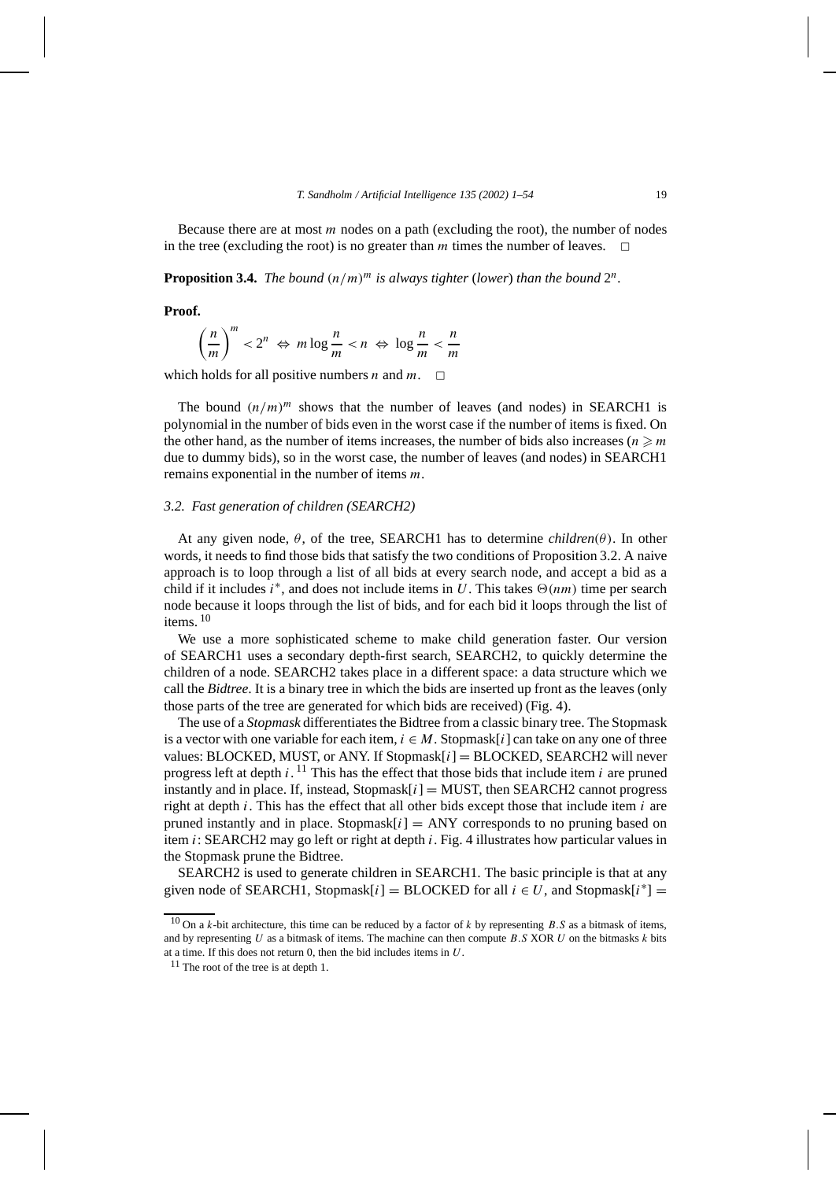Because there are at most $m$ nodes on a path (excluding the root), the number of nodes in the tree (excluding the root) is no greater than $m$ times the number of leaves. □

**Proposition 3.4.** *The bound* $(n/m)^m$ *is always tighter* (*lower*) *than the bound* $2^n$.

**Proof.**

$$\left(\frac{n}{m}\right)^m < 2^n \Leftrightarrow m \log \frac{n}{m} < n \Leftrightarrow \log \frac{n}{m} < \frac{n}{m}$$

which holds for all positive numbers $n$ and $m$. □

The bound $(n/m)^m$ shows that the number of leaves (and nodes) in SEARCH1 is polynomial in the number of bids even in the worst case if the number of items is fixed. On the other hand, as the number of items increases, the number of bids also increases ($n \geqslant m$ due to dummy bids), so in the worst case, the number of leaves (and nodes) in SEARCH1 remains exponential in the number of items $m$.

### 3.2. Fast generation of children (SEARCH2)

At any given node, $\theta$, of the tree, SEARCH1 has to determine *children*$(\theta)$. In other words, it needs to find those bids that satisfy the two conditions of Proposition 3.2. A naive approach is to loop through a list of all bids at every search node, and accept a bid as a child if it includes $i^*$, and does not include items in $U$. This takes $\Theta(nm)$ time per search node because it loops through the list of bids, and for each bid it loops through the list of items. [10]

We use a more sophisticated scheme to make child generation faster. Our version of SEARCH1 uses a secondary depth-first search, SEARCH2, to quickly determine the children of a node. SEARCH2 takes place in a different space: a data structure which we call the *Bidtree*. It is a binary tree in which the bids are inserted up front as the leaves (only those parts of the tree are generated for which bids are received) (Fig. 4).

The use of a *Stopmask* differentiates the Bidtree from a classic binary tree. The Stopmask is a vector with one variable for each item, $i \in M$. Stopmask$[i]$ can take on any one of three values: BLOCKED, MUST, or ANY. If Stopmask$[i]$ = BLOCKED, SEARCH2 will never progress left at depth $i$. [11] This has the effect that those bids that include item $i$ are pruned instantly and in place. If, instead, Stopmask$[i]$ = MUST, then SEARCH2 cannot progress right at depth $i$. This has the effect that all other bids except those that include item $i$ are pruned instantly and in place. Stopmask$[i]$ = ANY corresponds to no pruning based on item $i$: SEARCH2 may go left or right at depth $i$. Fig. 4 illustrates how particular values in the Stopmask prune the Bidtree.

SEARCH2 is used to generate children in SEARCH1. The basic principle is that at any given node of SEARCH1, Stopmask$[i]$ = BLOCKED for all $i \in U$, and Stopmask$[i^*]$ =

[10] On a $k$-bit architecture, this time can be reduced by a factor of $k$ by representing $B.S$ as a bitmask of items, and by representing $U$ as a bitmask of items. The machine can then compute $B.S$ XOR $U$ on the bitmasks $k$ bits at a time. If this does not return 0, then the bid includes items in $U$.

[11] The root of the tree is at depth 1.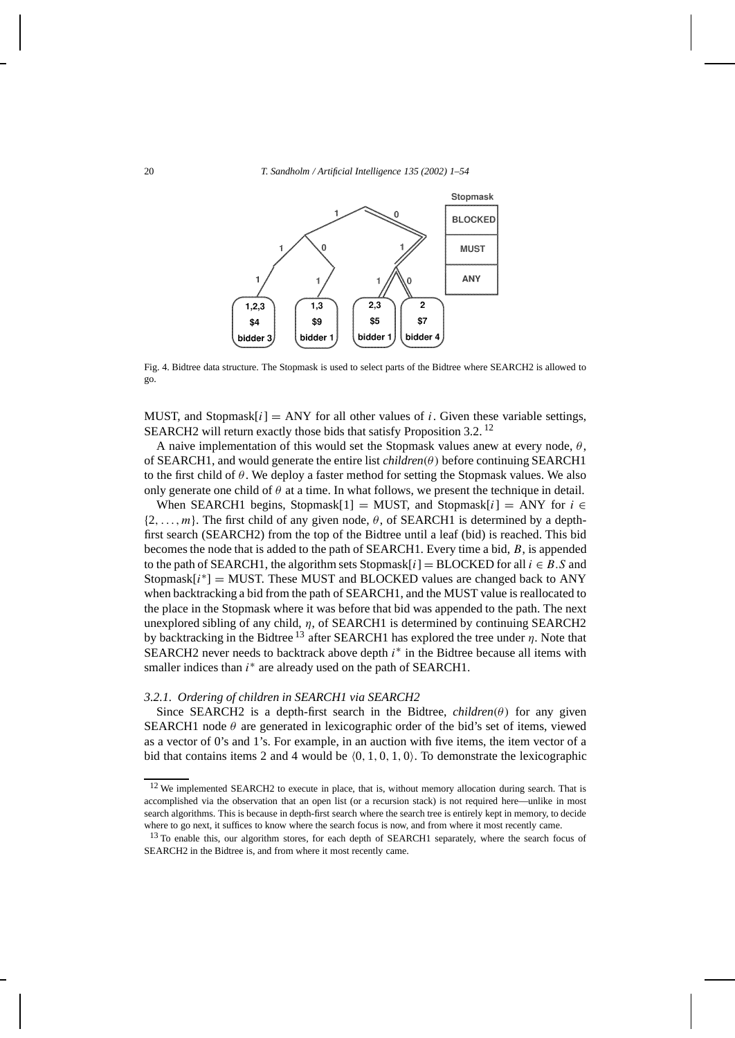Fig. 4. Bidtree data structure. The Stopmask is used to select parts of the Bidtree where SEARCH2 is allowed to go.

MUST, and Stopmask$[i]$ = ANY for all other values of $i$. Given these variable settings, SEARCH2 will return exactly those bids that satisfy Proposition 3.2.[12]

A naive implementation of this would set the Stopmask values anew at every node, $\theta$, of SEARCH1, and would generate the entire list *children*$(\theta)$ before continuing SEARCH1 to the first child of $\theta$. We deploy a faster method for setting the Stopmask values. We also only generate one child of $\theta$ at a time. In what follows, we present the technique in detail.

When SEARCH1 begins, Stopmask$[1]$ = MUST, and Stopmask$[i]$ = ANY for $i \in \{2, \ldots, m\}$. The first child of any given node, $\theta$, of SEARCH1 is determined by a depth-first search (SEARCH2) from the top of the Bidtree until a leaf (bid) is reached. This bid becomes the node that is added to the path of SEARCH1. Every time a bid, $B$, is appended to the path of SEARCH1, the algorithm sets Stopmask$[i]$ = BLOCKED for all $i \in B.S$ and Stopmask$[i^*]$ = MUST. These MUST and BLOCKED values are changed back to ANY when backtracking a bid from the path of SEARCH1, and the MUST value is reallocated to the place in the Stopmask where it was before that bid was appended to the path. The next unexplored sibling of any child, $\eta$, of SEARCH1 is determined by continuing SEARCH2 by backtracking in the Bidtree[13] after SEARCH1 has explored the tree under $\eta$. Note that SEARCH2 never needs to backtrack above depth $i^*$ in the Bidtree because all items with smaller indices than $i^*$ are already used on the path of SEARCH1.

### 3.2.1. Ordering of children in SEARCH1 via SEARCH2

Since SEARCH2 is a depth-first search in the Bidtree, *children*$(\theta)$ for any given SEARCH1 node $\theta$ are generated in lexicographic order of the bid's set of items, viewed as a vector of 0's and 1's. For example, in an auction with five items, the item vector of a bid that contains items 2 and 4 would be $\langle 0, 1, 0, 1, 0\rangle$. To demonstrate the lexicographic

---

[12] We implemented SEARCH2 to execute in place, that is, without memory allocation during search. That is accomplished via the observation that an open list (or a recursion stack) is not required here—unlike in most search algorithms. This is because in depth-first search where the search tree is entirely kept in memory, to decide where to go next, it suffices to know where the search focus is now, and from where it most recently came.

[13] To enable this, our algorithm stores, for each depth of SEARCH1 separately, where the search focus of SEARCH2 in the Bidtree is, and from where it most recently came.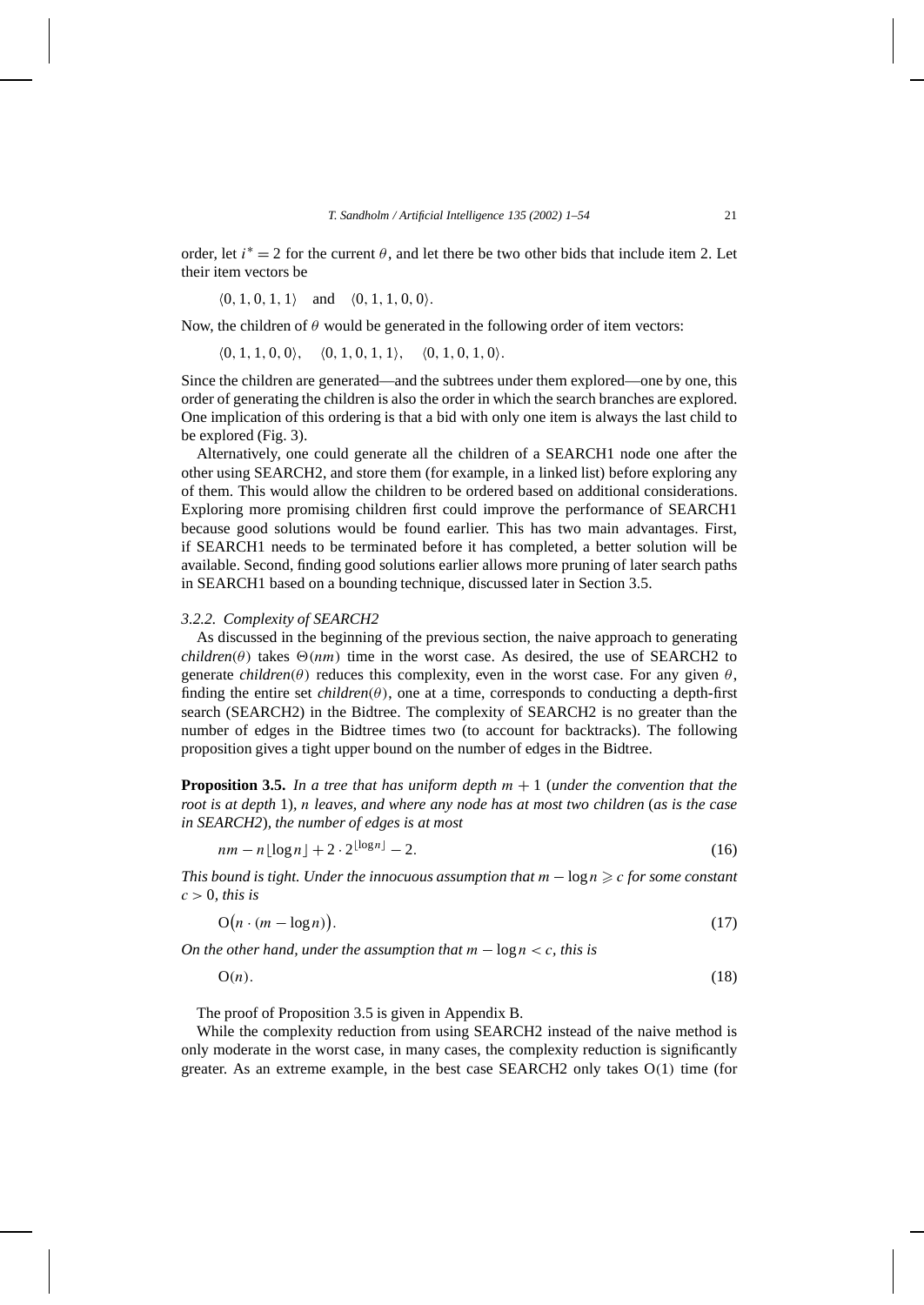order, let $i^* = 2$ for the current $\theta$, and let there be two other bids that include item 2. Let their item vectors be

$$\langle 0, 1, 0, 1, 1\rangle \quad \text{and} \quad \langle 0, 1, 1, 0, 0\rangle.$$

Now, the children of $\theta$ would be generated in the following order of item vectors:

$$\langle 0, 1, 1, 0, 0\rangle, \quad \langle 0, 1, 0, 1, 1\rangle, \quad \langle 0, 1, 0, 1, 0\rangle.$$

Since the children are generated—and the subtrees under them explored—one by one, this order of generating the children is also the order in which the search branches are explored. One implication of this ordering is that a bid with only one item is always the last child to be explored (Fig. 3).

Alternatively, one could generate all the children of a SEARCH1 node one after the other using SEARCH2, and store them (for example, in a linked list) before exploring any of them. This would allow the children to be ordered based on additional considerations. Exploring more promising children first could improve the performance of SEARCH1 because good solutions would be found earlier. This has two main advantages. First, if SEARCH1 needs to be terminated before it has completed, a better solution will be available. Second, finding good solutions earlier allows more pruning of later search paths in SEARCH1 based on a bounding technique, discussed later in Section 3.5.

### 3.2.2. Complexity of SEARCH2

As discussed in the beginning of the previous section, the naive approach to generating *children*$(\theta)$ takes $\Theta(nm)$ time in the worst case. As desired, the use of SEARCH2 to generate *children*$(\theta)$ reduces this complexity, even in the worst case. For any given $\theta$, finding the entire set *children*$(\theta)$, one at a time, corresponds to conducting a depth-first search (SEARCH2) in the Bidtree. The complexity of SEARCH2 is no greater than the number of edges in the Bidtree times two (to account for backtracks). The following proposition gives a tight upper bound on the number of edges in the Bidtree.

**Proposition 3.5.** *In a tree that has uniform depth $m + 1$ (under the convention that the root is at depth 1), $n$ leaves, and where any node has at most two children (as is the case in SEARCH2), the number of edges is at most*

$$nm - n\lfloor \log n \rfloor + 2 \cdot 2^{\lfloor \log n \rfloor} - 2. \tag{16}$$

*This bound is tight. Under the innocuous assumption that $m - \log n \geqslant c$ for some constant $c > 0$, this is*

$$\mathrm{O}\big(n \cdot (m - \log n)\big). \tag{17}$$

*On the other hand, under the assumption that $m - \log n < c$, this is*

$$\mathrm{O}(n). \tag{18}$$

The proof of Proposition 3.5 is given in Appendix B.

While the complexity reduction from using SEARCH2 instead of the naive method is only moderate in the worst case, in many cases, the complexity reduction is significantly greater. As an extreme example, in the best case SEARCH2 only takes $\mathrm{O}(1)$ time (for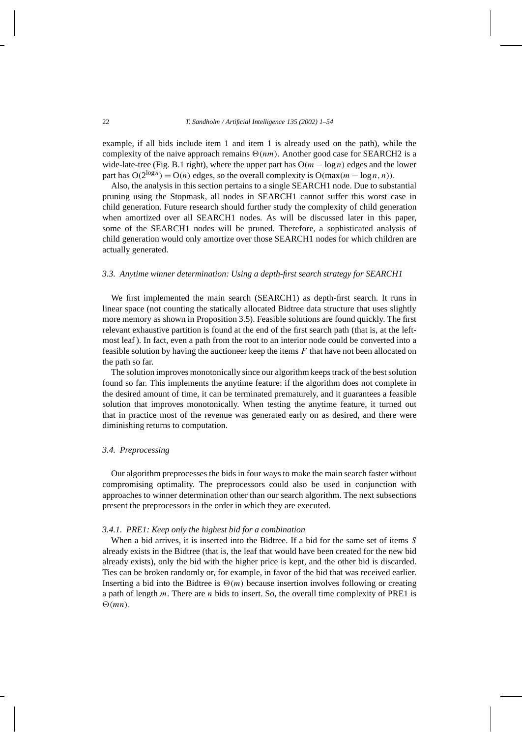example, if all bids include item 1 and item 1 is already used on the path), while the complexity of the naive approach remains $\Theta(nm)$. Another good case for SEARCH2 is a wide-late-tree (Fig. B.1 right), where the upper part has $O(m - \log n)$ edges and the lower part has $O(2^{\log n}) = O(n)$ edges, so the overall complexity is $O(\max(m - \log n, n))$.

Also, the analysis in this section pertains to a single SEARCH1 node. Due to substantial pruning using the Stopmask, all nodes in SEARCH1 cannot suffer this worst case in child generation. Future research should further study the complexity of child generation when amortized over all SEARCH1 nodes. As will be discussed later in this paper, some of the SEARCH1 nodes will be pruned. Therefore, a sophisticated analysis of child generation would only amortize over those SEARCH1 nodes for which children are actually generated.

### *3.3. Anytime winner determination: Using a depth-first search strategy for SEARCH1*

We first implemented the main search (SEARCH1) as depth-first search. It runs in linear space (not counting the statically allocated Bidtree data structure that uses slightly more memory as shown in Proposition 3.5). Feasible solutions are found quickly. The first relevant exhaustive partition is found at the end of the first search path (that is, at the left-most leaf). In fact, even a path from the root to an interior node could be converted into a feasible solution by having the auctioneer keep the items $F$ that have not been allocated on the path so far.

The solution improves monotonically since our algorithm keeps track of the best solution found so far. This implements the anytime feature: if the algorithm does not complete in the desired amount of time, it can be terminated prematurely, and it guarantees a feasible solution that improves monotonically. When testing the anytime feature, it turned out that in practice most of the revenue was generated early on as desired, and there were diminishing returns to computation.

### *3.4. Preprocessing*

Our algorithm preprocesses the bids in four ways to make the main search faster without compromising optimality. The preprocessors could also be used in conjunction with approaches to winner determination other than our search algorithm. The next subsections present the preprocessors in the order in which they are executed.

#### *3.4.1. PRE1: Keep only the highest bid for a combination*

When a bid arrives, it is inserted into the Bidtree. If a bid for the same set of items $S$ already exists in the Bidtree (that is, the leaf that would have been created for the new bid already exists), only the bid with the higher price is kept, and the other bid is discarded. Ties can be broken randomly or, for example, in favor of the bid that was received earlier. Inserting a bid into the Bidtree is $\Theta(m)$ because insertion involves following or creating a path of length $m$. There are $n$ bids to insert. So, the overall time complexity of PRE1 is $\Theta(mn)$.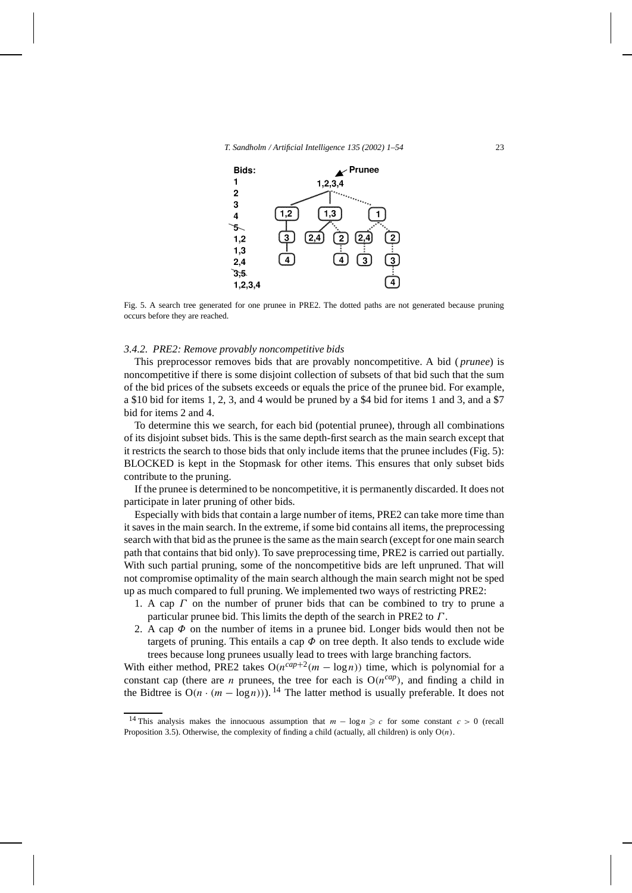Fig. 5. A search tree generated for one prunee in PRE2. The dotted paths are not generated because pruning occurs before they are reached.

### 3.4.2. PRE2: Remove provably noncompetitive bids

This preprocessor removes bids that are provably noncompetitive. A bid (*prunee*) is noncompetitive if there is some disjoint collection of subsets of that bid such that the sum of the bid prices of the subsets exceeds or equals the price of the prunee bid. For example, a \$10 bid for items 1, 2, 3, and 4 would be pruned by a \$4 bid for items 1 and 3, and a \$7 bid for items 2 and 4.

To determine this we search, for each bid (potential prunee), through all combinations of its disjoint subset bids. This is the same depth-first search as the main search except that it restricts the search to those bids that only include items that the prunee includes (Fig. 5): BLOCKED is kept in the Stopmask for other items. This ensures that only subset bids contribute to the pruning.

If the prunee is determined to be noncompetitive, it is permanently discarded. It does not participate in later pruning of other bids.

Especially with bids that contain a large number of items, PRE2 can take more time than it saves in the main search. In the extreme, if some bid contains all items, the preprocessing search with that bid as the prunee is the same as the main search (except for one main search path that contains that bid only). To save preprocessing time, PRE2 is carried out partially. With such partial pruning, some of the noncompetitive bids are left unpruned. That will not compromise optimality of the main search although the main search might not be sped up as much compared to full pruning. We implemented two ways of restricting PRE2:

1. A cap $\Gamma$ on the number of pruner bids that can be combined to try to prune a particular prunee bid. This limits the depth of the search in PRE2 to $\Gamma$.
2. A cap $\Phi$ on the number of items in a prunee bid. Longer bids would then not be targets of pruning. This entails a cap $\Phi$ on tree depth. It also tends to exclude wide trees because long prunees usually lead to trees with large branching factors.

With either method, PRE2 takes $O(n^{cap+2}(m - \log n))$ time, which is polynomial for a constant cap (there are $n$ prunees, the tree for each is $O(n^{cap})$, and finding a child in the Bidtree is $O(n \cdot (m - \log n))$). [14] The latter method is usually preferable. It does not

[14] This analysis makes the innocuous assumption that $m - \log n \geqslant c$ for some constant $c > 0$ (recall Proposition 3.5). Otherwise, the complexity of finding a child (actually, all children) is only $O(n)$.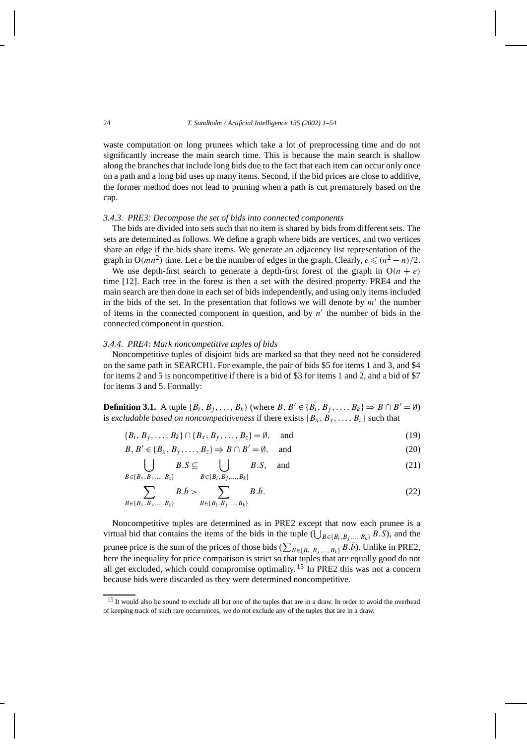waste computation on long prunees which take a lot of preprocessing time and do not significantly increase the main search time. This is because the main search is shallow along the branches that include long bids due to the fact that each item can occur only once on a path and a long bid uses up many items. Second, if the bid prices are close to additive, the former method does not lead to pruning when a path is cut prematurely based on the cap.

#### 3.4.3. PRE3: Decompose the set of bids into connected components

The bids are divided into sets such that no item is shared by bids from different sets. The sets are determined as follows. We define a graph where bids are vertices, and two vertices share an edge if the bids share items. We generate an adjacency list representation of the graph in $O(mn^2)$ time. Let $e$ be the number of edges in the graph. Clearly, $e \leqslant (n^2 - n)/2$.

We use depth-first search to generate a depth-first forest of the graph in $O(n + e)$ time [12]. Each tree in the forest is then a set with the desired property. PRE4 and the main search are then done in each set of bids independently, and using only items included in the bids of the set. In the presentation that follows we will denote by $m'$ the number of items in the connected component in question, and by $n'$ the number of bids in the connected component in question.

#### 3.4.4. PRE4: Mark noncompetitive tuples of bids

Noncompetitive tuples of disjoint bids are marked so that they need not be considered on the same path in SEARCH1. For example, the pair of bids \$5 for items 1 and 3, and \$4 for items 2 and 5 is noncompetitive if there is a bid of \$3 for items 1 and 2, and a bid of \$7 for items 3 and 5. Formally:

**Definition 3.1.** A tuple $\{B_i, B_j, \ldots, B_k\}$ (where $B, B' \in \{B_i, B_j, \ldots, B_k\} \Rightarrow B \cap B' = \emptyset$) is *excludable based on noncompetitiveness* if there exists $\{B_x, B_y, \ldots, B_z\}$ such that

$$\{B_i, B_j, \ldots, B_k\} \cap \{B_x, B_y, \ldots, B_z\} = \emptyset, \quad \text{and} \tag{19}$$

$$B, B' \in \{B_x, B_y, \ldots, B_z\} \Rightarrow B \cap B' = \emptyset, \quad \text{and} \tag{20}$$

$$\bigcup_{B \in \{B_x, B_y, \ldots, B_z\}} B.S \subseteq \bigcup_{B \in \{B_i, B_j, \ldots, B_k\}} B.S, \quad \text{and} \tag{21}$$

$$\sum_{B \in \{B_x, B_y, \ldots, B_z\}} B.\bar{b} > \sum_{B \in \{B_i, B_j, \ldots, B_k\}} B.\bar{b}. \tag{22}$$

Noncompetitive tuples are determined as in PRE2 except that now each prunee is a virtual bid that contains the items of the bids in the tuple ($\bigcup_{B \in \{B_i, B_j, \ldots, B_k\}} B.S$), and the prunee price is the sum of the prices of those bids ($\sum_{B \in \{B_i, B_j, \ldots, B_k\}} B.\bar{b}$). Unlike in PRE2, here the inequality for price comparison is strict so that tuples that are equally good do not all get excluded, which could compromise optimality.[15] In PRE2 this was not a concern because bids were discarded as they were determined noncompetitive.

[15] It would also be sound to exclude all but one of the tuples that are in a draw. In order to avoid the overhead of keeping track of such rare occurrences, we do not exclude any of the tuples that are in a draw.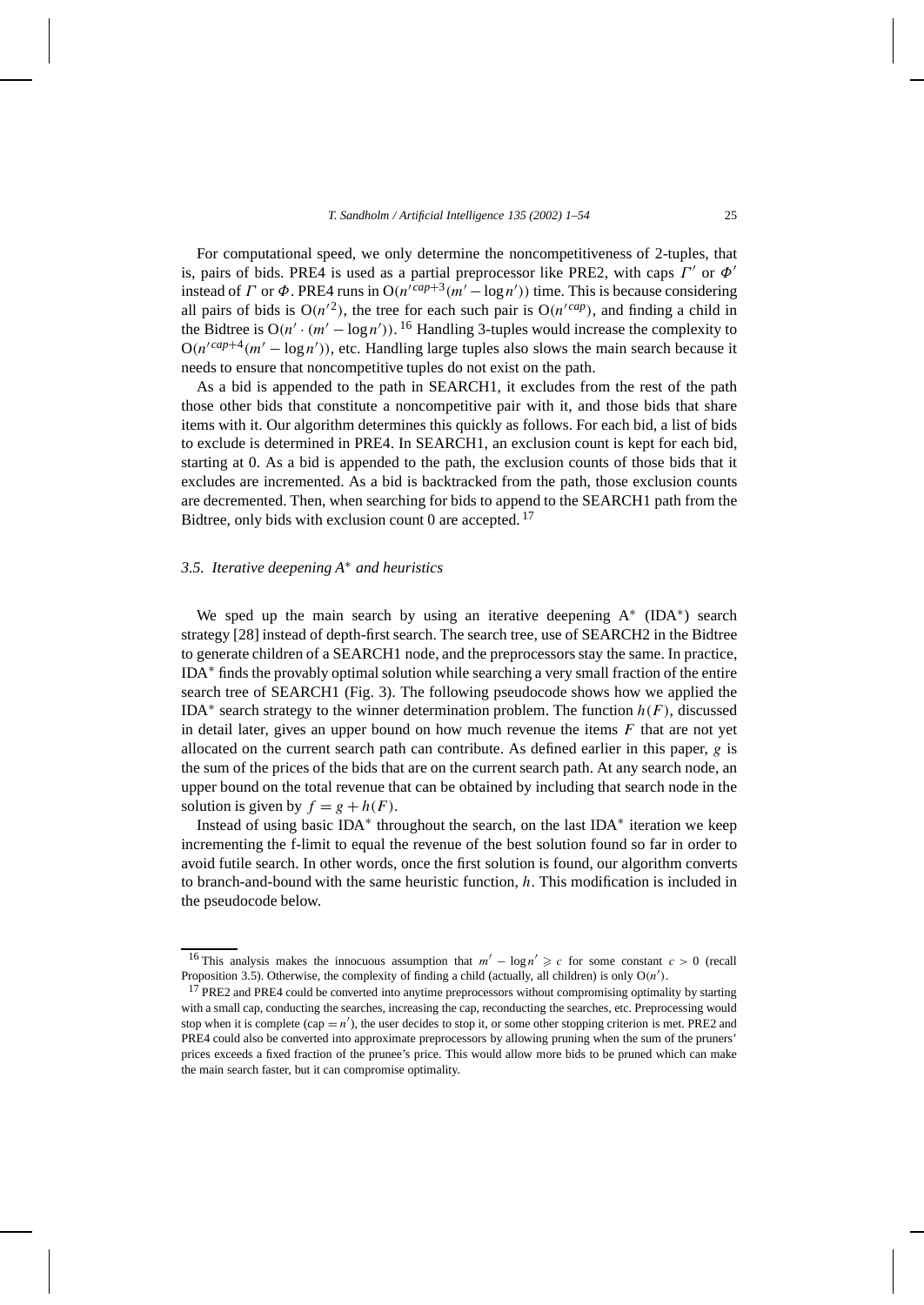For computational speed, we only determine the noncompetitiveness of 2-tuples, that is, pairs of bids. PRE4 is used as a partial preprocessor like PRE2, with caps $\Gamma'$ or $\Phi'$ instead of $\Gamma$ or $\Phi$. PRE4 runs in $O(n'^{cap+3}(m' - \log n'))$ time. This is because considering all pairs of bids is $O(n'^2)$, the tree for each such pair is $O(n'^{cap})$, and finding a child in the Bidtree is $O(n' \cdot (m' - \log n'))$. [16] Handling 3-tuples would increase the complexity to $O(n'^{cap+4}(m' - \log n'))$, etc. Handling large tuples also slows the main search because it needs to ensure that noncompetitive tuples do not exist on the path.

As a bid is appended to the path in SEARCH1, it excludes from the rest of the path those other bids that constitute a noncompetitive pair with it, and those bids that share items with it. Our algorithm determines this quickly as follows. For each bid, a list of bids to exclude is determined in PRE4. In SEARCH1, an exclusion count is kept for each bid, starting at 0. As a bid is appended to the path, the exclusion counts of those bids that it excludes are incremented. As a bid is backtracked from the path, those exclusion counts are decremented. Then, when searching for bids to append to the SEARCH1 path from the Bidtree, only bids with exclusion count 0 are accepted. [17]

### *3.5. Iterative deepening A\* and heuristics*

We sped up the main search by using an iterative deepening A* (IDA*) search strategy [28] instead of depth-first search. The search tree, use of SEARCH2 in the Bidtree to generate children of a SEARCH1 node, and the preprocessors stay the same. In practice, IDA* finds the provably optimal solution while searching a very small fraction of the entire search tree of SEARCH1 (Fig. 3). The following pseudocode shows how we applied the IDA* search strategy to the winner determination problem. The function $h(F)$, discussed in detail later, gives an upper bound on how much revenue the items $F$ that are not yet allocated on the current search path can contribute. As defined earlier in this paper, $g$ is the sum of the prices of the bids that are on the current search path. At any search node, an upper bound on the total revenue that can be obtained by including that search node in the solution is given by $f = g + h(F)$.

Instead of using basic IDA* throughout the search, on the last IDA* iteration we keep incrementing the f-limit to equal the revenue of the best solution found so far in order to avoid futile search. In other words, once the first solution is found, our algorithm converts to branch-and-bound with the same heuristic function, $h$. This modification is included in the pseudocode below.

---

[16] This analysis makes the innocuous assumption that $m' - \log n' \geqslant c$ for some constant $c > 0$ (recall Proposition 3.5). Otherwise, the complexity of finding a child (actually, all children) is only $O(n')$.

[17] PRE2 and PRE4 could be converted into anytime preprocessors without compromising optimality by starting with a small cap, conducting the searches, increasing the cap, reconducting the searches, etc. Preprocessing would stop when it is complete (cap $= n'$), the user decides to stop it, or some other stopping criterion is met. PRE2 and PRE4 could also be converted into approximate preprocessors by allowing pruning when the sum of the pruners' prices exceeds a fixed fraction of the prunee's price. This would allow more bids to be pruned which can make the main search faster, but it can compromise optimality.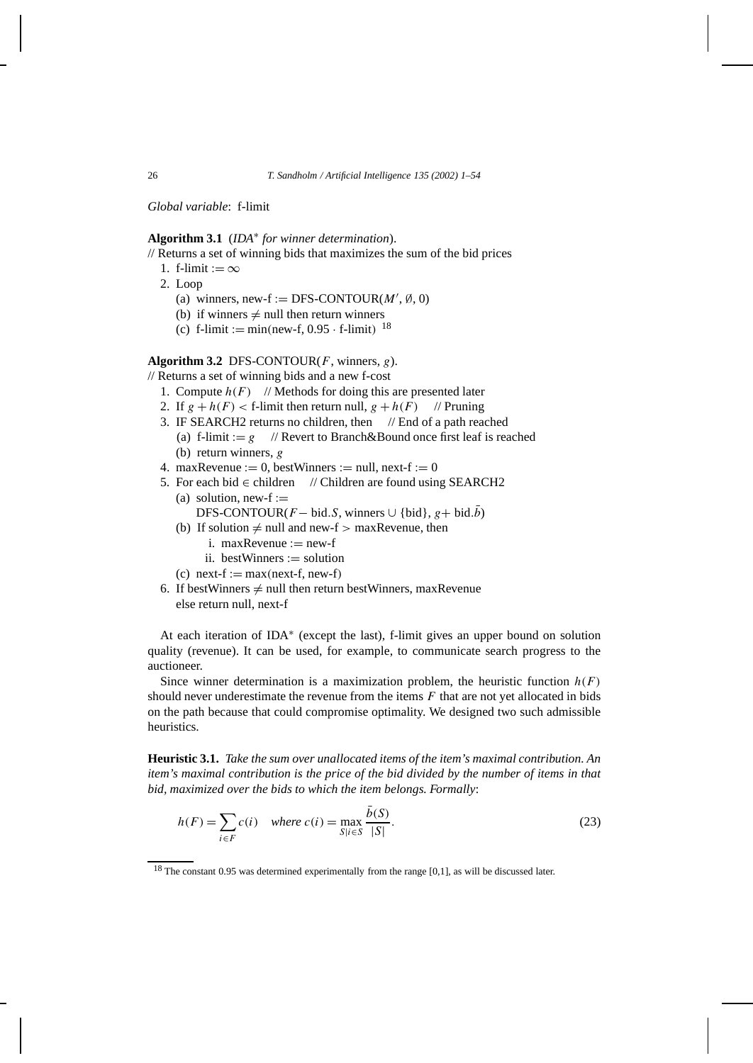*Global variable*: f-limit

**Algorithm 3.1** (*IDA$^*$ for winner determination*).

// Returns a set of winning bids that maximizes the sum of the bid prices

1. f-limit := $\infty$
2. Loop
   (a) winners, new-f := DFS-CONTOUR($M'$, $\emptyset$, 0)
   (b) if winners $\neq$ null then return winners
   (c) f-limit := min(new-f, $0.95 \cdot$ f-limit) [18]

**Algorithm 3.2** DFS-CONTOUR($F$, winners, $g$).

// Returns a set of winning bids and a new f-cost

1. Compute $h(F)$ // Methods for doing this are presented later
2. If $g + h(F) <$ f-limit then return null, $g + h(F)$ // Pruning
3. IF SEARCH2 returns no children, then // End of a path reached
   (a) f-limit := $g$ // Revert to Branch&Bound once first leaf is reached
   (b) return winners, $g$
4. maxRevenue := 0, bestWinners := null, next-f := 0
5. For each bid $\in$ children // Children are found using SEARCH2
   (a) solution, new-f :=
       DFS-CONTOUR($F -$ bid.$S$, winners $\cup$ {bid}, $g +$ bid.$\bar{b}$)
   (b) If solution $\neq$ null and new-f $>$ maxRevenue, then
       i. maxRevenue := new-f
       ii. bestWinners := solution
   (c) next-f := max(next-f, new-f)
6. If bestWinners $\neq$ null then return bestWinners, maxRevenue
   else return null, next-f

At each iteration of IDA$^*$ (except the last), f-limit gives an upper bound on solution quality (revenue). It can be used, for example, to communicate search progress to the auctioneer.

Since winner determination is a maximization problem, the heuristic function $h(F)$ should never underestimate the revenue from the items $F$ that are not yet allocated in bids on the path because that could compromise optimality. We designed two such admissible heuristics.

**Heuristic 3.1.** *Take the sum over unallocated items of the item's maximal contribution. An item's maximal contribution is the price of the bid divided by the number of items in that bid, maximized over the bids to which the item belongs. Formally*:

$$h(F) = \sum_{i \in F} c(i) \quad \text{where } c(i) = \max_{S | i \in S} \frac{\bar{b}(S)}{|S|}. \tag{23}$$

[18] The constant 0.95 was determined experimentally from the range [0,1], as will be discussed later.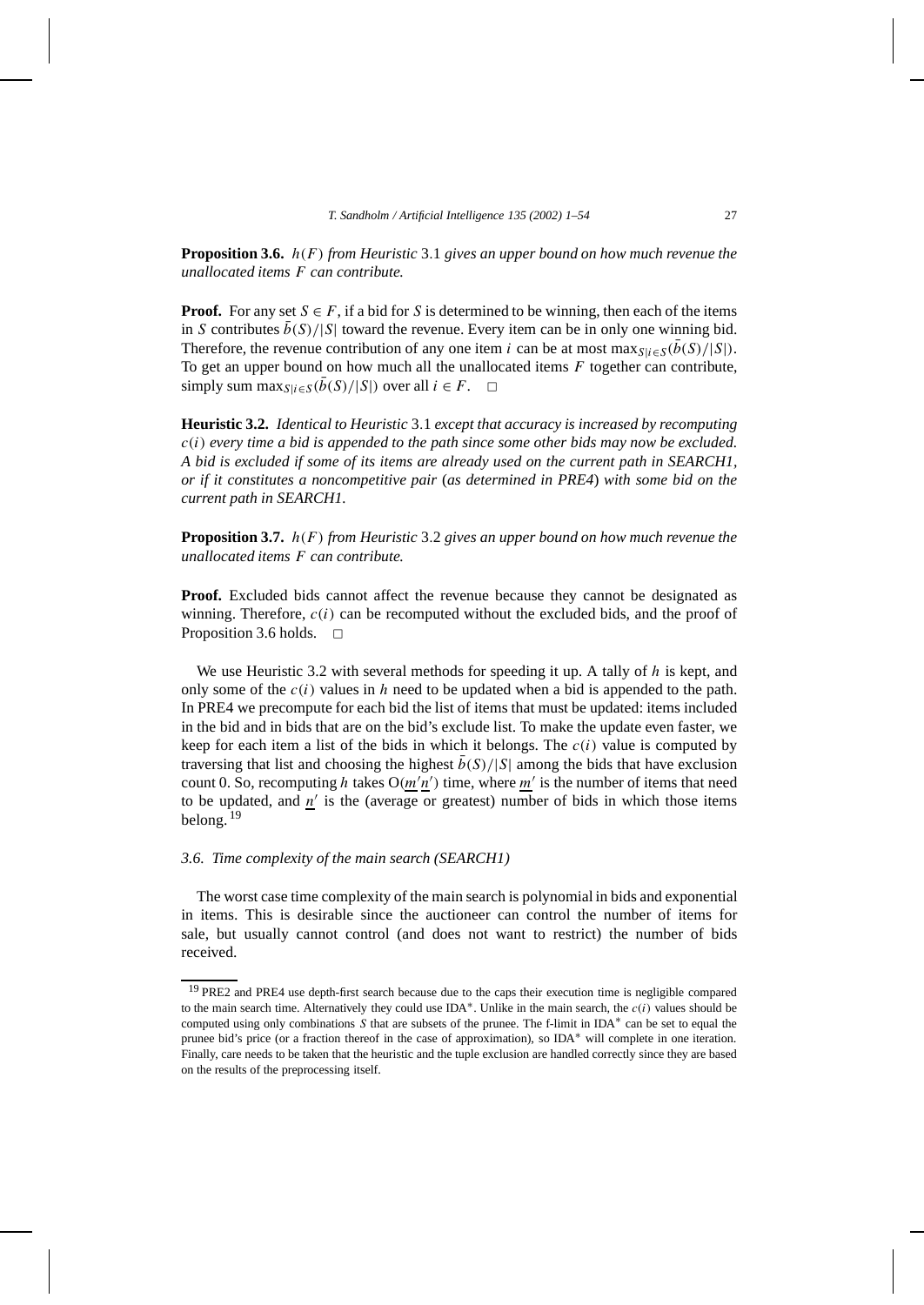**Proposition 3.6.** *$h(F)$ from Heuristic* 3.1 *gives an upper bound on how much revenue the unallocated items $F$ can contribute.*

**Proof.** For any set $S \in F$, if a bid for $S$ is determined to be winning, then each of the items in $S$ contributes $\bar{b}(S)/|S|$ toward the revenue. Every item can be in only one winning bid. Therefore, the revenue contribution of any one item $i$ can be at most $\max_{S|i \in S}(\bar{b}(S)/|S|)$. To get an upper bound on how much all the unallocated items $F$ together can contribute, simply sum $\max_{S|i \in S}(\bar{b}(S)/|S|)$ over all $i \in F$. □

**Heuristic 3.2.** *Identical to Heuristic* 3.1 *except that accuracy is increased by recomputing $c(i)$ every time a bid is appended to the path since some other bids may now be excluded. A bid is excluded if some of its items are already used on the current path in SEARCH1, or if it constitutes a noncompetitive pair* (*as determined in PRE4*) *with some bid on the current path in SEARCH1.*

**Proposition 3.7.** *$h(F)$ from Heuristic* 3.2 *gives an upper bound on how much revenue the unallocated items $F$ can contribute.*

**Proof.** Excluded bids cannot affect the revenue because they cannot be designated as winning. Therefore, $c(i)$ can be recomputed without the excluded bids, and the proof of Proposition 3.6 holds. □

We use Heuristic 3.2 with several methods for speeding it up. A tally of $h$ is kept, and only some of the $c(i)$ values in $h$ need to be updated when a bid is appended to the path. In PRE4 we precompute for each bid the list of items that must be updated: items included in the bid and in bids that are on the bid's exclude list. To make the update even faster, we keep for each item a list of the bids in which it belongs. The $c(i)$ value is computed by traversing that list and choosing the highest $\bar{b}(S)/|S|$ among the bids that have exclusion count 0. So, recomputing $h$ takes $O(\underline{m'}\underline{n'})$ time, where $\underline{m'}$ is the number of items that need to be updated, and $\underline{n'}$ is the (average or greatest) number of bids in which those items belong.[19]

### 3.6. Time complexity of the main search (SEARCH1)

The worst case time complexity of the main search is polynomial in bids and exponential in items. This is desirable since the auctioneer can control the number of items for sale, but usually cannot control (and does not want to restrict) the number of bids received.

[19] PRE2 and PRE4 use depth-first search because due to the caps their execution time is negligible compared to the main search time. Alternatively they could use IDA*. Unlike in the main search, the $c(i)$ values should be computed using only combinations $S$ that are subsets of the prunee. The f-limit in IDA* can be set to equal the prunee bid's price (or a fraction thereof in the case of approximation), so IDA* will complete in one iteration. Finally, care needs to be taken that the heuristic and the tuple exclusion are handled correctly since they are based on the results of the preprocessing itself.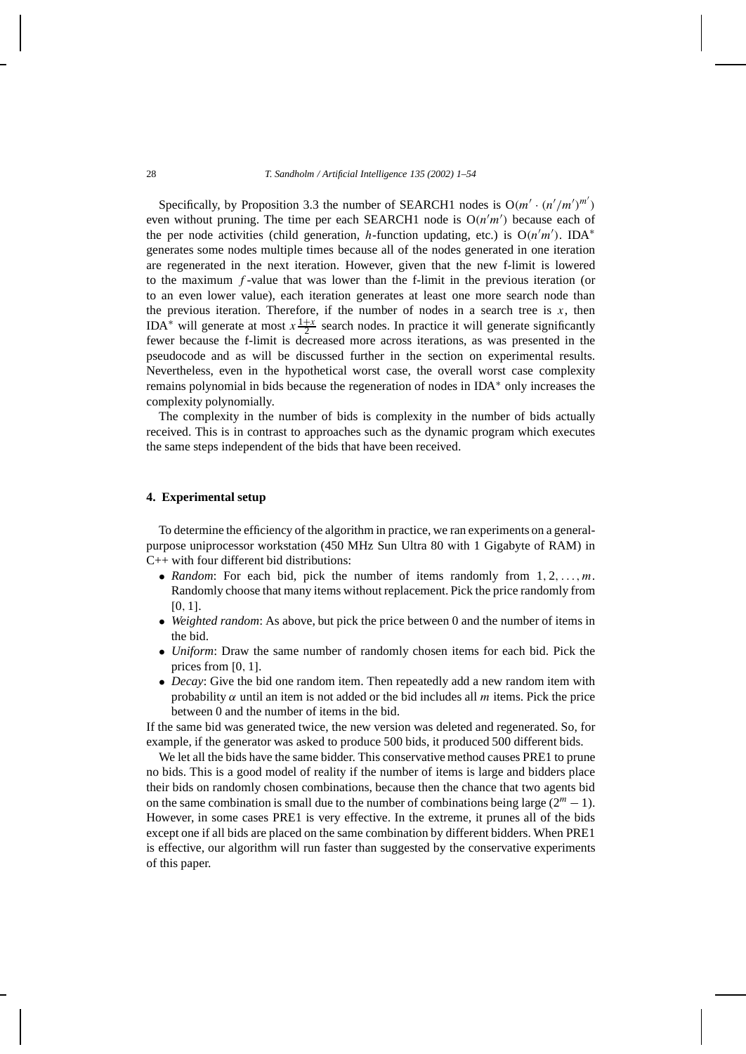Specifically, by Proposition 3.3 the number of SEARCH1 nodes is $O(m' \cdot (n'/m')^{m'})$ even without pruning. The time per each SEARCH1 node is $O(n'm')$ because each of the per node activities (child generation, $h$-function updating, etc.) is $O(n'm')$. IDA$^*$ generates some nodes multiple times because all of the nodes generated in one iteration are regenerated in the next iteration. However, given that the new f-limit is lowered to the maximum $f$-value that was lower than the f-limit in the previous iteration (or to an even lower value), each iteration generates at least one more search node than the previous iteration. Therefore, if the number of nodes in a search tree is $x$, then IDA$^*$ will generate at most $x\frac{1+x}{2}$ search nodes. In practice it will generate significantly fewer because the f-limit is decreased more across iterations, as was presented in the pseudocode and as will be discussed further in the section on experimental results. Nevertheless, even in the hypothetical worst case, the overall worst case complexity remains polynomial in bids because the regeneration of nodes in IDA$^*$ only increases the complexity polynomially.

The complexity in the number of bids is complexity in the number of bids actually received. This is in contrast to approaches such as the dynamic program which executes the same steps independent of the bids that have been received.

## 4. Experimental setup

To determine the efficiency of the algorithm in practice, we ran experiments on a general-purpose uniprocessor workstation (450 MHz Sun Ultra 80 with 1 Gigabyte of RAM) in C++ with four different bid distributions:

- *Random*: For each bid, pick the number of items randomly from $1, 2, \ldots, m$. Randomly choose that many items without replacement. Pick the price randomly from $[0, 1]$.
- *Weighted random*: As above, but pick the price between 0 and the number of items in the bid.
- *Uniform*: Draw the same number of randomly chosen items for each bid. Pick the prices from $[0, 1]$.
- *Decay*: Give the bid one random item. Then repeatedly add a new random item with probability $\alpha$ until an item is not added or the bid includes all $m$ items. Pick the price between 0 and the number of items in the bid.

If the same bid was generated twice, the new version was deleted and regenerated. So, for example, if the generator was asked to produce 500 bids, it produced 500 different bids.

We let all the bids have the same bidder. This conservative method causes PRE1 to prune no bids. This is a good model of reality if the number of items is large and bidders place their bids on randomly chosen combinations, because then the chance that two agents bid on the same combination is small due to the number of combinations being large ($2^m - 1$). However, in some cases PRE1 is very effective. In the extreme, it prunes all of the bids except one if all bids are placed on the same combination by different bidders. When PRE1 is effective, our algorithm will run faster than suggested by the conservative experiments of this paper.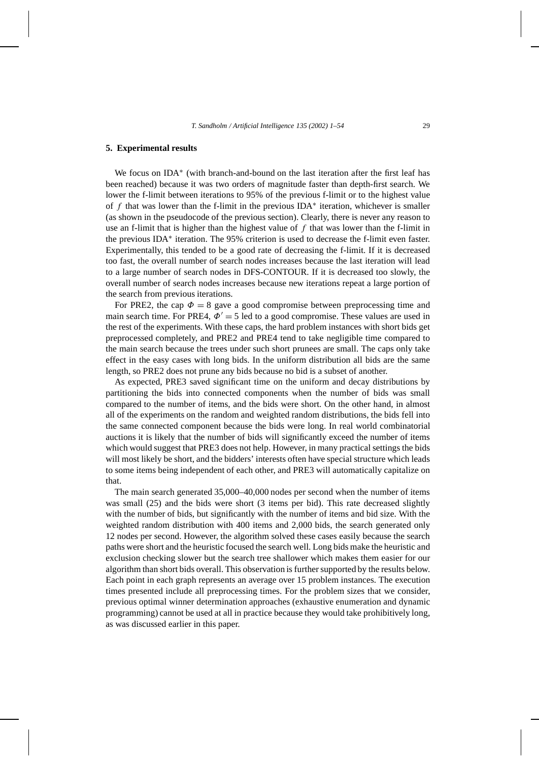## 5. Experimental results

We focus on IDA$^*$ (with branch-and-bound on the last iteration after the first leaf has been reached) because it was two orders of magnitude faster than depth-first search. We lower the f-limit between iterations to 95% of the previous f-limit or to the highest value of $f$ that was lower than the f-limit in the previous IDA$^*$ iteration, whichever is smaller (as shown in the pseudocode of the previous section). Clearly, there is never any reason to use an f-limit that is higher than the highest value of $f$ that was lower than the f-limit in the previous IDA$^*$ iteration. The 95% criterion is used to decrease the f-limit even faster. Experimentally, this tended to be a good rate of decreasing the f-limit. If it is decreased too fast, the overall number of search nodes increases because the last iteration will lead to a large number of search nodes in DFS-CONTOUR. If it is decreased too slowly, the overall number of search nodes increases because new iterations repeat a large portion of the search from previous iterations.

For PRE2, the cap $\Phi = 8$ gave a good compromise between preprocessing time and main search time. For PRE4, $\Phi' = 5$ led to a good compromise. These values are used in the rest of the experiments. With these caps, the hard problem instances with short bids get preprocessed completely, and PRE2 and PRE4 tend to take negligible time compared to the main search because the trees under such short prunees are small. The caps only take effect in the easy cases with long bids. In the uniform distribution all bids are the same length, so PRE2 does not prune any bids because no bid is a subset of another.

As expected, PRE3 saved significant time on the uniform and decay distributions by partitioning the bids into connected components when the number of bids was small compared to the number of items, and the bids were short. On the other hand, in almost all of the experiments on the random and weighted random distributions, the bids fell into the same connected component because the bids were long. In real world combinatorial auctions it is likely that the number of bids will significantly exceed the number of items which would suggest that PRE3 does not help. However, in many practical settings the bids will most likely be short, and the bidders' interests often have special structure which leads to some items being independent of each other, and PRE3 will automatically capitalize on that.

The main search generated 35,000–40,000 nodes per second when the number of items was small (25) and the bids were short (3 items per bid). This rate decreased slightly with the number of bids, but significantly with the number of items and bid size. With the weighted random distribution with 400 items and 2,000 bids, the search generated only 12 nodes per second. However, the algorithm solved these cases easily because the search paths were short and the heuristic focused the search well. Long bids make the heuristic and exclusion checking slower but the search tree shallower which makes them easier for our algorithm than short bids overall. This observation is further supported by the results below. Each point in each graph represents an average over 15 problem instances. The execution times presented include all preprocessing times. For the problem sizes that we consider, previous optimal winner determination approaches (exhaustive enumeration and dynamic programming) cannot be used at all in practice because they would take prohibitively long, as was discussed earlier in this paper.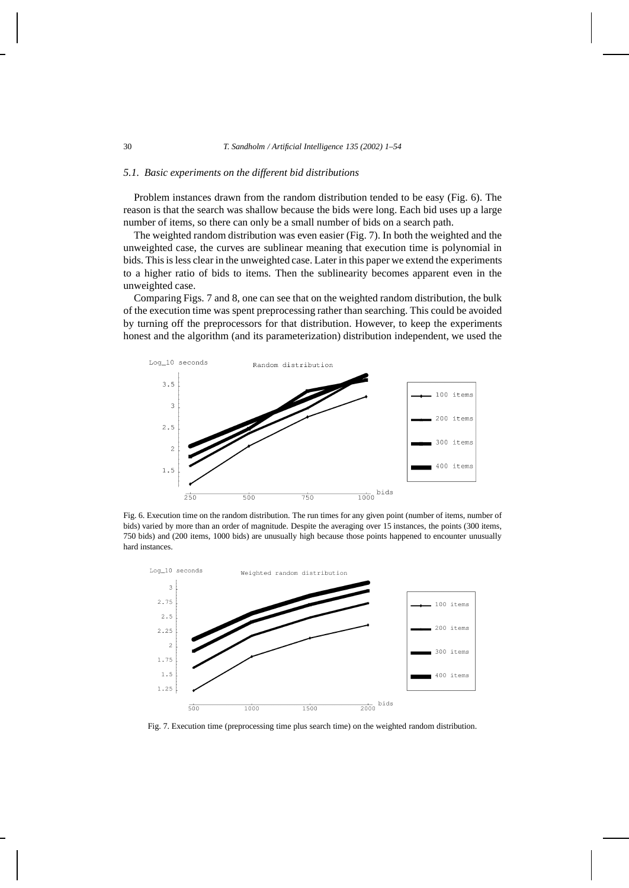### 5.1. Basic experiments on the different bid distributions

Problem instances drawn from the random distribution tended to be easy (Fig. 6). The reason is that the search was shallow because the bids were long. Each bid uses up a large number of items, so there can only be a small number of bids on a search path.

The weighted random distribution was even easier (Fig. 7). In both the weighted and the unweighted case, the curves are sublinear meaning that execution time is polynomial in bids. This is less clear in the unweighted case. Later in this paper we extend the experiments to a higher ratio of bids to items. Then the sublinearity becomes apparent even in the unweighted case.

Comparing Figs. 7 and 8, one can see that on the weighted random distribution, the bulk of the execution time was spent preprocessing rather than searching. This could be avoided by turning off the preprocessors for that distribution. However, to keep the experiments honest and the algorithm (and its parameterization) distribution independent, we used the

Fig. 6. Execution time on the random distribution. The run times for any given point (number of items, number of bids) varied by more than an order of magnitude. Despite the averaging over 15 instances, the points (300 items, 750 bids) and (200 items, 1000 bids) are unusually high because those points happened to encounter unusually hard instances.

Fig. 7. Execution time (preprocessing time plus search time) on the weighted random distribution.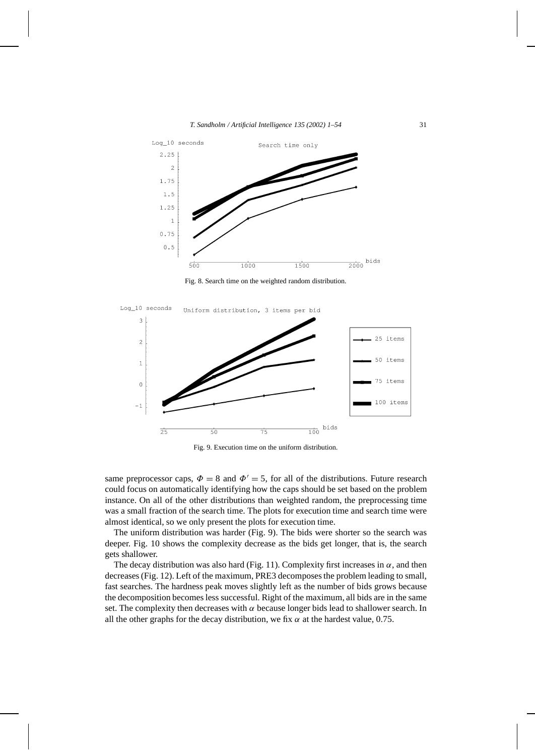Fig. 8. Search time on the weighted random distribution.

Fig. 9. Execution time on the uniform distribution.

same preprocessor caps, $\Phi = 8$ and $\Phi' = 5$, for all of the distributions. Future research could focus on automatically identifying how the caps should be set based on the problem instance. On all of the other distributions than weighted random, the preprocessing time was a small fraction of the search time. The plots for execution time and search time were almost identical, so we only present the plots for execution time.

The uniform distribution was harder (Fig. 9). The bids were shorter so the search was deeper. Fig. 10 shows the complexity decrease as the bids get longer, that is, the search gets shallower.

The decay distribution was also hard (Fig. 11). Complexity first increases in $\alpha$, and then decreases (Fig. 12). Left of the maximum, PRE3 decomposes the problem leading to small, fast searches. The hardness peak moves slightly left as the number of bids grows because the decomposition becomes less successful. Right of the maximum, all bids are in the same set. The complexity then decreases with $\alpha$ because longer bids lead to shallower search. In all the other graphs for the decay distribution, we fix $\alpha$ at the hardest value, 0.75.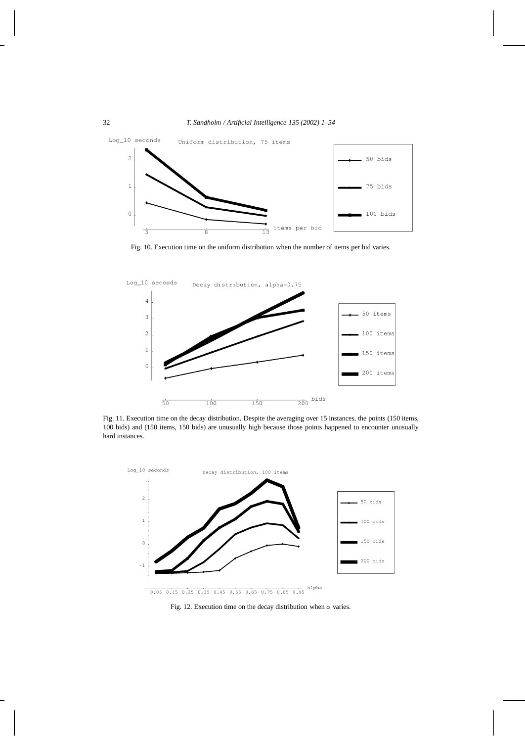Fig. 10. Execution time on the uniform distribution when the number of items per bid varies.

Fig. 11. Execution time on the decay distribution. Despite the averaging over 15 instances, the points (150 items, 100 bids) and (150 items, 150 bids) are unusually high because those points happened to encounter unusually hard instances.

Fig. 12. Execution time on the decay distribution when $\alpha$ varies.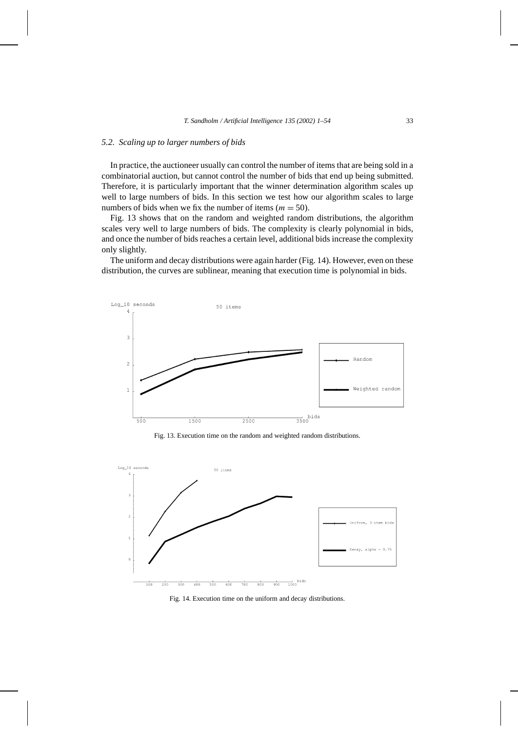### 5.2. Scaling up to larger numbers of bids

In practice, the auctioneer usually can control the number of items that are being sold in a combinatorial auction, but cannot control the number of bids that end up being submitted. Therefore, it is particularly important that the winner determination algorithm scales up well to large numbers of bids. In this section we test how our algorithm scales to large numbers of bids when we fix the number of items ($m = 50$).

Fig. 13 shows that on the random and weighted random distributions, the algorithm scales very well to large numbers of bids. The complexity is clearly polynomial in bids, and once the number of bids reaches a certain level, additional bids increase the complexity only slightly.

The uniform and decay distributions were again harder (Fig. 14). However, even on these distribution, the curves are sublinear, meaning that execution time is polynomial in bids.

Fig. 13. Execution time on the random and weighted random distributions.

Fig. 14. Execution time on the uniform and decay distributions.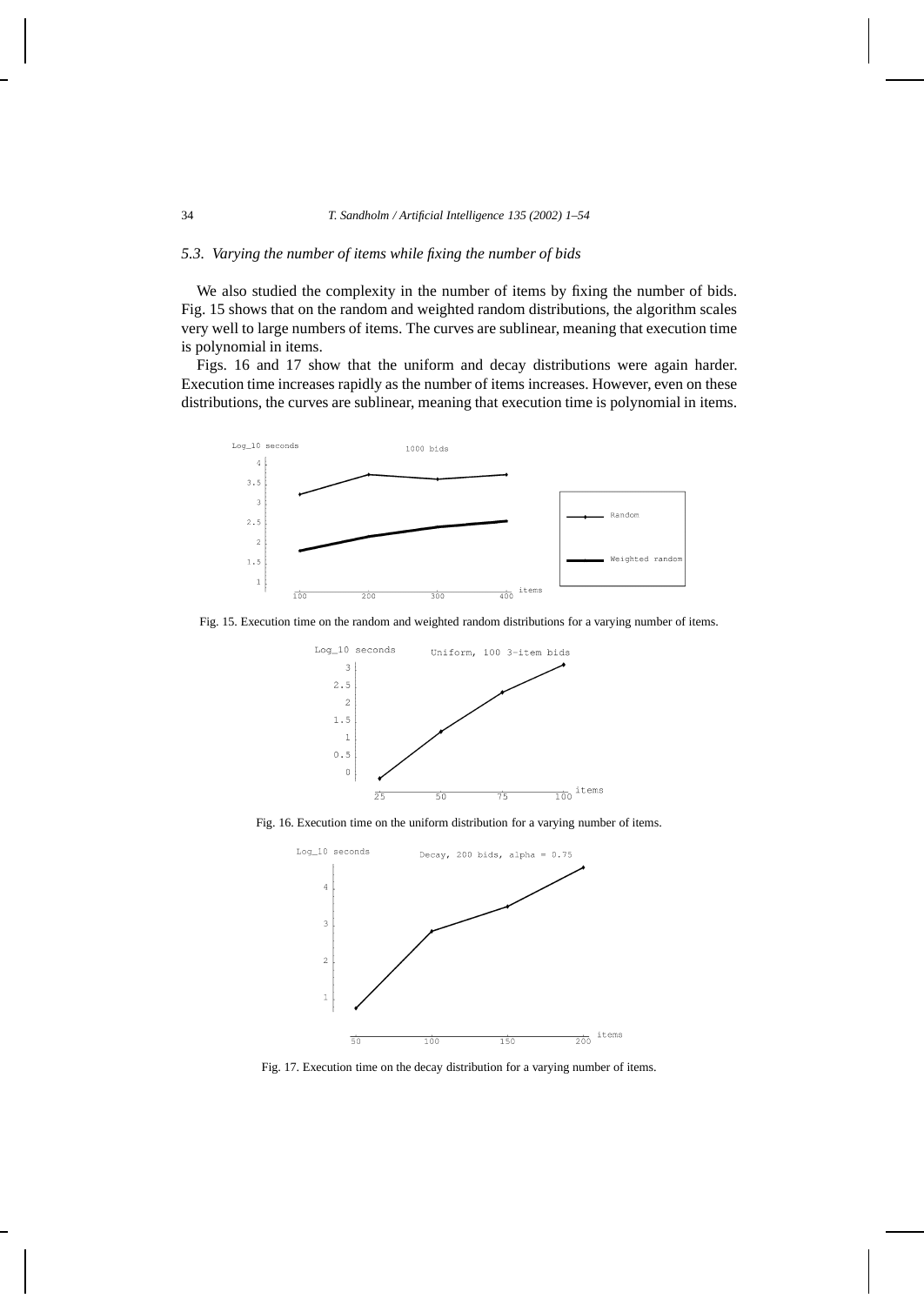### 5.3. Varying the number of items while fixing the number of bids

We also studied the complexity in the number of items by fixing the number of bids. Fig. 15 shows that on the random and weighted random distributions, the algorithm scales very well to large numbers of items. The curves are sublinear, meaning that execution time is polynomial in items.

Figs. 16 and 17 show that the uniform and decay distributions were again harder. Execution time increases rapidly as the number of items increases. However, even on these distributions, the curves are sublinear, meaning that execution time is polynomial in items.

Fig. 15. Execution time on the random and weighted random distributions for a varying number of items.

Fig. 16. Execution time on the uniform distribution for a varying number of items.

Fig. 17. Execution time on the decay distribution for a varying number of items.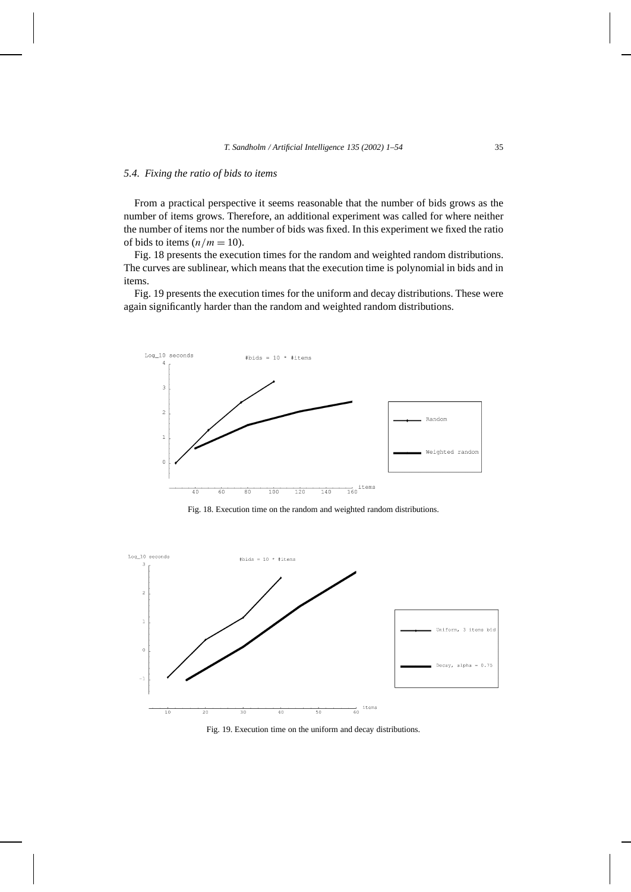### 5.4. Fixing the ratio of bids to items

From a practical perspective it seems reasonable that the number of bids grows as the number of items grows. Therefore, an additional experiment was called for where neither the number of items nor the number of bids was fixed. In this experiment we fixed the ratio of bids to items ($n/m = 10$).

Fig. 18 presents the execution times for the random and weighted random distributions. The curves are sublinear, which means that the execution time is polynomial in bids and in items.

Fig. 19 presents the execution times for the uniform and decay distributions. These were again significantly harder than the random and weighted random distributions.

Fig. 18. Execution time on the random and weighted random distributions.

Fig. 19. Execution time on the uniform and decay distributions.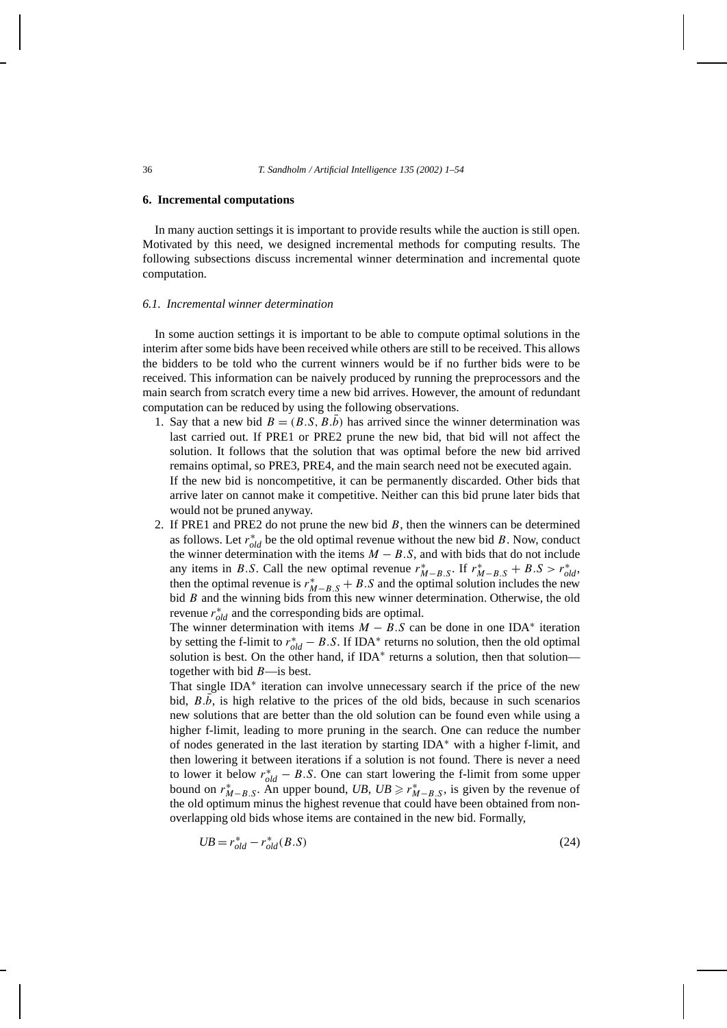## 6. Incremental computations

In many auction settings it is important to provide results while the auction is still open. Motivated by this need, we designed incremental methods for computing results. The following subsections discuss incremental winner determination and incremental quote computation.

### 6.1. Incremental winner determination

In some auction settings it is important to be able to compute optimal solutions in the interim after some bids have been received while others are still to be received. This allows the bidders to be told who the current winners would be if no further bids were to be received. This information can be naively produced by running the preprocessors and the main search from scratch every time a new bid arrives. However, the amount of redundant computation can be reduced by using the following observations.

1. Say that a new bid $B = (B.S, B.\bar{b})$ has arrived since the winner determination was last carried out. If PRE1 or PRE2 prune the new bid, that bid will not affect the solution. It follows that the solution that was optimal before the new bid arrived remains optimal, so PRE3, PRE4, and the main search need not be executed again.

   If the new bid is noncompetitive, it can be permanently discarded. Other bids that arrive later on cannot make it competitive. Neither can this bid prune later bids that would not be pruned anyway.

2. If PRE1 and PRE2 do not prune the new bid $B$, then the winners can be determined as follows. Let $r^*_{old}$ be the old optimal revenue without the new bid $B$. Now, conduct the winner determination with the items $M - B.S$, and with bids that do not include any items in $B.S$. Call the new optimal revenue $r^*_{M-B.S}$. If $r^*_{M-B.S} + B.S > r^*_{old}$, then the optimal revenue is $r^*_{M-B.S} + B.S$ and the optimal solution includes the new bid $B$ and the winning bids from this new winner determination. Otherwise, the old revenue $r^*_{old}$ and the corresponding bids are optimal.

   The winner determination with items $M - B.S$ can be done in one IDA* iteration by setting the f-limit to $r^*_{old} - B.S$. If IDA* returns no solution, then the old optimal solution is best. On the other hand, if IDA* returns a solution, then that solution—together with bid $B$—is best.

   That single IDA* iteration can involve unnecessary search if the price of the new bid, $B.\bar{b}$, is high relative to the prices of the old bids, because in such scenarios new solutions that are better than the old solution can be found even while using a higher f-limit, leading to more pruning in the search. One can reduce the number of nodes generated in the last iteration by starting IDA* with a higher f-limit, and then lowering it between iterations if a solution is not found. There is never a need to lower it below $r^*_{old} - B.S$. One can start lowering the f-limit from some upper bound on $r^*_{M-B.S}$. An upper bound, $UB$, $UB \geqslant r^*_{M-B.S}$, is given by the revenue of the old optimum minus the highest revenue that could have been obtained from non-overlapping old bids whose items are contained in the new bid. Formally,

$$UB = r^*_{old} - r^*_{old}(B.S) \tag{24}$$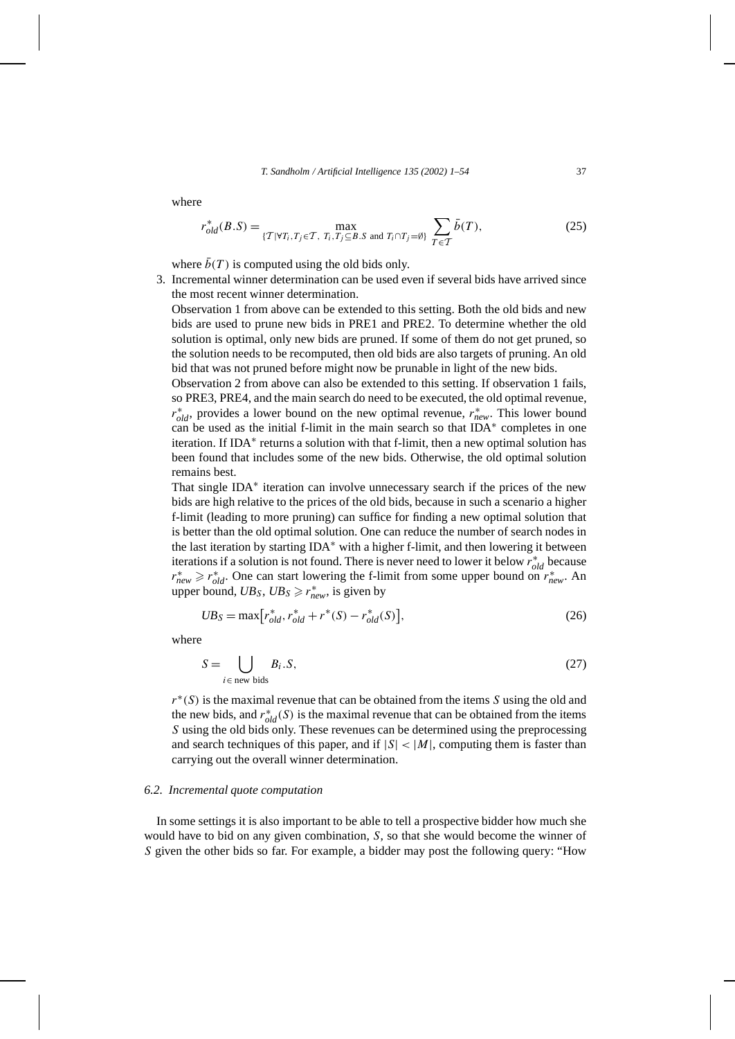where

$$r^*_{old}(B.S) = \max_{\{\mathcal{T} \mid \forall T_i, T_j \in \mathcal{T},\ T_i, T_j \subseteq B.S \text{ and } T_i \cap T_j = \emptyset\}} \sum_{T \in \mathcal{T}} \bar{b}(T), \tag{25}$$

where $\bar{b}(T)$ is computed using the old bids only.

3. Incremental winner determination can be used even if several bids have arrived since the most recent winner determination.

   Observation 1 from above can be extended to this setting. Both the old bids and new bids are used to prune new bids in PRE1 and PRE2. To determine whether the old solution is optimal, only new bids are pruned. If some of them do not get pruned, so the solution needs to be recomputed, then old bids are also targets of pruning. An old bid that was not pruned before might now be prunable in light of the new bids.

   Observation 2 from above can also be extended to this setting. If observation 1 fails, so PRE3, PRE4, and the main search do need to be executed, the old optimal revenue, $r^*_{old}$, provides a lower bound on the new optimal revenue, $r^*_{new}$. This lower bound can be used as the initial f-limit in the main search so that IDA* completes in one iteration. If IDA* returns a solution with that f-limit, then a new optimal solution has been found that includes some of the new bids. Otherwise, the old optimal solution remains best.

   That single IDA* iteration can involve unnecessary search if the prices of the new bids are high relative to the prices of the old bids, because in such a scenario a higher f-limit (leading to more pruning) can suffice for finding a new optimal solution that is better than the old optimal solution. One can reduce the number of search nodes in the last iteration by starting IDA* with a higher f-limit, and then lowering it between iterations if a solution is not found. There is never need to lower it below $r^*_{old}$ because $r^*_{new} \geqslant r^*_{old}$. One can start lowering the f-limit from some upper bound on $r^*_{new}$. An upper bound, $UB_S$, $UB_S \geqslant r^*_{new}$, is given by

$$UB_S = \max\left[r^*_{old}, r^*_{old} + r^*(S) - r^*_{old}(S)\right], \tag{26}$$

   where

$$S = \bigcup_{i \in \text{ new bids}} B_i.S, \tag{27}$$

   $r^*(S)$ is the maximal revenue that can be obtained from the items $S$ using the old and the new bids, and $r^*_{old}(S)$ is the maximal revenue that can be obtained from the items $S$ using the old bids only. These revenues can be determined using the preprocessing and search techniques of this paper, and if $|S| < |M|$, computing them is faster than carrying out the overall winner determination.

### 6.2. Incremental quote computation

In some settings it is also important to be able to tell a prospective bidder how much she would have to bid on any given combination, $S$, so that she would become the winner of $S$ given the other bids so far. For example, a bidder may post the following query: "How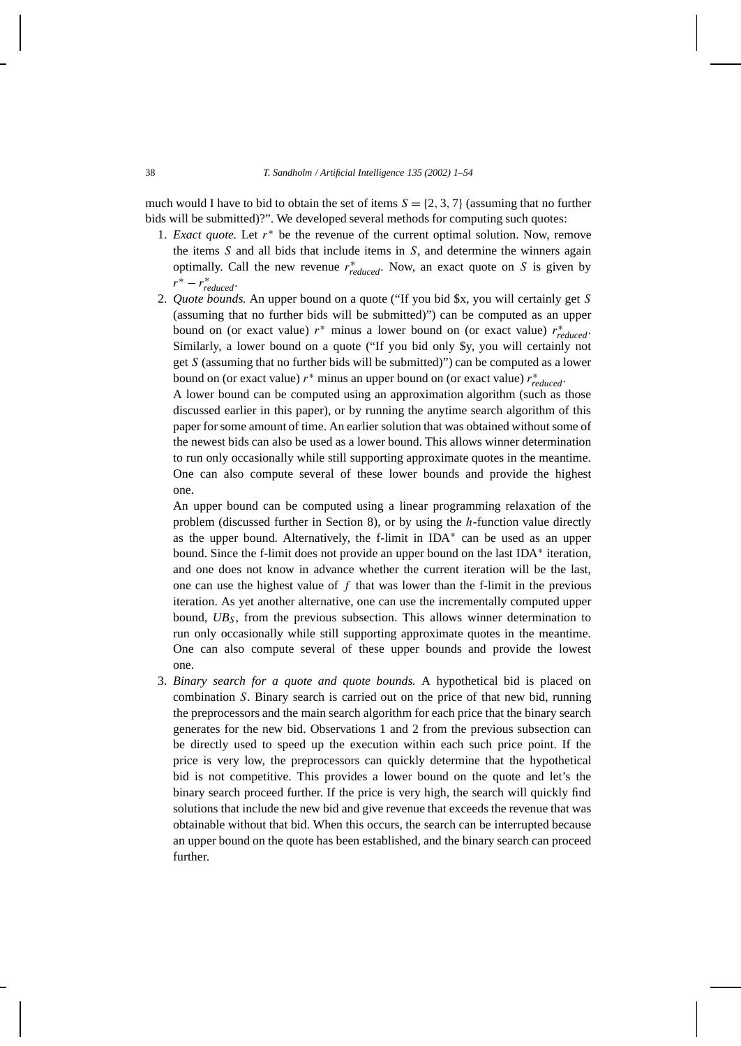much would I have to bid to obtain the set of items $S = \{2, 3, 7\}$ (assuming that no further bids will be submitted)?". We developed several methods for computing such quotes:

1. *Exact quote.* Let $r^*$ be the revenue of the current optimal solution. Now, remove the items $S$ and all bids that include items in $S$, and determine the winners again optimally. Call the new revenue $r^*_{reduced}$. Now, an exact quote on $S$ is given by $r^* - r^*_{reduced}$.
2. *Quote bounds.* An upper bound on a quote ("If you bid \$x, you will certainly get $S$ (assuming that no further bids will be submitted)") can be computed as an upper bound on (or exact value) $r^*$ minus a lower bound on (or exact value) $r^*_{reduced}$. Similarly, a lower bound on a quote ("If you bid only \$y, you will certainly not get $S$ (assuming that no further bids will be submitted)") can be computed as a lower bound on (or exact value) $r^*$ minus an upper bound on (or exact value) $r^*_{reduced}$.

   A lower bound can be computed using an approximation algorithm (such as those discussed earlier in this paper), or by running the anytime search algorithm of this paper for some amount of time. An earlier solution that was obtained without some of the newest bids can also be used as a lower bound. This allows winner determination to run only occasionally while still supporting approximate quotes in the meantime. One can also compute several of these lower bounds and provide the highest one.

   An upper bound can be computed using a linear programming relaxation of the problem (discussed further in Section 8), or by using the $h$-function value directly as the upper bound. Alternatively, the f-limit in IDA* can be used as an upper bound. Since the f-limit does not provide an upper bound on the last IDA* iteration, and one does not know in advance whether the current iteration will be the last, one can use the highest value of $f$ that was lower than the f-limit in the previous iteration. As yet another alternative, one can use the incrementally computed upper bound, $UB_S$, from the previous subsection. This allows winner determination to run only occasionally while still supporting approximate quotes in the meantime. One can also compute several of these upper bounds and provide the lowest one.
3. *Binary search for a quote and quote bounds.* A hypothetical bid is placed on combination $S$. Binary search is carried out on the price of that new bid, running the preprocessors and the main search algorithm for each price that the binary search generates for the new bid. Observations 1 and 2 from the previous subsection can be directly used to speed up the execution within each such price point. If the price is very low, the preprocessors can quickly determine that the hypothetical bid is not competitive. This provides a lower bound on the quote and let's the binary search proceed further. If the price is very high, the search will quickly find solutions that include the new bid and give revenue that exceeds the revenue that was obtainable without that bid. When this occurs, the search can be interrupted because an upper bound on the quote has been established, and the binary search can proceed further.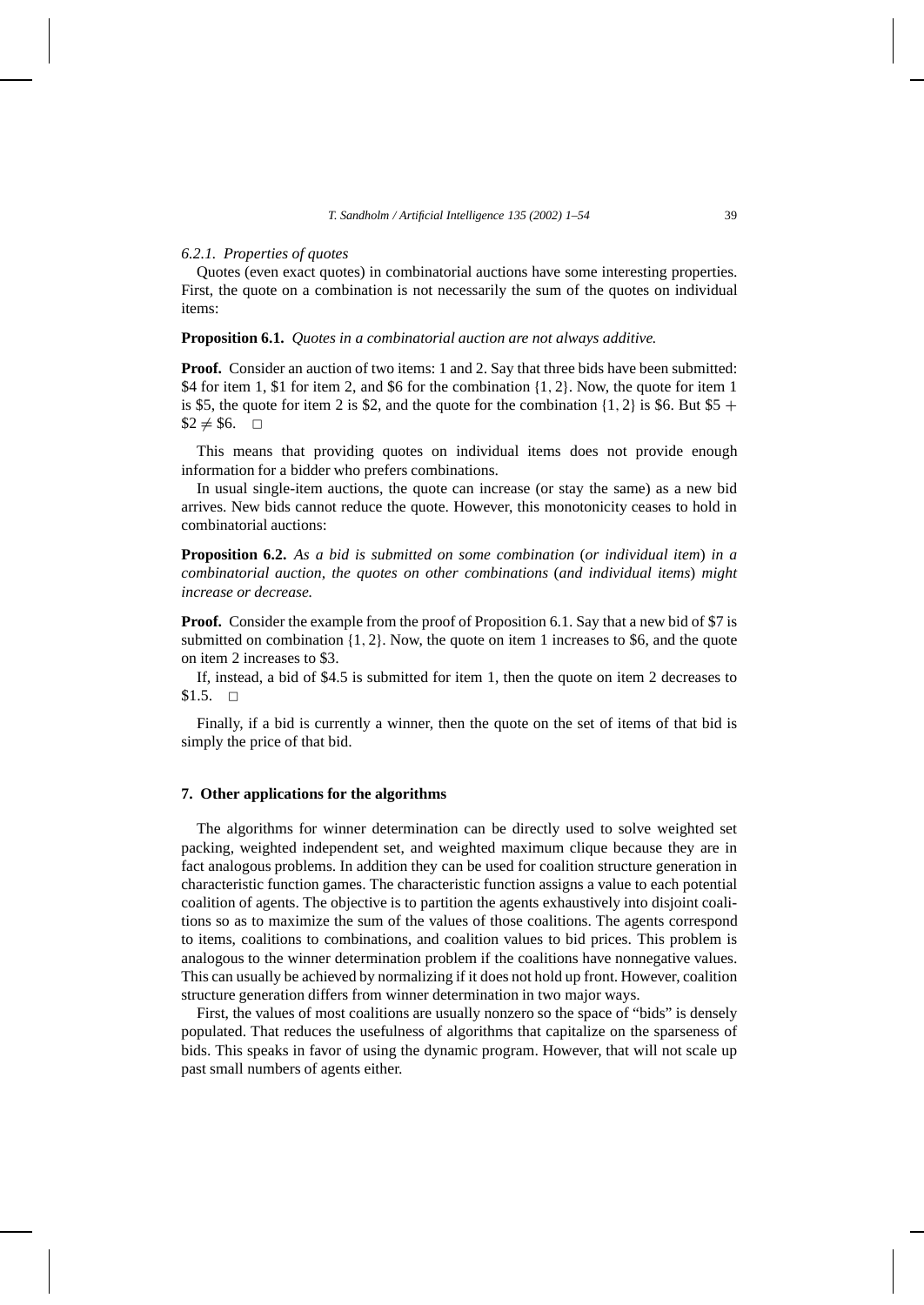#### 6.2.1. Properties of quotes

Quotes (even exact quotes) in combinatorial auctions have some interesting properties. First, the quote on a combination is not necessarily the sum of the quotes on individual items:

**Proposition 6.1.** *Quotes in a combinatorial auction are not always additive.*

**Proof.** Consider an auction of two items: 1 and 2. Say that three bids have been submitted: \$4 for item 1, \$1 for item 2, and \$6 for the combination $\{1, 2\}$. Now, the quote for item 1 is \$5, the quote for item 2 is \$2, and the quote for the combination $\{1, 2\}$ is \$6. But $\$5 + \$2 \neq \$6$. □

This means that providing quotes on individual items does not provide enough information for a bidder who prefers combinations.

In usual single-item auctions, the quote can increase (or stay the same) as a new bid arrives. New bids cannot reduce the quote. However, this monotonicity ceases to hold in combinatorial auctions:

**Proposition 6.2.** *As a bid is submitted on some combination (or individual item) in a combinatorial auction, the quotes on other combinations (and individual items) might increase or decrease.*

**Proof.** Consider the example from the proof of Proposition 6.1. Say that a new bid of \$7 is submitted on combination $\{1, 2\}$. Now, the quote on item 1 increases to \$6, and the quote on item 2 increases to \$3.

If, instead, a bid of \$4.5 is submitted for item 1, then the quote on item 2 decreases to \$1.5. □

Finally, if a bid is currently a winner, then the quote on the set of items of that bid is simply the price of that bid.

## 7. Other applications for the algorithms

The algorithms for winner determination can be directly used to solve weighted set packing, weighted independent set, and weighted maximum clique because they are in fact analogous problems. In addition they can be used for coalition structure generation in characteristic function games. The characteristic function assigns a value to each potential coalition of agents. The objective is to partition the agents exhaustively into disjoint coalitions so as to maximize the sum of the values of those coalitions. The agents correspond to items, coalitions to combinations, and coalition values to bid prices. This problem is analogous to the winner determination problem if the coalitions have nonnegative values. This can usually be achieved by normalizing if it does not hold up front. However, coalition structure generation differs from winner determination in two major ways.

First, the values of most coalitions are usually nonzero so the space of "bids" is densely populated. That reduces the usefulness of algorithms that capitalize on the sparseness of bids. This speaks in favor of using the dynamic program. However, that will not scale up past small numbers of agents either.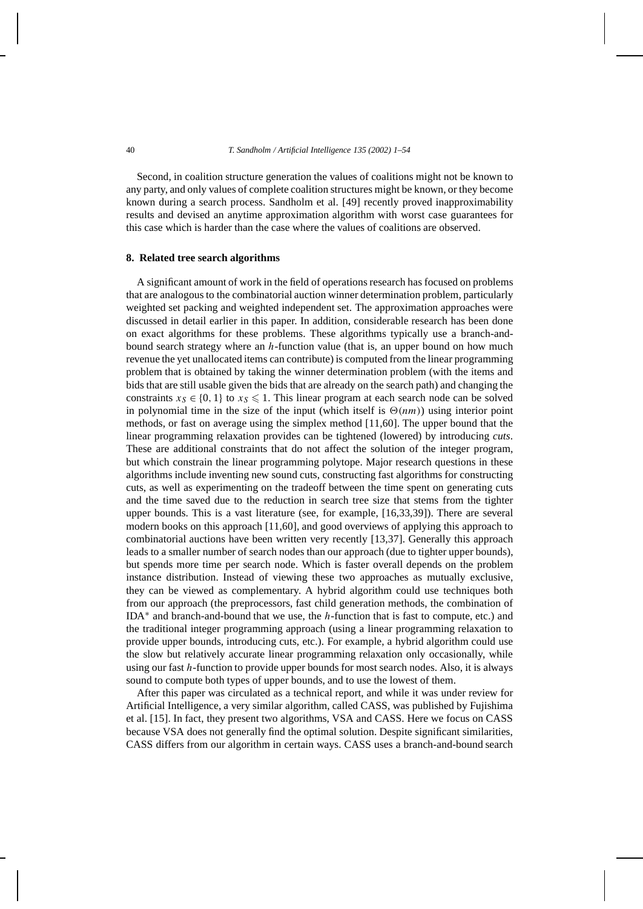Second, in coalition structure generation the values of coalitions might not be known to any party, and only values of complete coalition structures might be known, or they become known during a search process. Sandholm et al. [49] recently proved inapproximability results and devised an anytime approximation algorithm with worst case guarantees for this case which is harder than the case where the values of coalitions are observed.

## 8. Related tree search algorithms

A significant amount of work in the field of operations research has focused on problems that are analogous to the combinatorial auction winner determination problem, particularly weighted set packing and weighted independent set. The approximation approaches were discussed in detail earlier in this paper. In addition, considerable research has been done on exact algorithms for these problems. These algorithms typically use a branch-and-bound search strategy where an $h$-function value (that is, an upper bound on how much revenue the yet unallocated items can contribute) is computed from the linear programming problem that is obtained by taking the winner determination problem (with the items and bids that are still usable given the bids that are already on the search path) and changing the constraints $x_S \in \{0, 1\}$ to $x_S \leqslant 1$. This linear program at each search node can be solved in polynomial time in the size of the input (which itself is $\Theta(nm)$) using interior point methods, or fast on average using the simplex method [11,60]. The upper bound that the linear programming relaxation provides can be tightened (lowered) by introducing *cuts*. These are additional constraints that do not affect the solution of the integer program, but which constrain the linear programming polytope. Major research questions in these algorithms include inventing new sound cuts, constructing fast algorithms for constructing cuts, as well as experimenting on the tradeoff between the time spent on generating cuts and the time saved due to the reduction in search tree size that stems from the tighter upper bounds. This is a vast literature (see, for example, [16,33,39]). There are several modern books on this approach [11,60], and good overviews of applying this approach to combinatorial auctions have been written very recently [13,37]. Generally this approach leads to a smaller number of search nodes than our approach (due to tighter upper bounds), but spends more time per search node. Which is faster overall depends on the problem instance distribution. Instead of viewing these two approaches as mutually exclusive, they can be viewed as complementary. A hybrid algorithm could use techniques both from our approach (the preprocessors, fast child generation methods, the combination of IDA$^*$ and branch-and-bound that we use, the $h$-function that is fast to compute, etc.) and the traditional integer programming approach (using a linear programming relaxation to provide upper bounds, introducing cuts, etc.). For example, a hybrid algorithm could use the slow but relatively accurate linear programming relaxation only occasionally, while using our fast $h$-function to provide upper bounds for most search nodes. Also, it is always sound to compute both types of upper bounds, and to use the lowest of them.

After this paper was circulated as a technical report, and while it was under review for Artificial Intelligence, a very similar algorithm, called CASS, was published by Fujishima et al. [15]. In fact, they present two algorithms, VSA and CASS. Here we focus on CASS because VSA does not generally find the optimal solution. Despite significant similarities, CASS differs from our algorithm in certain ways. CASS uses a branch-and-bound search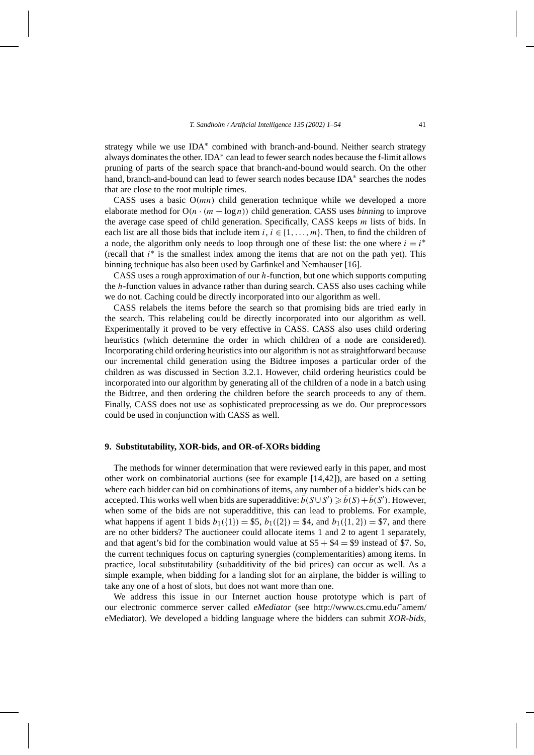strategy while we use IDA* combined with branch-and-bound. Neither search strategy always dominates the other. IDA* can lead to fewer search nodes because the f-limit allows pruning of parts of the search space that branch-and-bound would search. On the other hand, branch-and-bound can lead to fewer search nodes because IDA* searches the nodes that are close to the root multiple times.

CASS uses a basic $O(mn)$ child generation technique while we developed a more elaborate method for $O(n \cdot (m - \log n))$ child generation. CASS uses *binning* to improve the average case speed of child generation. Specifically, CASS keeps $m$ lists of bids. In each list are all those bids that include item $i$, $i \in \{1, \ldots, m\}$. Then, to find the children of a node, the algorithm only needs to loop through one of these list: the one where $i = i^*$ (recall that $i^*$ is the smallest index among the items that are not on the path yet). This binning technique has also been used by Garfinkel and Nemhauser [16].

CASS uses a rough approximation of our $h$-function, but one which supports computing the $h$-function values in advance rather than during search. CASS also uses caching while we do not. Caching could be directly incorporated into our algorithm as well.

CASS relabels the items before the search so that promising bids are tried early in the search. This relabeling could be directly incorporated into our algorithm as well. Experimentally it proved to be very effective in CASS. CASS also uses child ordering heuristics (which determine the order in which children of a node are considered). Incorporating child ordering heuristics into our algorithm is not as straightforward because our incremental child generation using the Bidtree imposes a particular order of the children as was discussed in Section 3.2.1. However, child ordering heuristics could be incorporated into our algorithm by generating all of the children of a node in a batch using the Bidtree, and then ordering the children before the search proceeds to any of them. Finally, CASS does not use as sophisticated preprocessing as we do. Our preprocessors could be used in conjunction with CASS as well.

## 9. Substitutability, XOR-bids, and OR-of-XORs bidding

The methods for winner determination that were reviewed early in this paper, and most other work on combinatorial auctions (see for example [14,42]), are based on a setting where each bidder can bid on combinations of items, any number of a bidder's bids can be accepted. This works well when bids are superadditive: $\bar{b}(S \cup S') \geqslant \bar{b}(S) + \bar{b}(S')$. However, when some of the bids are not superadditive, this can lead to problems. For example, what happens if agent 1 bids $b_1(\{1\}) = \$5$, $b_1(\{2\}) = \$4$, and $b_1(\{1,2\}) = \$7$, and there are no other bidders? The auctioneer could allocate items 1 and 2 to agent 1 separately, and that agent's bid for the combination would value at $\$5 + \$4 = \$9$ instead of \$7. So, the current techniques focus on capturing synergies (complementarities) among items. In practice, local substitutability (subadditivity of the bid prices) can occur as well. As a simple example, when bidding for a landing slot for an airplane, the bidder is willing to take any one of a host of slots, but does not want more than one.

We address this issue in our Internet auction house prototype which is part of our electronic commerce server called *eMediator* (see http://www.cs.cmu.edu/~amem/eMediator). We developed a bidding language where the bidders can submit *XOR-bids*,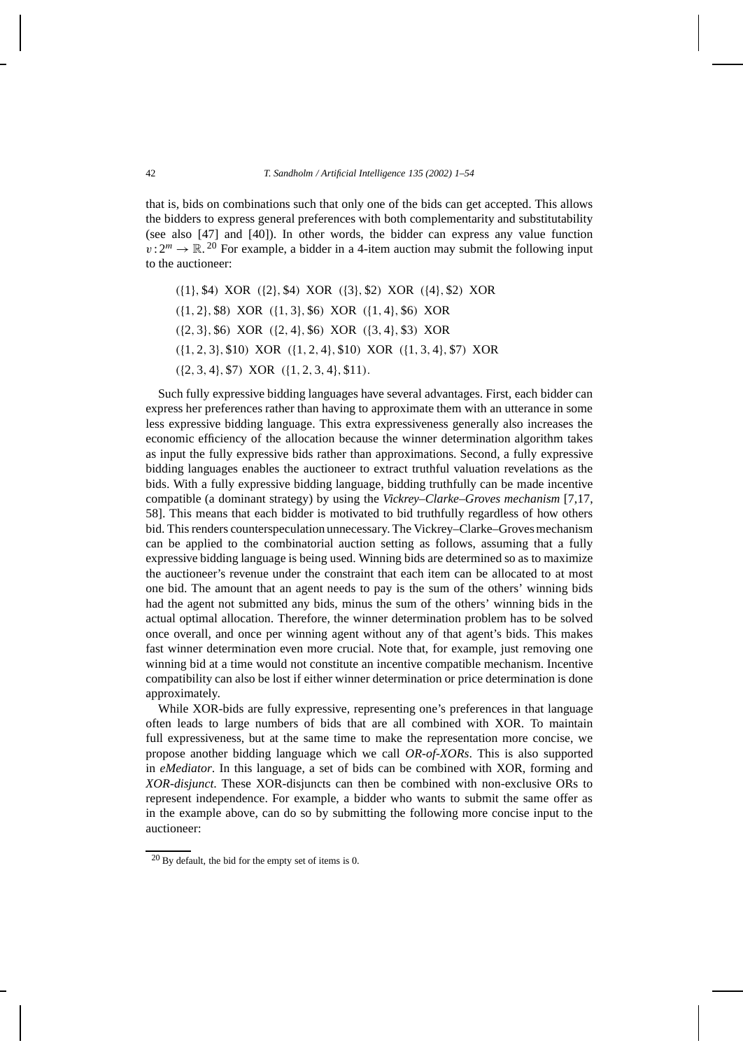that is, bids on combinations such that only one of the bids can get accepted. This allows the bidders to express general preferences with both complementarity and substitutability (see also [47] and [40]). In other words, the bidder can express any value function $v : 2^m \to \mathbb{R}$.[20] For example, a bidder in a 4-item auction may submit the following input to the auctioneer:

$$
\begin{aligned}
&(\{1\}, \$4) \text{ XOR } (\{2\}, \$4) \text{ XOR } (\{3\}, \$2) \text{ XOR } (\{4\}, \$2) \text{ XOR} \\
&(\{1, 2\}, \$8) \text{ XOR } (\{1, 3\}, \$6) \text{ XOR } (\{1, 4\}, \$6) \text{ XOR} \\
&(\{2, 3\}, \$6) \text{ XOR } (\{2, 4\}, \$6) \text{ XOR } (\{3, 4\}, \$3) \text{ XOR} \\
&(\{1, 2, 3\}, \$10) \text{ XOR } (\{1, 2, 4\}, \$10) \text{ XOR } (\{1, 3, 4\}, \$7) \text{ XOR} \\
&(\{2, 3, 4\}, \$7) \text{ XOR } (\{1, 2, 3, 4\}, \$11).
\end{aligned}
$$

Such fully expressive bidding languages have several advantages. First, each bidder can express her preferences rather than having to approximate them with an utterance in some less expressive bidding language. This extra expressiveness generally also increases the economic efficiency of the allocation because the winner determination algorithm takes as input the fully expressive bids rather than approximations. Second, a fully expressive bidding languages enables the auctioneer to extract truthful valuation revelations as the bids. With a fully expressive bidding language, bidding truthfully can be made incentive compatible (a dominant strategy) by using the *Vickrey–Clarke–Groves mechanism* [7,17, 58]. This means that each bidder is motivated to bid truthfully regardless of how others bid. This renders counterspeculation unnecessary. The Vickrey–Clarke–Groves mechanism can be applied to the combinatorial auction setting as follows, assuming that a fully expressive bidding language is being used. Winning bids are determined so as to maximize the auctioneer's revenue under the constraint that each item can be allocated to at most one bid. The amount that an agent needs to pay is the sum of the others' winning bids had the agent not submitted any bids, minus the sum of the others' winning bids in the actual optimal allocation. Therefore, the winner determination problem has to be solved once overall, and once per winning agent without any of that agent's bids. This makes fast winner determination even more crucial. Note that, for example, just removing one winning bid at a time would not constitute an incentive compatible mechanism. Incentive compatibility can also be lost if either winner determination or price determination is done approximately.

While XOR-bids are fully expressive, representing one's preferences in that language often leads to large numbers of bids that are all combined with XOR. To maintain full expressiveness, but at the same time to make the representation more concise, we propose another bidding language which we call *OR-of-XORs*. This is also supported in *eMediator*. In this language, a set of bids can be combined with XOR, forming and *XOR-disjunct*. These XOR-disjuncts can then be combined with non-exclusive ORs to represent independence. For example, a bidder who wants to submit the same offer as in the example above, can do so by submitting the following more concise input to the auctioneer:

[20] By default, the bid for the empty set of items is 0.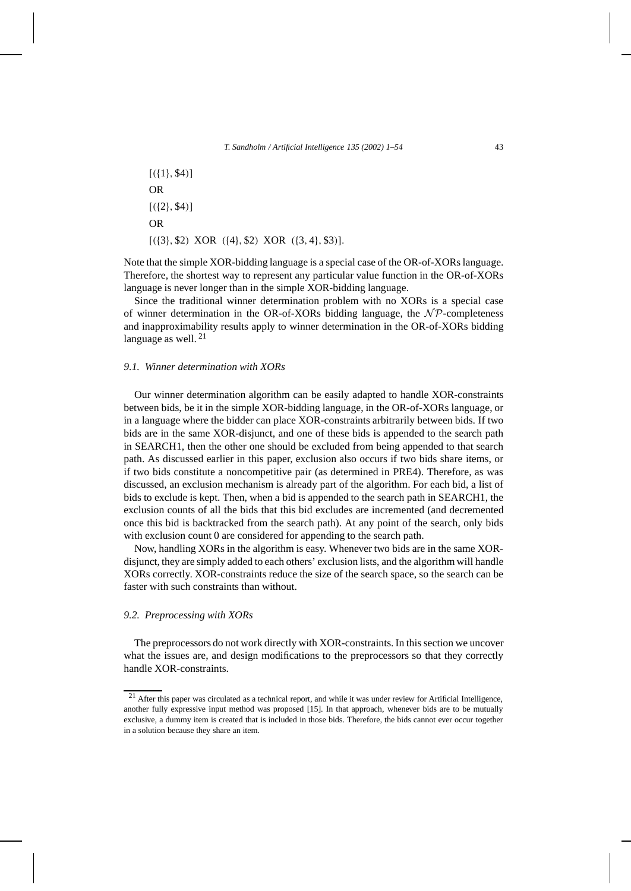[({1}, $4)]

OR

[({2}, $4)]

OR

[({3}, $2) XOR ({4}, $2) XOR ({3, 4}, $3)].

Note that the simple XOR-bidding language is a special case of the OR-of-XORs language. Therefore, the shortest way to represent any particular value function in the OR-of-XORs language is never longer than in the simple XOR-bidding language.

Since the traditional winner determination problem with no XORs is a special case of winner determination in the OR-of-XORs bidding language, the $\mathcal{NP}$-completeness and inapproximability results apply to winner determination in the OR-of-XORs bidding language as well. [21]

### *9.1. Winner determination with XORs*

Our winner determination algorithm can be easily adapted to handle XOR-constraints between bids, be it in the simple XOR-bidding language, in the OR-of-XORs language, or in a language where the bidder can place XOR-constraints arbitrarily between bids. If two bids are in the same XOR-disjunct, and one of these bids is appended to the search path in SEARCH1, then the other one should be excluded from being appended to that search path. As discussed earlier in this paper, exclusion also occurs if two bids share items, or if two bids constitute a noncompetitive pair (as determined in PRE4). Therefore, as was discussed, an exclusion mechanism is already part of the algorithm. For each bid, a list of bids to exclude is kept. Then, when a bid is appended to the search path in SEARCH1, the exclusion counts of all the bids that this bid excludes are incremented (and decremented once this bid is backtracked from the search path). At any point of the search, only bids with exclusion count 0 are considered for appending to the search path.

Now, handling XORs in the algorithm is easy. Whenever two bids are in the same XOR-disjunct, they are simply added to each others' exclusion lists, and the algorithm will handle XORs correctly. XOR-constraints reduce the size of the search space, so the search can be faster with such constraints than without.

### *9.2. Preprocessing with XORs*

The preprocessors do not work directly with XOR-constraints. In this section we uncover what the issues are, and design modifications to the preprocessors so that they correctly handle XOR-constraints.

[21] After this paper was circulated as a technical report, and while it was under review for Artificial Intelligence, another fully expressive input method was proposed [15]. In that approach, whenever bids are to be mutually exclusive, a dummy item is created that is included in those bids. Therefore, the bids cannot ever occur together in a solution because they share an item.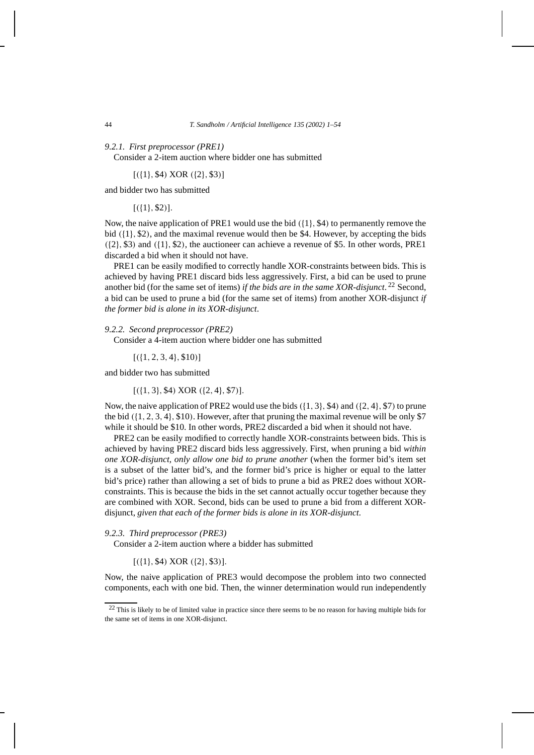#### 9.2.1. First preprocessor (PRE1)

Consider a 2-item auction where bidder one has submitted

$[(\{1\}, \$4)$ XOR $(\{2\}, \$3)]$

and bidder two has submitted

$[(\{1\}, \$2)]$.

Now, the naive application of PRE1 would use the bid $(\{1\}, \$4)$ to permanently remove the bid $(\{1\}, \$2)$, and the maximal revenue would then be \$4. However, by accepting the bids $(\{2\}, \$3)$ and $(\{1\}, \$2)$, the auctioneer can achieve a revenue of \$5. In other words, PRE1 discarded a bid when it should not have.

PRE1 can be easily modified to correctly handle XOR-constraints between bids. This is achieved by having PRE1 discard bids less aggressively. First, a bid can be used to prune another bid (for the same set of items) *if the bids are in the same XOR-disjunct*.[22] Second, a bid can be used to prune a bid (for the same set of items) from another XOR-disjunct *if the former bid is alone in its XOR-disjunct*.

#### 9.2.2. Second preprocessor (PRE2)

Consider a 4-item auction where bidder one has submitted

$[(\{1, 2, 3, 4\}, \$10)]$

and bidder two has submitted

$[(\{1, 3\}, \$4)$ XOR $(\{2, 4\}, \$7)]$.

Now, the naive application of PRE2 would use the bids $(\{1, 3\}, \$4)$ and $(\{2, 4\}, \$7)$ to prune the bid $(\{1, 2, 3, 4\}, \$10)$. However, after that pruning the maximal revenue will be only \$7 while it should be \$10. In other words, PRE2 discarded a bid when it should not have.

PRE2 can be easily modified to correctly handle XOR-constraints between bids. This is achieved by having PRE2 discard bids less aggressively. First, when pruning a bid *within one XOR-disjunct, only allow one bid to prune another* (when the former bid's item set is a subset of the latter bid's, and the former bid's price is higher or equal to the latter bid's price) rather than allowing a set of bids to prune a bid as PRE2 does without XOR-constraints. This is because the bids in the set cannot actually occur together because they are combined with XOR. Second, bids can be used to prune a bid from a different XOR-disjunct, *given that each of the former bids is alone in its XOR-disjunct*.

#### 9.2.3. Third preprocessor (PRE3)

Consider a 2-item auction where a bidder has submitted

$[(\{1\}, \$4)$ XOR $(\{2\}, \$3)]$.

Now, the naive application of PRE3 would decompose the problem into two connected components, each with one bid. Then, the winner determination would run independently

[22] This is likely to be of limited value in practice since there seems to be no reason for having multiple bids for the same set of items in one XOR-disjunct.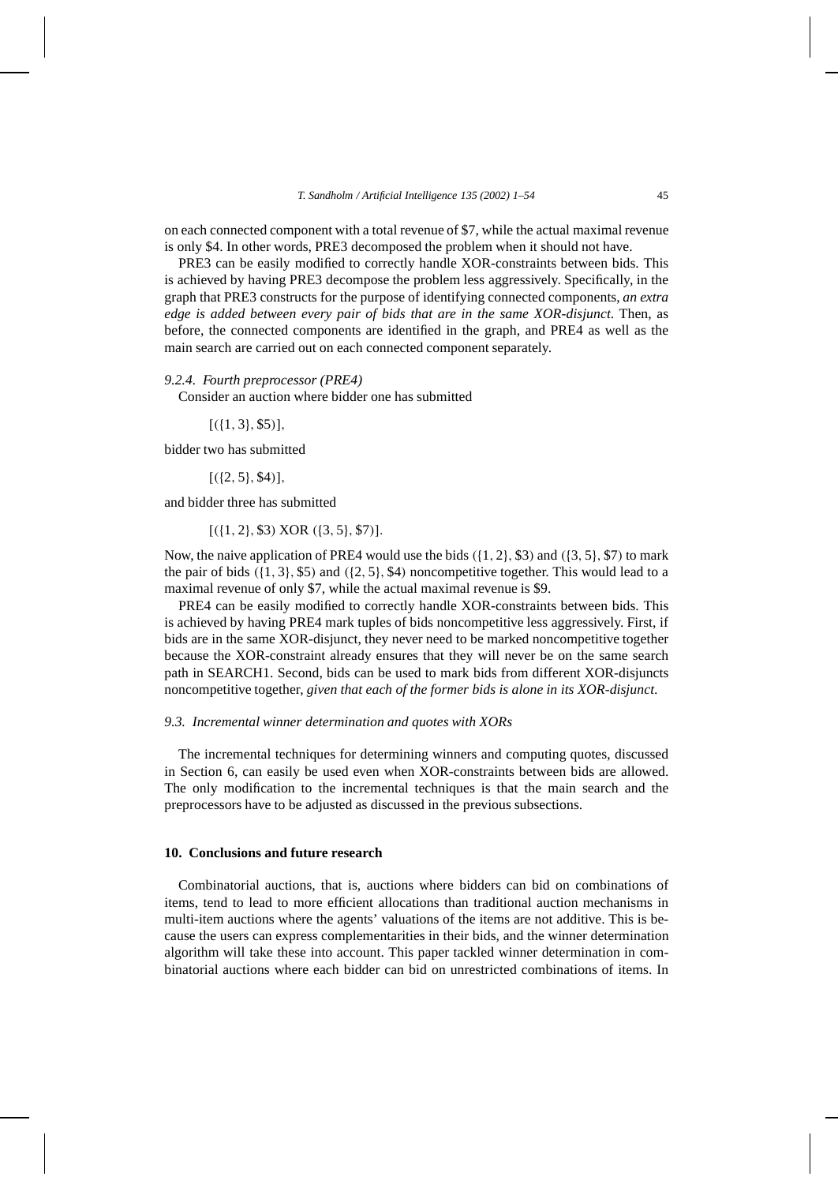on each connected component with a total revenue of \$7, while the actual maximal revenue is only \$4. In other words, PRE3 decomposed the problem when it should not have.

PRE3 can be easily modified to correctly handle XOR-constraints between bids. This is achieved by having PRE3 decompose the problem less aggressively. Specifically, in the graph that PRE3 constructs for the purpose of identifying connected components, *an extra edge is added between every pair of bids that are in the same XOR-disjunct*. Then, as before, the connected components are identified in the graph, and PRE4 as well as the main search are carried out on each connected component separately.

#### 9.2.4. Fourth preprocessor (PRE4)

Consider an auction where bidder one has submitted

$[(\{1, 3\}, \$5)]$,

bidder two has submitted

$[(\{2, 5\}, \$4)]$,

and bidder three has submitted

$[(\{1, 2\}, \$3) \text{ XOR } (\{3, 5\}, \$7)]$.

Now, the naive application of PRE4 would use the bids $(\{1, 2\}, \$3)$ and $(\{3, 5\}, \$7)$ to mark the pair of bids $(\{1, 3\}, \$5)$ and $(\{2, 5\}, \$4)$ noncompetitive together. This would lead to a maximal revenue of only \$7, while the actual maximal revenue is \$9.

PRE4 can be easily modified to correctly handle XOR-constraints between bids. This is achieved by having PRE4 mark tuples of bids noncompetitive less aggressively. First, if bids are in the same XOR-disjunct, they never need to be marked noncompetitive together because the XOR-constraint already ensures that they will never be on the same search path in SEARCH1. Second, bids can be used to mark bids from different XOR-disjuncts noncompetitive together, *given that each of the former bids is alone in its XOR-disjunct*.

### 9.3. Incremental winner determination and quotes with XORs

The incremental techniques for determining winners and computing quotes, discussed in Section 6, can easily be used even when XOR-constraints between bids are allowed. The only modification to the incremental techniques is that the main search and the preprocessors have to be adjusted as discussed in the previous subsections.

## 10. Conclusions and future research

Combinatorial auctions, that is, auctions where bidders can bid on combinations of items, tend to lead to more efficient allocations than traditional auction mechanisms in multi-item auctions where the agents' valuations of the items are not additive. This is because the users can express complementarities in their bids, and the winner determination algorithm will take these into account. This paper tackled winner determination in combinatorial auctions where each bidder can bid on unrestricted combinations of items. In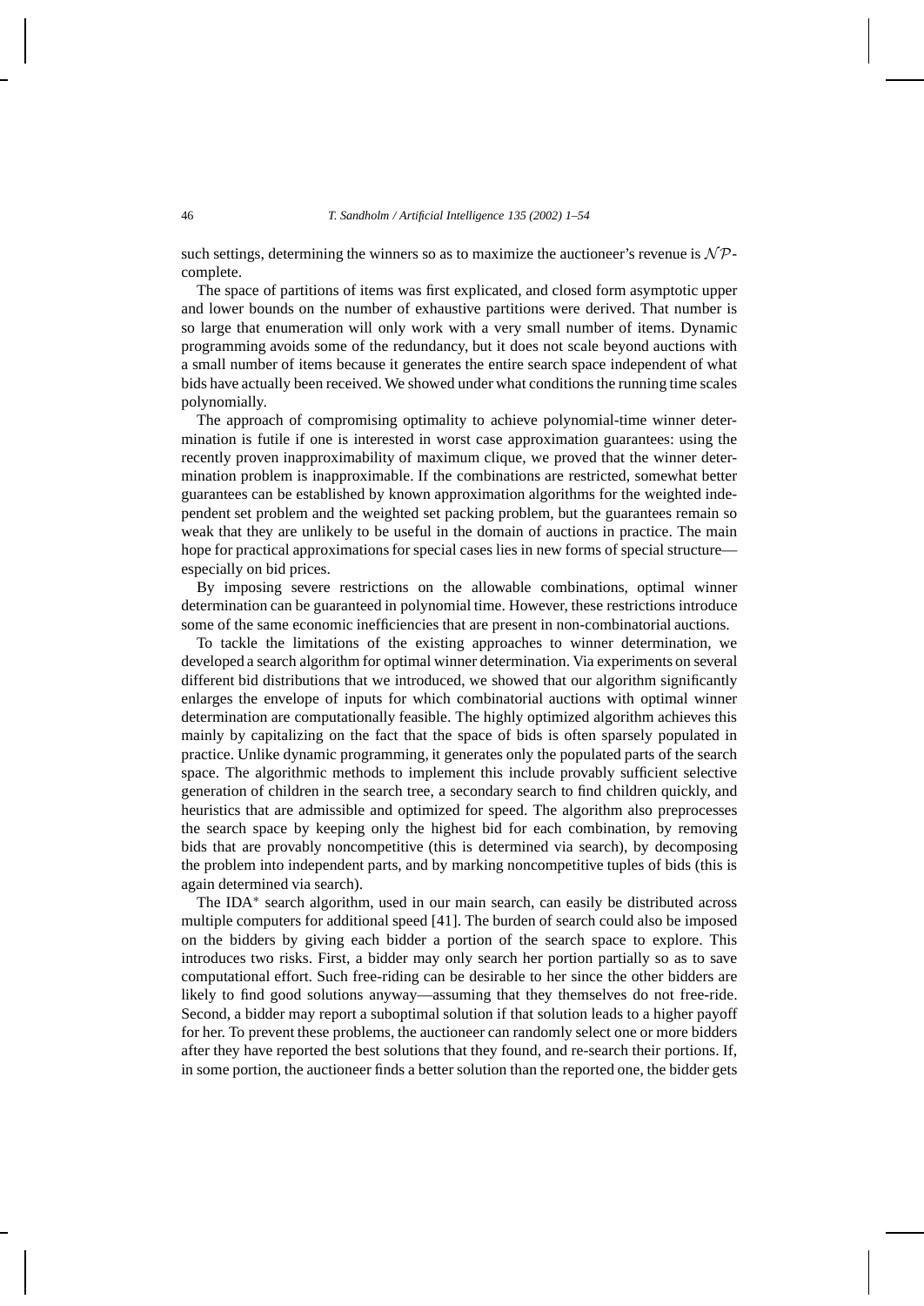such settings, determining the winners so as to maximize the auctioneer's revenue is $\mathcal{NP}$-complete.

The space of partitions of items was first explicated, and closed form asymptotic upper and lower bounds on the number of exhaustive partitions were derived. That number is so large that enumeration will only work with a very small number of items. Dynamic programming avoids some of the redundancy, but it does not scale beyond auctions with a small number of items because it generates the entire search space independent of what bids have actually been received. We showed under what conditions the running time scales polynomially.

The approach of compromising optimality to achieve polynomial-time winner determination is futile if one is interested in worst case approximation guarantees: using the recently proven inapproximability of maximum clique, we proved that the winner determination problem is inapproximable. If the combinations are restricted, somewhat better guarantees can be established by known approximation algorithms for the weighted independent set problem and the weighted set packing problem, but the guarantees remain so weak that they are unlikely to be useful in the domain of auctions in practice. The main hope for practical approximations for special cases lies in new forms of special structure—especially on bid prices.

By imposing severe restrictions on the allowable combinations, optimal winner determination can be guaranteed in polynomial time. However, these restrictions introduce some of the same economic inefficiencies that are present in non-combinatorial auctions.

To tackle the limitations of the existing approaches to winner determination, we developed a search algorithm for optimal winner determination. Via experiments on several different bid distributions that we introduced, we showed that our algorithm significantly enlarges the envelope of inputs for which combinatorial auctions with optimal winner determination are computationally feasible. The highly optimized algorithm achieves this mainly by capitalizing on the fact that the space of bids is often sparsely populated in practice. Unlike dynamic programming, it generates only the populated parts of the search space. The algorithmic methods to implement this include provably sufficient selective generation of children in the search tree, a secondary search to find children quickly, and heuristics that are admissible and optimized for speed. The algorithm also preprocesses the search space by keeping only the highest bid for each combination, by removing bids that are provably noncompetitive (this is determined via search), by decomposing the problem into independent parts, and by marking noncompetitive tuples of bids (this is again determined via search).

The IDA$^*$ search algorithm, used in our main search, can easily be distributed across multiple computers for additional speed [41]. The burden of search could also be imposed on the bidders by giving each bidder a portion of the search space to explore. This introduces two risks. First, a bidder may only search her portion partially so as to save computational effort. Such free-riding can be desirable to her since the other bidders are likely to find good solutions anyway—assuming that they themselves do not free-ride. Second, a bidder may report a suboptimal solution if that solution leads to a higher payoff for her. To prevent these problems, the auctioneer can randomly select one or more bidders after they have reported the best solutions that they found, and re-search their portions. If, in some portion, the auctioneer finds a better solution than the reported one, the bidder gets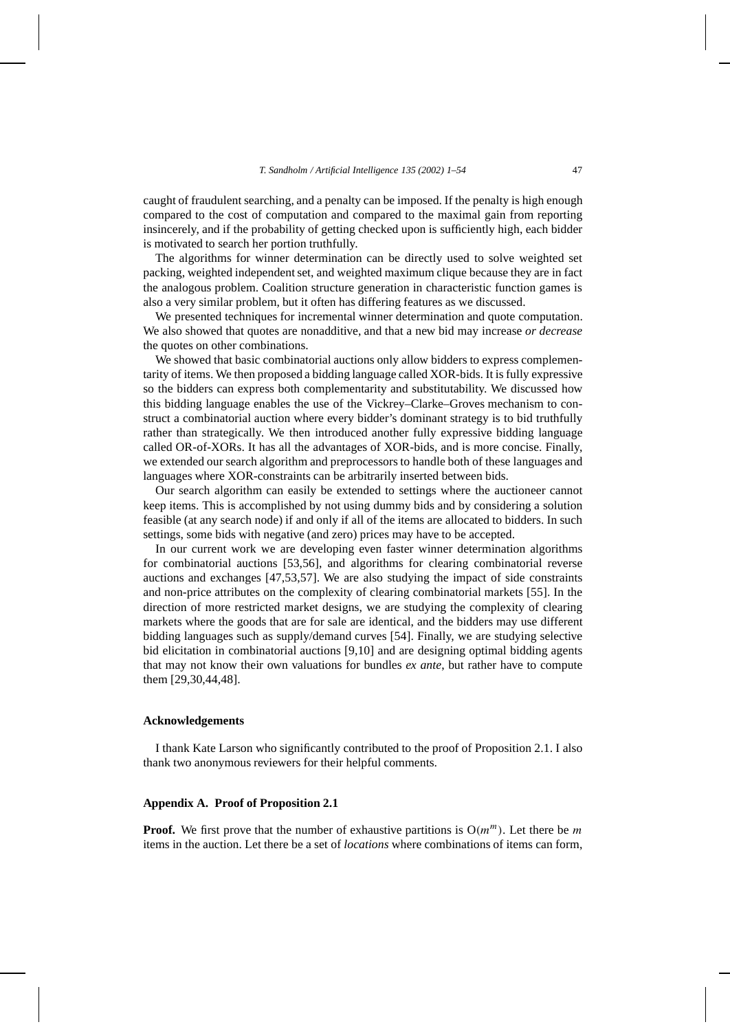caught of fraudulent searching, and a penalty can be imposed. If the penalty is high enough compared to the cost of computation and compared to the maximal gain from reporting insincerely, and if the probability of getting checked upon is sufficiently high, each bidder is motivated to search her portion truthfully.

The algorithms for winner determination can be directly used to solve weighted set packing, weighted independent set, and weighted maximum clique because they are in fact the analogous problem. Coalition structure generation in characteristic function games is also a very similar problem, but it often has differing features as we discussed.

We presented techniques for incremental winner determination and quote computation. We also showed that quotes are nonadditive, and that a new bid may increase *or decrease* the quotes on other combinations.

We showed that basic combinatorial auctions only allow bidders to express complementarity of items. We then proposed a bidding language called XOR-bids. It is fully expressive so the bidders can express both complementarity and substitutability. We discussed how this bidding language enables the use of the Vickrey–Clarke–Groves mechanism to construct a combinatorial auction where every bidder's dominant strategy is to bid truthfully rather than strategically. We then introduced another fully expressive bidding language called OR-of-XORs. It has all the advantages of XOR-bids, and is more concise. Finally, we extended our search algorithm and preprocessors to handle both of these languages and languages where XOR-constraints can be arbitrarily inserted between bids.

Our search algorithm can easily be extended to settings where the auctioneer cannot keep items. This is accomplished by not using dummy bids and by considering a solution feasible (at any search node) if and only if all of the items are allocated to bidders. In such settings, some bids with negative (and zero) prices may have to be accepted.

In our current work we are developing even faster winner determination algorithms for combinatorial auctions [53,56], and algorithms for clearing combinatorial reverse auctions and exchanges [47,53,57]. We are also studying the impact of side constraints and non-price attributes on the complexity of clearing combinatorial markets [55]. In the direction of more restricted market designs, we are studying the complexity of clearing markets where the goods that are for sale are identical, and the bidders may use different bidding languages such as supply/demand curves [54]. Finally, we are studying selective bid elicitation in combinatorial auctions [9,10] and are designing optimal bidding agents that may not know their own valuations for bundles *ex ante*, but rather have to compute them [29,30,44,48].

## Acknowledgements

I thank Kate Larson who significantly contributed to the proof of Proposition 2.1. I also thank two anonymous reviewers for their helpful comments.

## Appendix A. Proof of Proposition 2.1

**Proof.** We first prove that the number of exhaustive partitions is $O(m^m)$. Let there be $m$ items in the auction. Let there be a set of *locations* where combinations of items can form,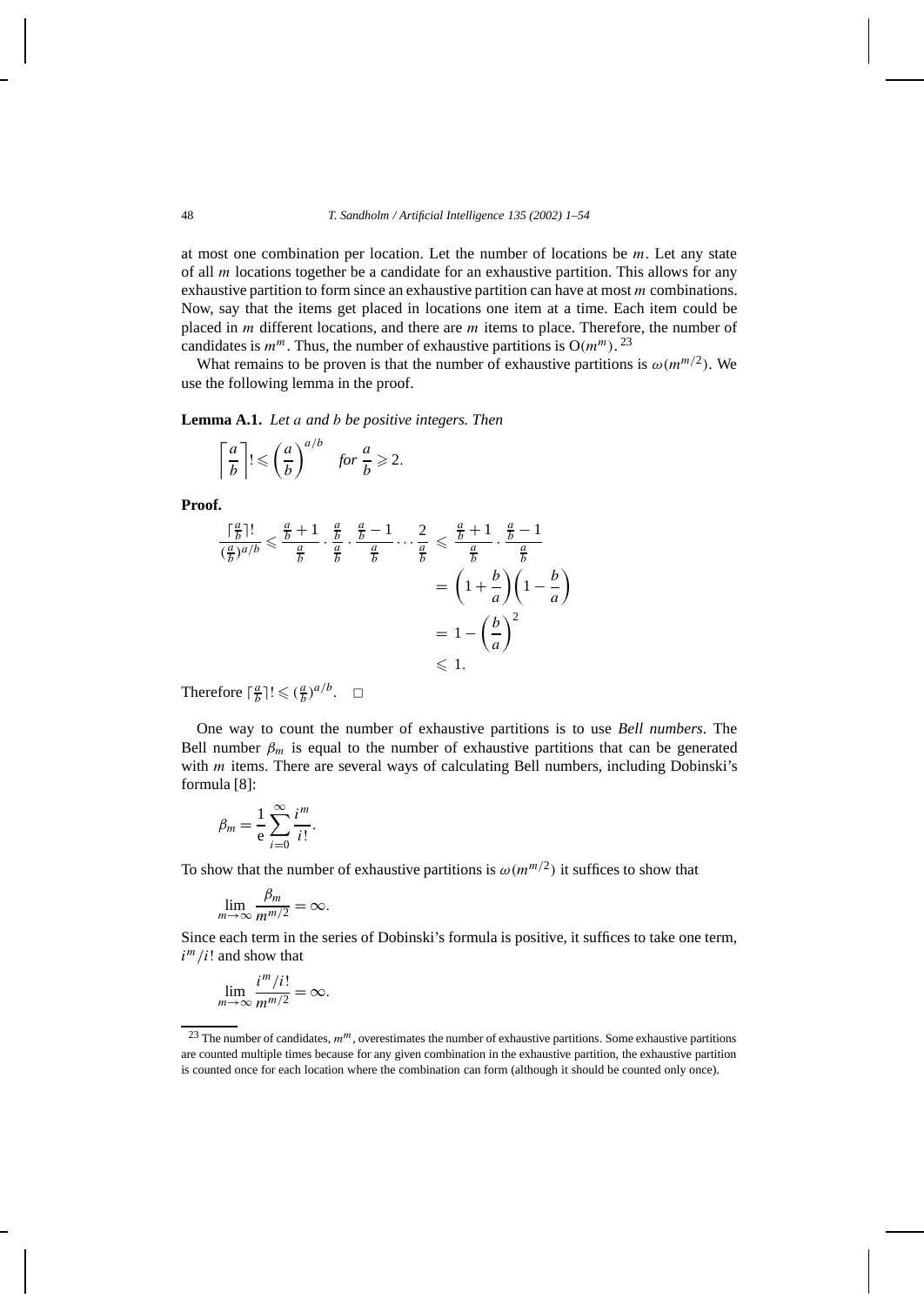at most one combination per location. Let the number of locations be $m$. Let any state of all $m$ locations together be a candidate for an exhaustive partition. This allows for any exhaustive partition to form since an exhaustive partition can have at most $m$ combinations. Now, say that the items get placed in locations one item at a time. Each item could be placed in $m$ different locations, and there are $m$ items to place. Therefore, the number of candidates is $m^m$. Thus, the number of exhaustive partitions is $O(m^m)$.[23]

What remains to be proven is that the number of exhaustive partitions is $\omega(m^{m/2})$. We use the following lemma in the proof.

**Lemma A.1.** *Let $a$ and $b$ be positive integers. Then*

$$\left\lceil \frac{a}{b} \right\rceil ! \leqslant \left(\frac{a}{b}\right)^{a/b} \quad \textit{for } \frac{a}{b} \geqslant 2.$$

**Proof.**

$$\begin{aligned}
\frac{\lceil \frac{a}{b} \rceil !}{(\frac{a}{b})^{a/b}} \leqslant \frac{\frac{a}{b}+1}{\frac{a}{b}} \cdot \frac{\frac{a}{b}}{\frac{a}{b}} \cdot \frac{\frac{a}{b}-1}{\frac{a}{b}} \cdots \frac{2}{\frac{a}{b}} &\leqslant \frac{\frac{a}{b}+1}{\frac{a}{b}} \cdot \frac{\frac{a}{b}-1}{\frac{a}{b}} \\
&= \left(1+\frac{b}{a}\right)\left(1-\frac{b}{a}\right) \\
&= 1-\left(\frac{b}{a}\right)^2 \\
&\leqslant 1.
\end{aligned}$$

Therefore $\lceil \frac{a}{b} \rceil ! \leqslant (\frac{a}{b})^{a/b}$. □

One way to count the number of exhaustive partitions is to use *Bell numbers*. The Bell number $\beta_m$ is equal to the number of exhaustive partitions that can be generated with $m$ items. There are several ways of calculating Bell numbers, including Dobinski's formula [8]:

$$\beta_m = \frac{1}{\mathrm{e}} \sum_{i=0}^{\infty} \frac{i^m}{i!}.$$

To show that the number of exhaustive partitions is $\omega(m^{m/2})$ it suffices to show that

$$\lim_{m\to\infty} \frac{\beta_m}{m^{m/2}} = \infty.$$

Since each term in the series of Dobinski's formula is positive, it suffices to take one term, $i^m/i!$ and show that

$$\lim_{m\to\infty} \frac{i^m/i!}{m^{m/2}} = \infty.$$

[23] The number of candidates, $m^m$, overestimates the number of exhaustive partitions. Some exhaustive partitions are counted multiple times because for any given combination in the exhaustive partition, the exhaustive partition is counted once for each location where the combination can form (although it should be counted only once).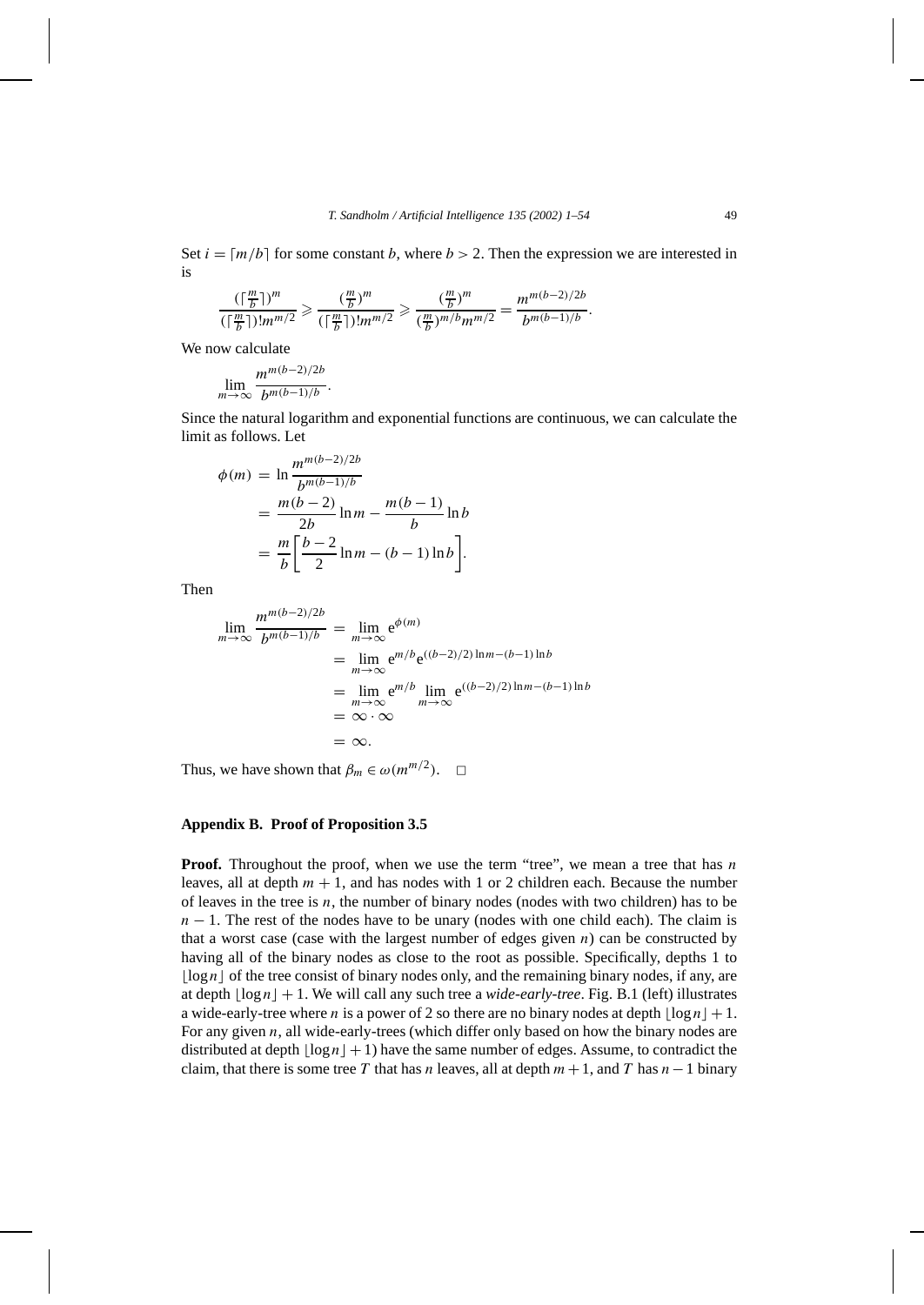Set $i = \lceil m/b \rceil$ for some constant $b$, where $b > 2$. Then the expression we are interested in is

$$\frac{(\lceil \frac{m}{b} \rceil)^m}{(\lceil \frac{m}{b} \rceil)! m^{m/2}} \geqslant \frac{(\frac{m}{b})^m}{(\lceil \frac{m}{b} \rceil)! m^{m/2}} \geqslant \frac{(\frac{m}{b})^m}{(\frac{m}{b})^{m/b} m^{m/2}} = \frac{m^{m(b-2)/2b}}{b^{m(b-1)/b}}.$$

We now calculate

$$\lim_{m \to \infty} \frac{m^{m(b-2)/2b}}{b^{m(b-1)/b}}.$$

Since the natural logarithm and exponential functions are continuous, we can calculate the limit as follows. Let

$$\begin{aligned}
\phi(m) &= \ln \frac{m^{m(b-2)/2b}}{b^{m(b-1)/b}} \\
&= \frac{m(b-2)}{2b} \ln m - \frac{m(b-1)}{b} \ln b \\
&= \frac{m}{b} \left[ \frac{b-2}{2} \ln m - (b-1) \ln b \right].
\end{aligned}$$

Then

$$\begin{aligned}
\lim_{m \to \infty} \frac{m^{m(b-2)/2b}}{b^{m(b-1)/b}} &= \lim_{m \to \infty} \mathrm{e}^{\phi(m)} \\
&= \lim_{m \to \infty} \mathrm{e}^{m/b} \mathrm{e}^{((b-2)/2) \ln m - (b-1) \ln b} \\
&= \lim_{m \to \infty} \mathrm{e}^{m/b} \lim_{m \to \infty} \mathrm{e}^{((b-2)/2) \ln m - (b-1) \ln b} \\
&= \infty \cdot \infty \\
&= \infty.
\end{aligned}$$

Thus, we have shown that $\beta_m \in \omega(m^{m/2})$. $\square$

## Appendix B. Proof of Proposition 3.5

**Proof.** Throughout the proof, when we use the term "tree", we mean a tree that has $n$ leaves, all at depth $m + 1$, and has nodes with 1 or 2 children each. Because the number of leaves in the tree is $n$, the number of binary nodes (nodes with two children) has to be $n - 1$. The rest of the nodes have to be unary (nodes with one child each). The claim is that a worst case (case with the largest number of edges given $n$) can be constructed by having all of the binary nodes as close to the root as possible. Specifically, depths 1 to $\lfloor \log n \rfloor$ of the tree consist of binary nodes only, and the remaining binary nodes, if any, are at depth $\lfloor \log n \rfloor + 1$. We will call any such tree a *wide-early-tree*. Fig. B.1 (left) illustrates a wide-early-tree where $n$ is a power of 2 so there are no binary nodes at depth $\lfloor \log n \rfloor + 1$. For any given $n$, all wide-early-trees (which differ only based on how the binary nodes are distributed at depth $\lfloor \log n \rfloor + 1$) have the same number of edges. Assume, to contradict the claim, that there is some tree $T$ that has $n$ leaves, all at depth $m + 1$, and $T$ has $n - 1$ binary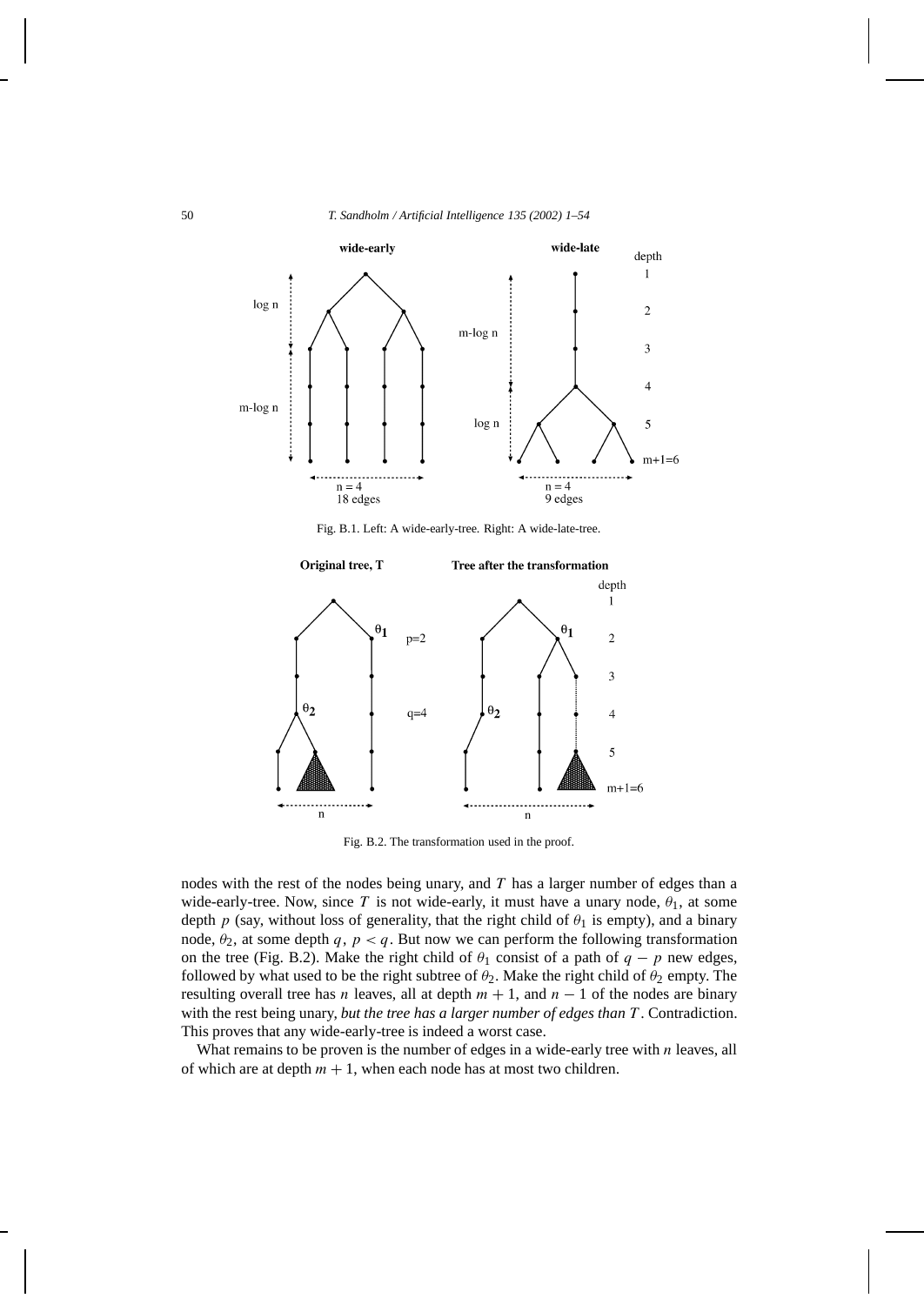Fig. B.1. Left: A wide-early-tree. Right: A wide-late-tree.

Fig. B.2. The transformation used in the proof.

nodes with the rest of the nodes being unary, and $T$ has a larger number of edges than a wide-early-tree. Now, since $T$ is not wide-early, it must have a unary node, $\theta_1$, at some depth $p$ (say, without loss of generality, that the right child of $\theta_1$ is empty), and a binary node, $\theta_2$, at some depth $q$, $p < q$. But now we can perform the following transformation on the tree (Fig. B.2). Make the right child of $\theta_1$ consist of a path of $q - p$ new edges, followed by what used to be the right subtree of $\theta_2$. Make the right child of $\theta_2$ empty. The resulting overall tree has $n$ leaves, all at depth $m + 1$, and $n - 1$ of the nodes are binary with the rest being unary, *but the tree has a larger number of edges than $T$*. Contradiction. This proves that any wide-early-tree is indeed a worst case.

What remains to be proven is the number of edges in a wide-early tree with $n$ leaves, all of which are at depth $m + 1$, when each node has at most two children.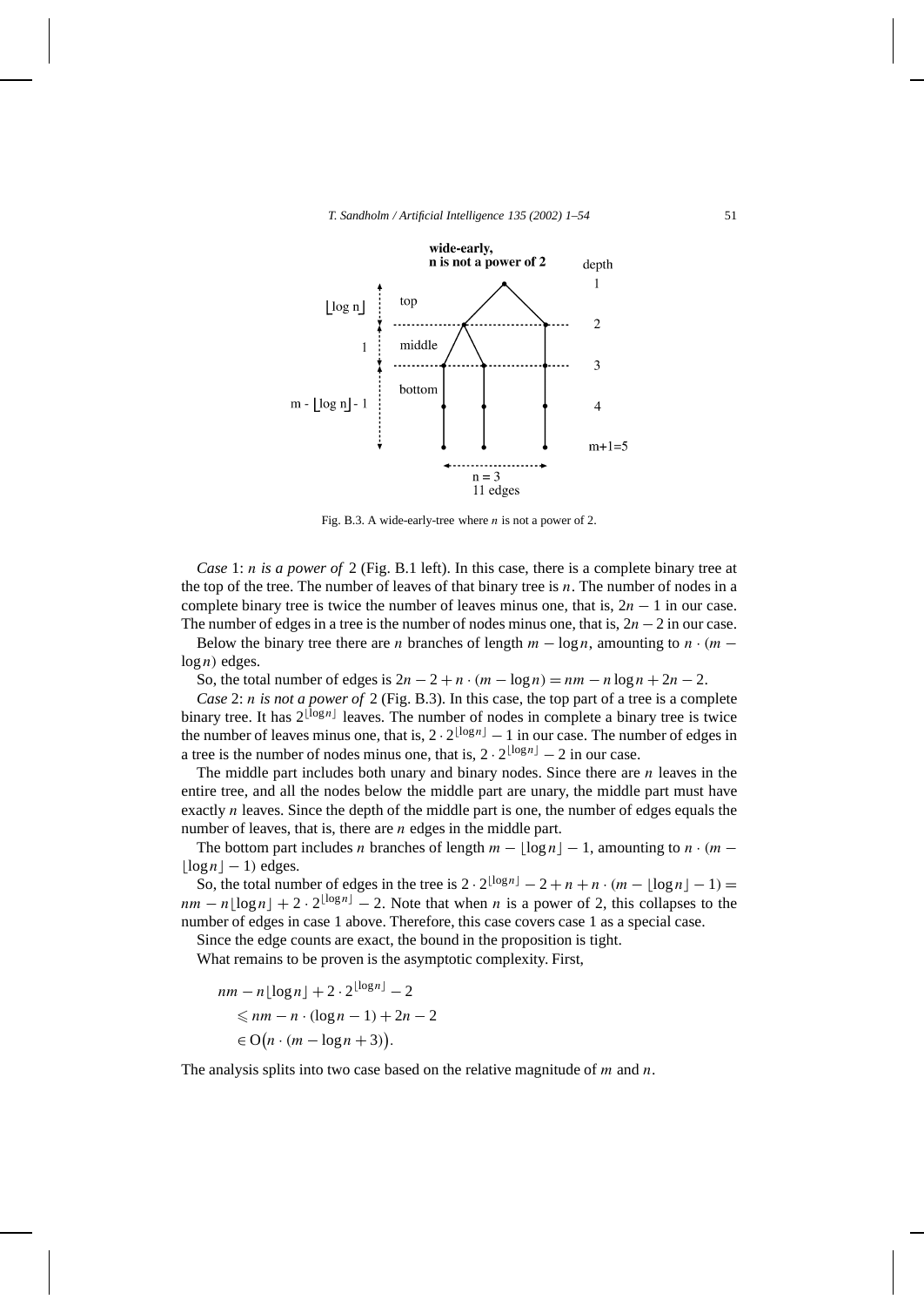Fig. B.3. A wide-early-tree where $n$ is not a power of 2.

*Case* 1: *$n$ is a power of* 2 (Fig. B.1 left). In this case, there is a complete binary tree at the top of the tree. The number of leaves of that binary tree is $n$. The number of nodes in a complete binary tree is twice the number of leaves minus one, that is, $2n - 1$ in our case. The number of edges in a tree is the number of nodes minus one, that is, $2n - 2$ in our case.

Below the binary tree there are $n$ branches of length $m - \log n$, amounting to $n \cdot (m - \log n)$ edges.

So, the total number of edges is $2n - 2 + n \cdot (m - \log n) = nm - n \log n + 2n - 2$.

*Case* 2: *$n$ is not a power of* 2 (Fig. B.3). In this case, the top part of a tree is a complete binary tree. It has $2^{\lfloor \log n \rfloor}$ leaves. The number of nodes in complete a binary tree is twice the number of leaves minus one, that is, $2 \cdot 2^{\lfloor \log n \rfloor} - 1$ in our case. The number of edges in a tree is the number of nodes minus one, that is, $2 \cdot 2^{\lfloor \log n \rfloor} - 2$ in our case.

The middle part includes both unary and binary nodes. Since there are $n$ leaves in the entire tree, and all the nodes below the middle part are unary, the middle part must have exactly $n$ leaves. Since the depth of the middle part is one, the number of edges equals the number of leaves, that is, there are $n$ edges in the middle part.

The bottom part includes $n$ branches of length $m - \lfloor \log n \rfloor - 1$, amounting to $n \cdot (m - \lfloor \log n \rfloor - 1)$ edges.

So, the total number of edges in the tree is $2 \cdot 2^{\lfloor \log n \rfloor} - 2 + n + n \cdot (m - \lfloor \log n \rfloor - 1) = nm - n \lfloor \log n \rfloor + 2 \cdot 2^{\lfloor \log n \rfloor} - 2$. Note that when $n$ is a power of 2, this collapses to the number of edges in case 1 above. Therefore, this case covers case 1 as a special case.

Since the edge counts are exact, the bound in the proposition is tight.

What remains to be proven is the asymptotic complexity. First,

$$
\begin{aligned}
& nm - n\lfloor \log n \rfloor + 2 \cdot 2^{\lfloor \log n \rfloor} - 2 \\
& \quad \leqslant nm - n \cdot (\log n - 1) + 2n - 2 \\
& \quad \in \mathrm{O}\big(n \cdot (m - \log n + 3)\big).
\end{aligned}
$$

The analysis splits into two case based on the relative magnitude of $m$ and $n$.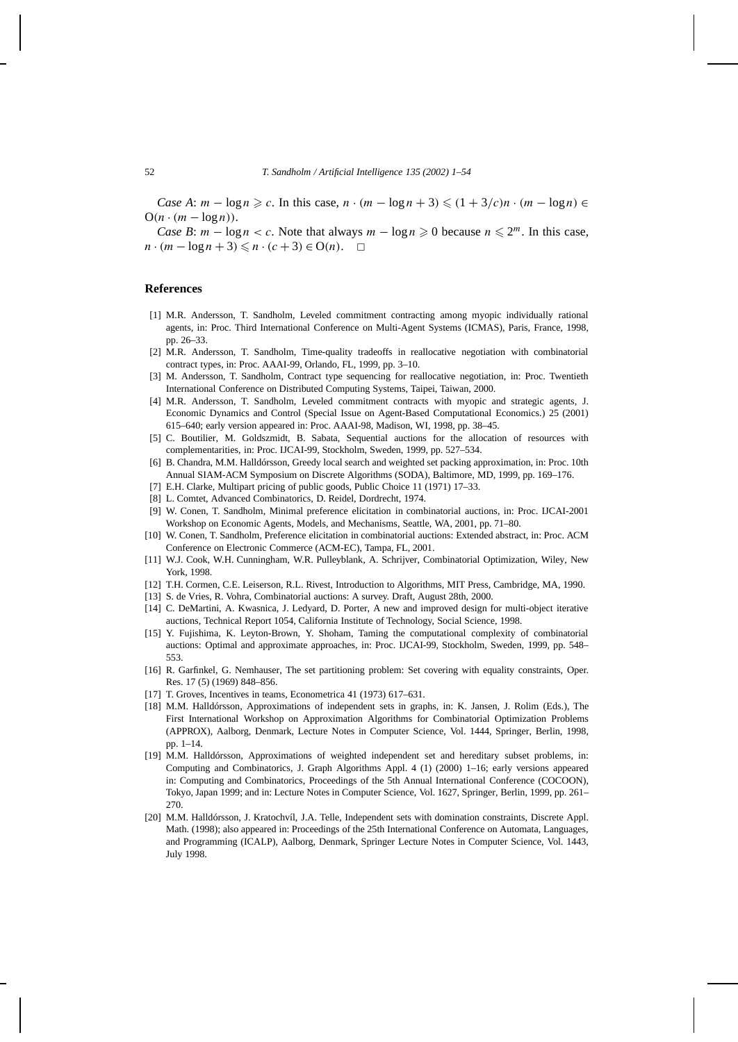*Case A*: $m - \log n \geqslant c$. In this case, $n \cdot (m - \log n + 3) \leqslant (1 + 3/c)n \cdot (m - \log n) \in \mathrm{O}(n \cdot (m - \log n))$.

*Case B*: $m - \log n < c$. Note that always $m - \log n \geqslant 0$ because $n \leqslant 2^m$. In this case, $n \cdot (m - \log n + 3) \leqslant n \cdot (c + 3) \in \mathrm{O}(n)$. □

## References

[1] M.R. Andersson, T. Sandholm, Leveled commitment contracting among myopic individually rational agents, in: Proc. Third International Conference on Multi-Agent Systems (ICMAS), Paris, France, 1998, pp. 26–33.

[2] M.R. Andersson, T. Sandholm, Time-quality tradeoffs in reallocative negotiation with combinatorial contract types, in: Proc. AAAI-99, Orlando, FL, 1999, pp. 3–10.

[3] M. Andersson, T. Sandholm, Contract type sequencing for reallocative negotiation, in: Proc. Twentieth International Conference on Distributed Computing Systems, Taipei, Taiwan, 2000.

[4] M.R. Andersson, T. Sandholm, Leveled commitment contracts with myopic and strategic agents, J. Economic Dynamics and Control (Special Issue on Agent-Based Computational Economics.) 25 (2001) 615–640; early version appeared in: Proc. AAAI-98, Madison, WI, 1998, pp. 38–45.

[5] C. Boutilier, M. Goldszmidt, B. Sabata, Sequential auctions for the allocation of resources with complementarities, in: Proc. IJCAI-99, Stockholm, Sweden, 1999, pp. 527–534.

[6] B. Chandra, M.M. Halldórsson, Greedy local search and weighted set packing approximation, in: Proc. 10th Annual SIAM-ACM Symposium on Discrete Algorithms (SODA), Baltimore, MD, 1999, pp. 169–176.

[7] E.H. Clarke, Multipart pricing of public goods, Public Choice 11 (1971) 17–33.

[8] L. Comtet, Advanced Combinatorics, D. Reidel, Dordrecht, 1974.

[9] W. Conen, T. Sandholm, Minimal preference elicitation in combinatorial auctions, in: Proc. IJCAI-2001 Workshop on Economic Agents, Models, and Mechanisms, Seattle, WA, 2001, pp. 71–80.

[10] W. Conen, T. Sandholm, Preference elicitation in combinatorial auctions: Extended abstract, in: Proc. ACM Conference on Electronic Commerce (ACM-EC), Tampa, FL, 2001.

[11] W.J. Cook, W.H. Cunningham, W.R. Pulleyblank, A. Schrijver, Combinatorial Optimization, Wiley, New York, 1998.

[12] T.H. Cormen, C.E. Leiserson, R.L. Rivest, Introduction to Algorithms, MIT Press, Cambridge, MA, 1990.

[13] S. de Vries, R. Vohra, Combinatorial auctions: A survey. Draft, August 28th, 2000.

[14] C. DeMartini, A. Kwasnica, J. Ledyard, D. Porter, A new and improved design for multi-object iterative auctions, Technical Report 1054, California Institute of Technology, Social Science, 1998.

[15] Y. Fujishima, K. Leyton-Brown, Y. Shoham, Taming the computational complexity of combinatorial auctions: Optimal and approximate approaches, in: Proc. IJCAI-99, Stockholm, Sweden, 1999, pp. 548–553.

[16] R. Garfinkel, G. Nemhauser, The set partitioning problem: Set covering with equality constraints, Oper. Res. 17 (5) (1969) 848–856.

[17] T. Groves, Incentives in teams, Econometrica 41 (1973) 617–631.

[18] M.M. Halldórsson, Approximations of independent sets in graphs, in: K. Jansen, J. Rolim (Eds.), The First International Workshop on Approximation Algorithms for Combinatorial Optimization Problems (APPROX), Aalborg, Denmark, Lecture Notes in Computer Science, Vol. 1444, Springer, Berlin, 1998, pp. 1–14.

[19] M.M. Halldórsson, Approximations of weighted independent set and hereditary subset problems, in: Computing and Combinatorics, J. Graph Algorithms Appl. 4 (1) (2000) 1–16; early versions appeared in: Computing and Combinatorics, Proceedings of the 5th Annual International Conference (COCOON), Tokyo, Japan 1999; and in: Lecture Notes in Computer Science, Vol. 1627, Springer, Berlin, 1999, pp. 261–270.

[20] M.M. Halldórsson, J. Kratochvíl, J.A. Telle, Independent sets with domination constraints, Discrete Appl. Math. (1998); also appeared in: Proceedings of the 25th International Conference on Automata, Languages, and Programming (ICALP), Aalborg, Denmark, Springer Lecture Notes in Computer Science, Vol. 1443, July 1998.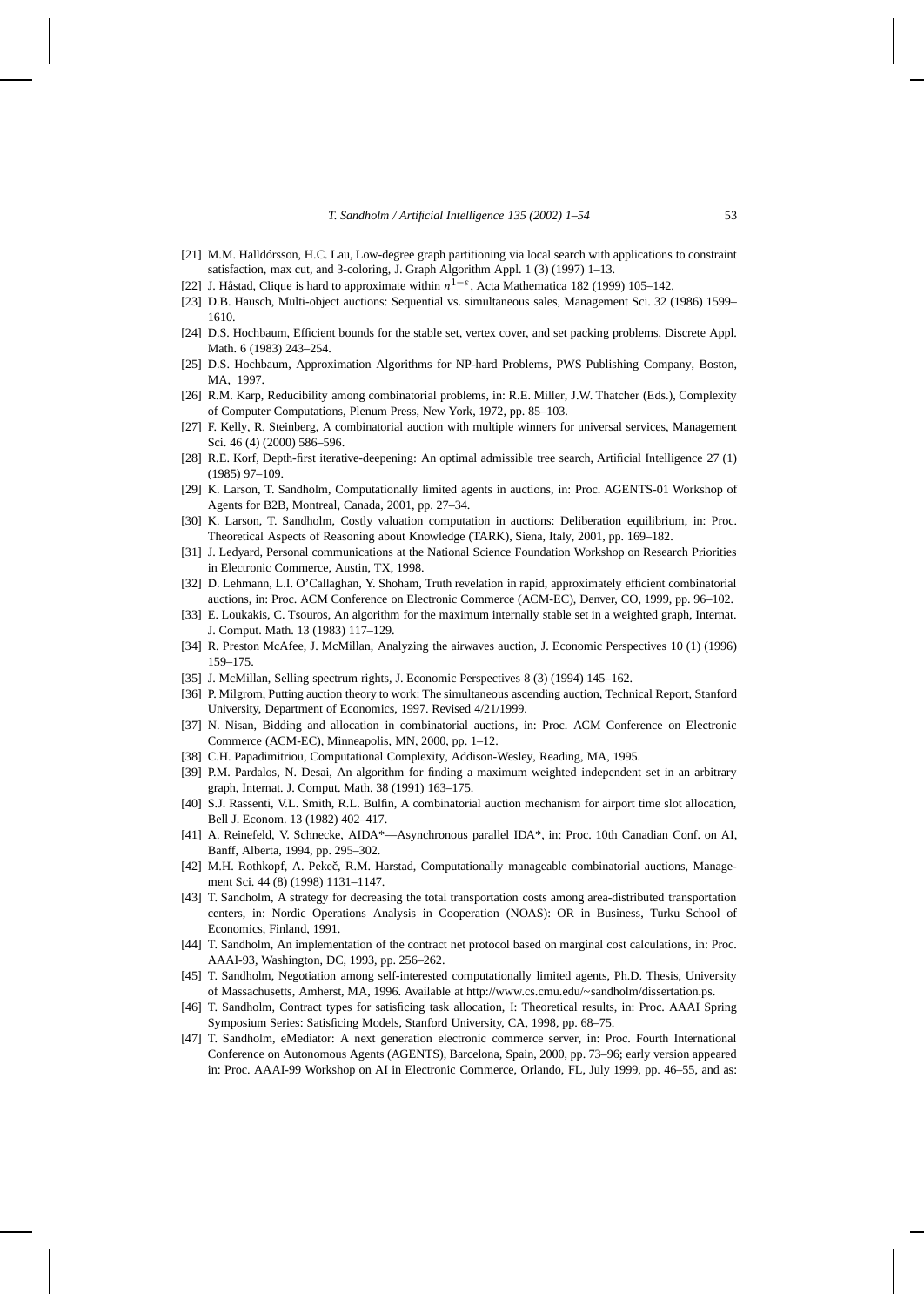[21] M.M. Halldórsson, H.C. Lau, Low-degree graph partitioning via local search with applications to constraint satisfaction, max cut, and 3-coloring, J. Graph Algorithm Appl. 1 (3) (1997) 1–13.

[22] J. Håstad, Clique is hard to approximate within $n^{1-\varepsilon}$, Acta Mathematica 182 (1999) 105–142.

[23] D.B. Hausch, Multi-object auctions: Sequential vs. simultaneous sales, Management Sci. 32 (1986) 1599–1610.

[24] D.S. Hochbaum, Efficient bounds for the stable set, vertex cover, and set packing problems, Discrete Appl. Math. 6 (1983) 243–254.

[25] D.S. Hochbaum, Approximation Algorithms for NP-hard Problems, PWS Publishing Company, Boston, MA, 1997.

[26] R.M. Karp, Reducibility among combinatorial problems, in: R.E. Miller, J.W. Thatcher (Eds.), Complexity of Computer Computations, Plenum Press, New York, 1972, pp. 85–103.

[27] F. Kelly, R. Steinberg, A combinatorial auction with multiple winners for universal services, Management Sci. 46 (4) (2000) 586–596.

[28] R.E. Korf, Depth-first iterative-deepening: An optimal admissible tree search, Artificial Intelligence 27 (1) (1985) 97–109.

[29] K. Larson, T. Sandholm, Computationally limited agents in auctions, in: Proc. AGENTS-01 Workshop of Agents for B2B, Montreal, Canada, 2001, pp. 27–34.

[30] K. Larson, T. Sandholm, Costly valuation computation in auctions: Deliberation equilibrium, in: Proc. Theoretical Aspects of Reasoning about Knowledge (TARK), Siena, Italy, 2001, pp. 169–182.

[31] J. Ledyard, Personal communications at the National Science Foundation Workshop on Research Priorities in Electronic Commerce, Austin, TX, 1998.

[32] D. Lehmann, L.I. O'Callaghan, Y. Shoham, Truth revelation in rapid, approximately efficient combinatorial auctions, in: Proc. ACM Conference on Electronic Commerce (ACM-EC), Denver, CO, 1999, pp. 96–102.

[33] E. Loukakis, C. Tsouros, An algorithm for the maximum internally stable set in a weighted graph, Internat. J. Comput. Math. 13 (1983) 117–129.

[34] R. Preston McAfee, J. McMillan, Analyzing the airwaves auction, J. Economic Perspectives 10 (1) (1996) 159–175.

[35] J. McMillan, Selling spectrum rights, J. Economic Perspectives 8 (3) (1994) 145–162.

[36] P. Milgrom, Putting auction theory to work: The simultaneous ascending auction, Technical Report, Stanford University, Department of Economics, 1997. Revised 4/21/1999.

[37] N. Nisan, Bidding and allocation in combinatorial auctions, in: Proc. ACM Conference on Electronic Commerce (ACM-EC), Minneapolis, MN, 2000, pp. 1–12.

[38] C.H. Papadimitriou, Computational Complexity, Addison-Wesley, Reading, MA, 1995.

[39] P.M. Pardalos, N. Desai, An algorithm for finding a maximum weighted independent set in an arbitrary graph, Internat. J. Comput. Math. 38 (1991) 163–175.

[40] S.J. Rassenti, V.L. Smith, R.L. Bulfin, A combinatorial auction mechanism for airport time slot allocation, Bell J. Econom. 13 (1982) 402–417.

[41] A. Reinefeld, V. Schnecke, AIDA*—Asynchronous parallel IDA*, in: Proc. 10th Canadian Conf. on AI, Banff, Alberta, 1994, pp. 295–302.

[42] M.H. Rothkopf, A. Pekeč, R.M. Harstad, Computationally manageable combinatorial auctions, Management Sci. 44 (8) (1998) 1131–1147.

[43] T. Sandholm, A strategy for decreasing the total transportation costs among area-distributed transportation centers, in: Nordic Operations Analysis in Cooperation (NOAS): OR in Business, Turku School of Economics, Finland, 1991.

[44] T. Sandholm, An implementation of the contract net protocol based on marginal cost calculations, in: Proc. AAAI-93, Washington, DC, 1993, pp. 256–262.

[45] T. Sandholm, Negotiation among self-interested computationally limited agents, Ph.D. Thesis, University of Massachusetts, Amherst, MA, 1996. Available at http://www.cs.cmu.edu/~sandholm/dissertation.ps.

[46] T. Sandholm, Contract types for satisficing task allocation, I: Theoretical results, in: Proc. AAAI Spring Symposium Series: Satisficing Models, Stanford University, CA, 1998, pp. 68–75.

[47] T. Sandholm, eMediator: A next generation electronic commerce server, in: Proc. Fourth International Conference on Autonomous Agents (AGENTS), Barcelona, Spain, 2000, pp. 73–96; early version appeared in: Proc. AAAI-99 Workshop on AI in Electronic Commerce, Orlando, FL, July 1999, pp. 46–55, and as: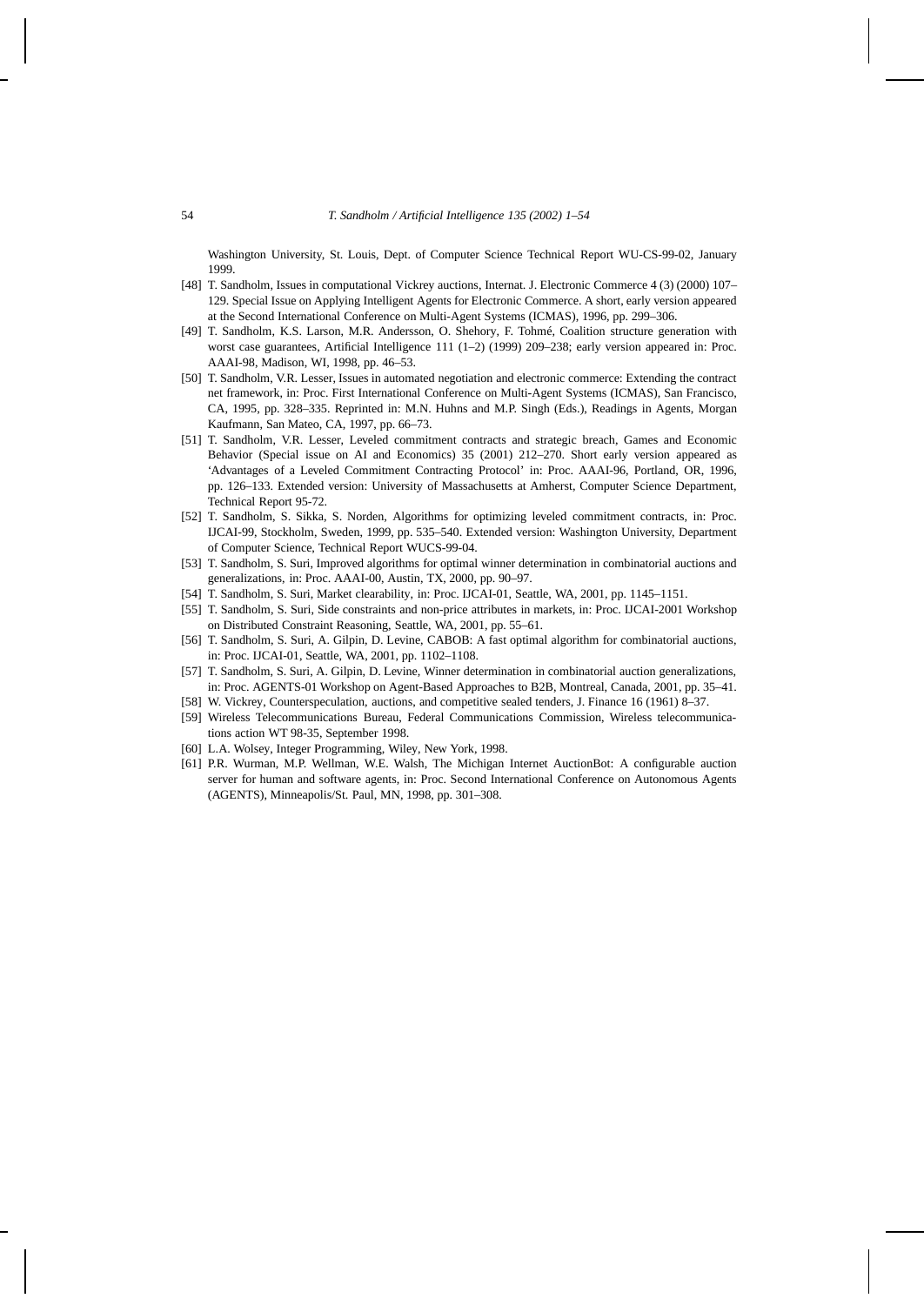Washington University, St. Louis, Dept. of Computer Science Technical Report WU-CS-99-02, January 1999.

[48] T. Sandholm, Issues in computational Vickrey auctions, Internat. J. Electronic Commerce 4 (3) (2000) 107–129. Special Issue on Applying Intelligent Agents for Electronic Commerce. A short, early version appeared at the Second International Conference on Multi-Agent Systems (ICMAS), 1996, pp. 299–306.

[49] T. Sandholm, K.S. Larson, M.R. Andersson, O. Shehory, F. Tohmé, Coalition structure generation with worst case guarantees, Artificial Intelligence 111 (1–2) (1999) 209–238; early version appeared in: Proc. AAAI-98, Madison, WI, 1998, pp. 46–53.

[50] T. Sandholm, V.R. Lesser, Issues in automated negotiation and electronic commerce: Extending the contract net framework, in: Proc. First International Conference on Multi-Agent Systems (ICMAS), San Francisco, CA, 1995, pp. 328–335. Reprinted in: M.N. Huhns and M.P. Singh (Eds.), Readings in Agents, Morgan Kaufmann, San Mateo, CA, 1997, pp. 66–73.

[51] T. Sandholm, V.R. Lesser, Leveled commitment contracts and strategic breach, Games and Economic Behavior (Special issue on AI and Economics) 35 (2001) 212–270. Short early version appeared as 'Advantages of a Leveled Commitment Contracting Protocol' in: Proc. AAAI-96, Portland, OR, 1996, pp. 126–133. Extended version: University of Massachusetts at Amherst, Computer Science Department, Technical Report 95-72.

[52] T. Sandholm, S. Sikka, S. Norden, Algorithms for optimizing leveled commitment contracts, in: Proc. IJCAI-99, Stockholm, Sweden, 1999, pp. 535–540. Extended version: Washington University, Department of Computer Science, Technical Report WUCS-99-04.

[53] T. Sandholm, S. Suri, Improved algorithms for optimal winner determination in combinatorial auctions and generalizations, in: Proc. AAAI-00, Austin, TX, 2000, pp. 90–97.

[54] T. Sandholm, S. Suri, Market clearability, in: Proc. IJCAI-01, Seattle, WA, 2001, pp. 1145–1151.

[55] T. Sandholm, S. Suri, Side constraints and non-price attributes in markets, in: Proc. IJCAI-2001 Workshop on Distributed Constraint Reasoning, Seattle, WA, 2001, pp. 55–61.

[56] T. Sandholm, S. Suri, A. Gilpin, D. Levine, CABOB: A fast optimal algorithm for combinatorial auctions, in: Proc. IJCAI-01, Seattle, WA, 2001, pp. 1102–1108.

[57] T. Sandholm, S. Suri, A. Gilpin, D. Levine, Winner determination in combinatorial auction generalizations, in: Proc. AGENTS-01 Workshop on Agent-Based Approaches to B2B, Montreal, Canada, 2001, pp. 35–41.

[58] W. Vickrey, Counterspeculation, auctions, and competitive sealed tenders, J. Finance 16 (1961) 8–37.

[59] Wireless Telecommunications Bureau, Federal Communications Commission, Wireless telecommunications action WT 98-35, September 1998.

[60] L.A. Wolsey, Integer Programming, Wiley, New York, 1998.

[61] P.R. Wurman, M.P. Wellman, W.E. Walsh, The Michigan Internet AuctionBot: A configurable auction server for human and software agents, in: Proc. Second International Conference on Autonomous Agents (AGENTS), Minneapolis/St. Paul, MN, 1998, pp. 301–308.